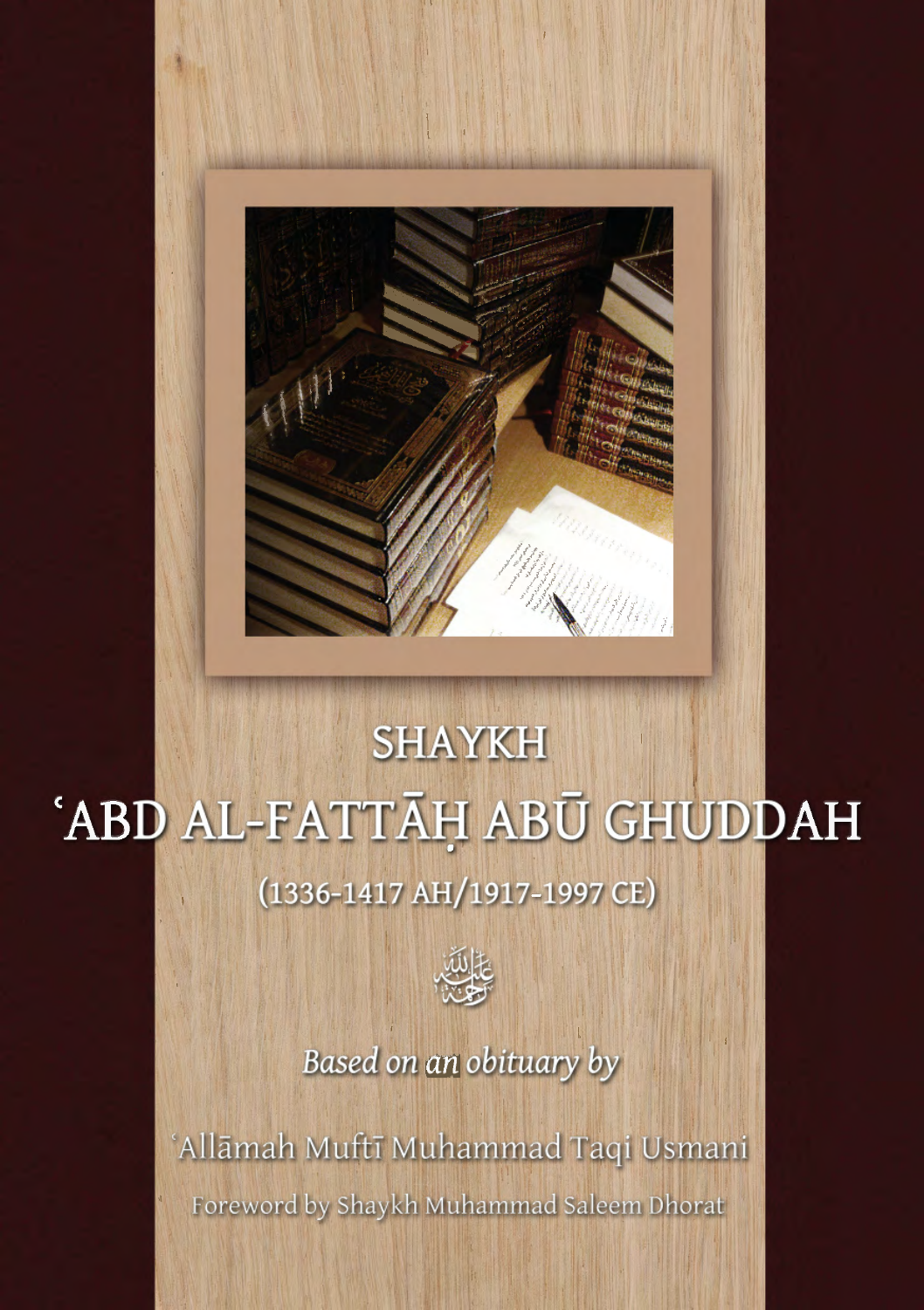# SHAYKH

# ʿABD AL-FATTĀḤ ABŪ GHUDDAH

(1336-1417 AH/1917-1997 CE)

رحمه الله

*Based on an obituary by*

ʿAllāmah Muftī Muhammad Taqi Usmani

Foreword by Shaykh Muhammad Saleem Dhorat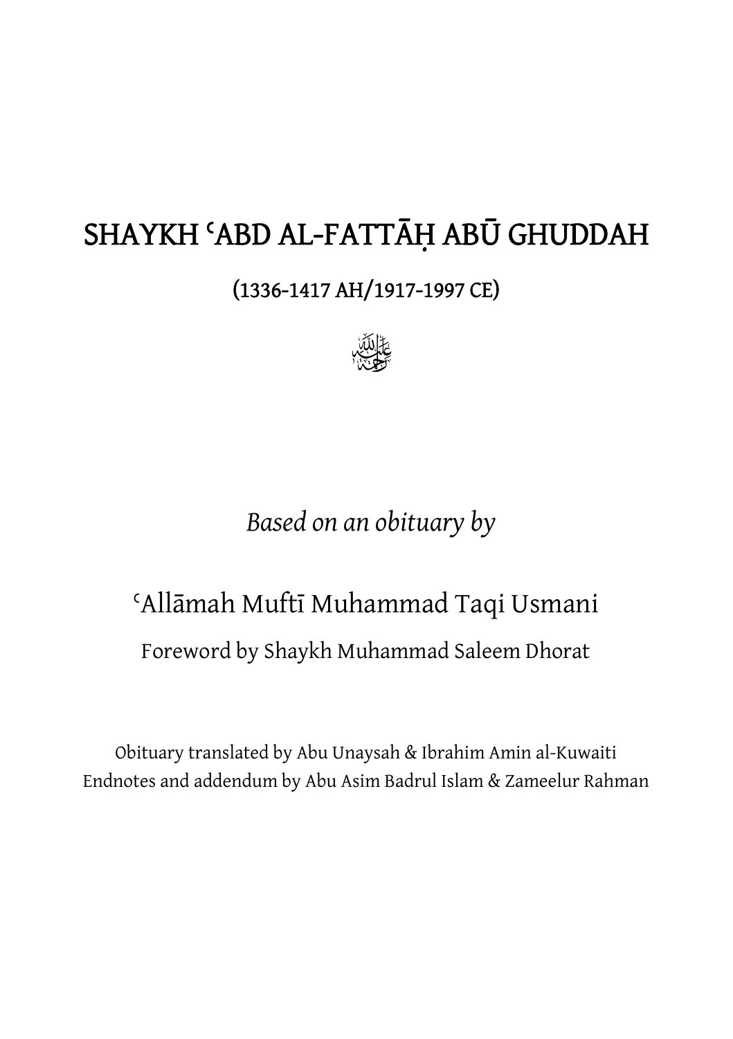# SHAYKH ʿABD AL-FATTĀḤ ABŪ GHUDDAH

## (1336-1417 AH/1917-1997 CE)

رحمه الله

*Based on an obituary by*

## ʿAllāmah Muftī Muhammad Taqi Usmani

Foreword by Shaykh Muhammad Saleem Dhorat

Obituary translated by Abu Unaysah & Ibrahim Amin al-Kuwaiti
Endnotes and addendum by Abu Asim Badrul Islam & Zameelur Rahman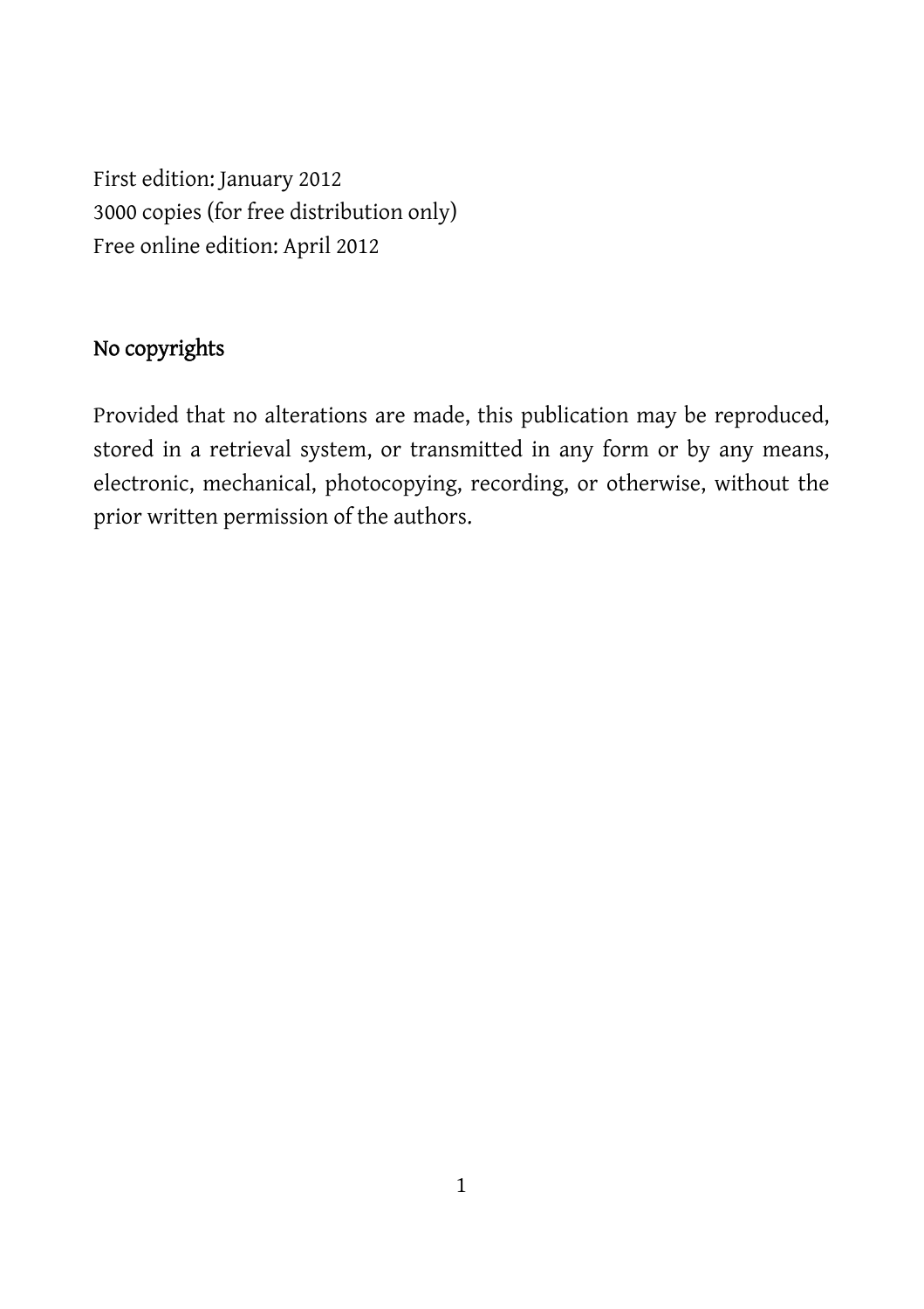First edition: January 2012
3000 copies (for free distribution only)
Free online edition: April 2012

## No copyrights

Provided that no alterations are made, this publication may be reproduced, stored in a retrieval system, or transmitted in any form or by any means, electronic, mechanical, photocopying, recording, or otherwise, without the prior written permission of the authors.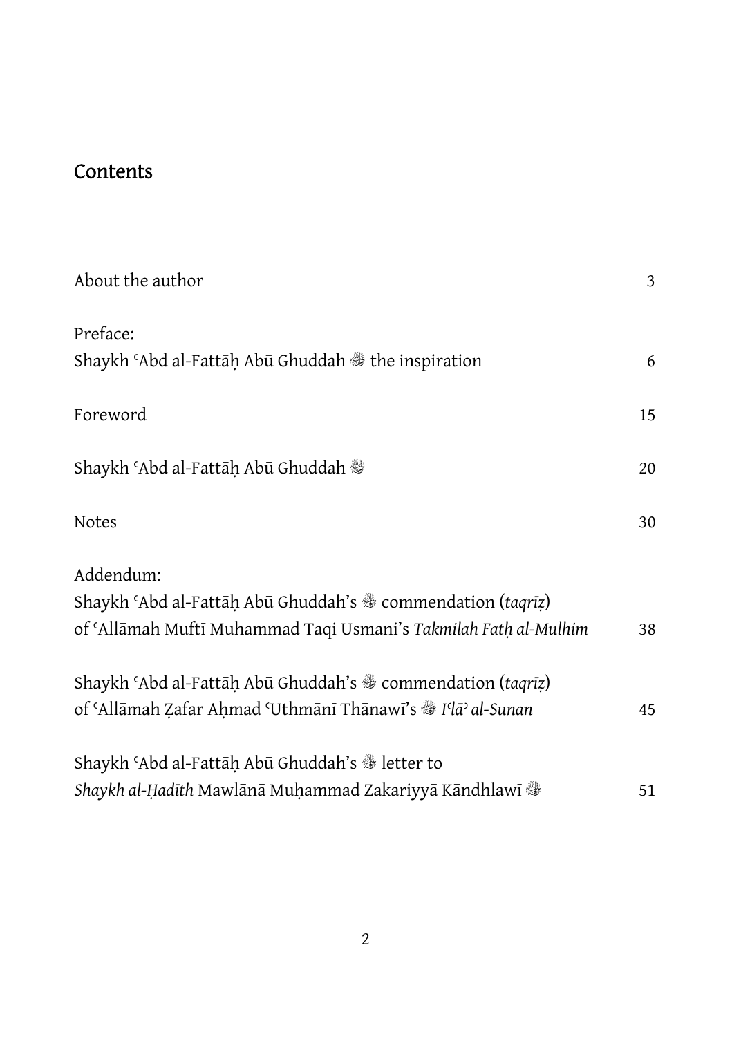## Contents

| | |
|---|---|
| About the author | 3 |
| Preface: Shaykh ʿAbd al-Fattāḥ Abū Ghuddah ﷺ the inspiration | 6 |
| Foreword | 15 |
| Shaykh ʿAbd al-Fattāḥ Abū Ghuddah ﷺ | 20 |
| Notes | 30 |
| Addendum: Shaykh ʿAbd al-Fattāḥ Abū Ghuddah's ﷺ commendation (*taqrīẓ*) of ʿAllāmah Muftī Muhammad Taqi Usmani's *Takmilah Fatḥ al-Mulhim* | 38 |
| Shaykh ʿAbd al-Fattāḥ Abū Ghuddah's ﷺ commendation (*taqrīẓ*) of ʿAllāmah Ẓafar Aḥmad ʿUthmānī Thānawī's ﷺ *Iʿlāʾ al-Sunan* | 45 |
| Shaykh ʿAbd al-Fattāḥ Abū Ghuddah's ﷺ letter to *Shaykh al-Ḥadīth* Mawlānā Muḥammad Zakariyyā Kāndhlawī ﷺ | 51 |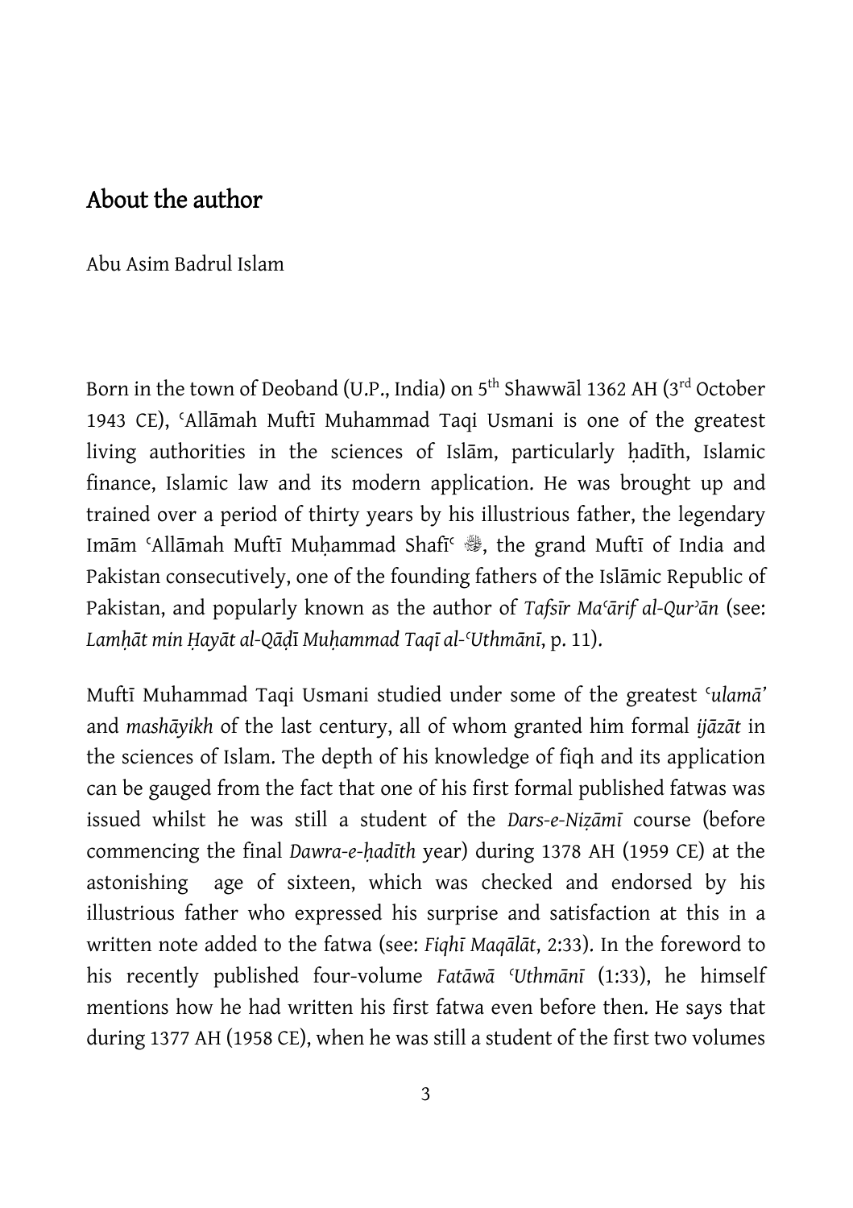## About the author

Abu Asim Badrul Islam

Born in the town of Deoband (U.P., India) on 5th Shawwāl 1362 AH (3rd October 1943 CE), ʿAllāmah Muftī Muhammad Taqi Usmani is one of the greatest living authorities in the sciences of Islām, particularly ḥadīth, Islamic finance, Islamic law and its modern application. He was brought up and trained over a period of thirty years by his illustrious father, the legendary Imām ʿAllāmah Muftī Muḥammad Shafīʿ ﷺ, the grand Muftī of India and Pakistan consecutively, one of the founding fathers of the Islāmic Republic of Pakistan, and popularly known as the author of *Tafsīr Maʿārif al-Qurʾān* (see: *Lamḥāt min Ḥayāt al-Qāḍī Muḥammad Taqī al-ʿUthmānī*, p. 11).

Muftī Muhammad Taqi Usmani studied under some of the greatest *ʿulamā'* and *mashāyikh* of the last century, all of whom granted him formal *ijāzāt* in the sciences of Islam. The depth of his knowledge of fiqh and its application can be gauged from the fact that one of his first formal published fatwas was issued whilst he was still a student of the *Dars-e-Niẓāmī* course (before commencing the final *Dawra-e-ḥadīth* year) during 1378 AH (1959 CE) at the astonishing age of sixteen, which was checked and endorsed by his illustrious father who expressed his surprise and satisfaction at this in a written note added to the fatwa (see: *Fiqhī Maqālāt*, 2:33). In the foreword to his recently published four-volume *Fatāwā ʿUthmānī* (1:33), he himself mentions how he had written his first fatwa even before then. He says that during 1377 AH (1958 CE), when he was still a student of the first two volumes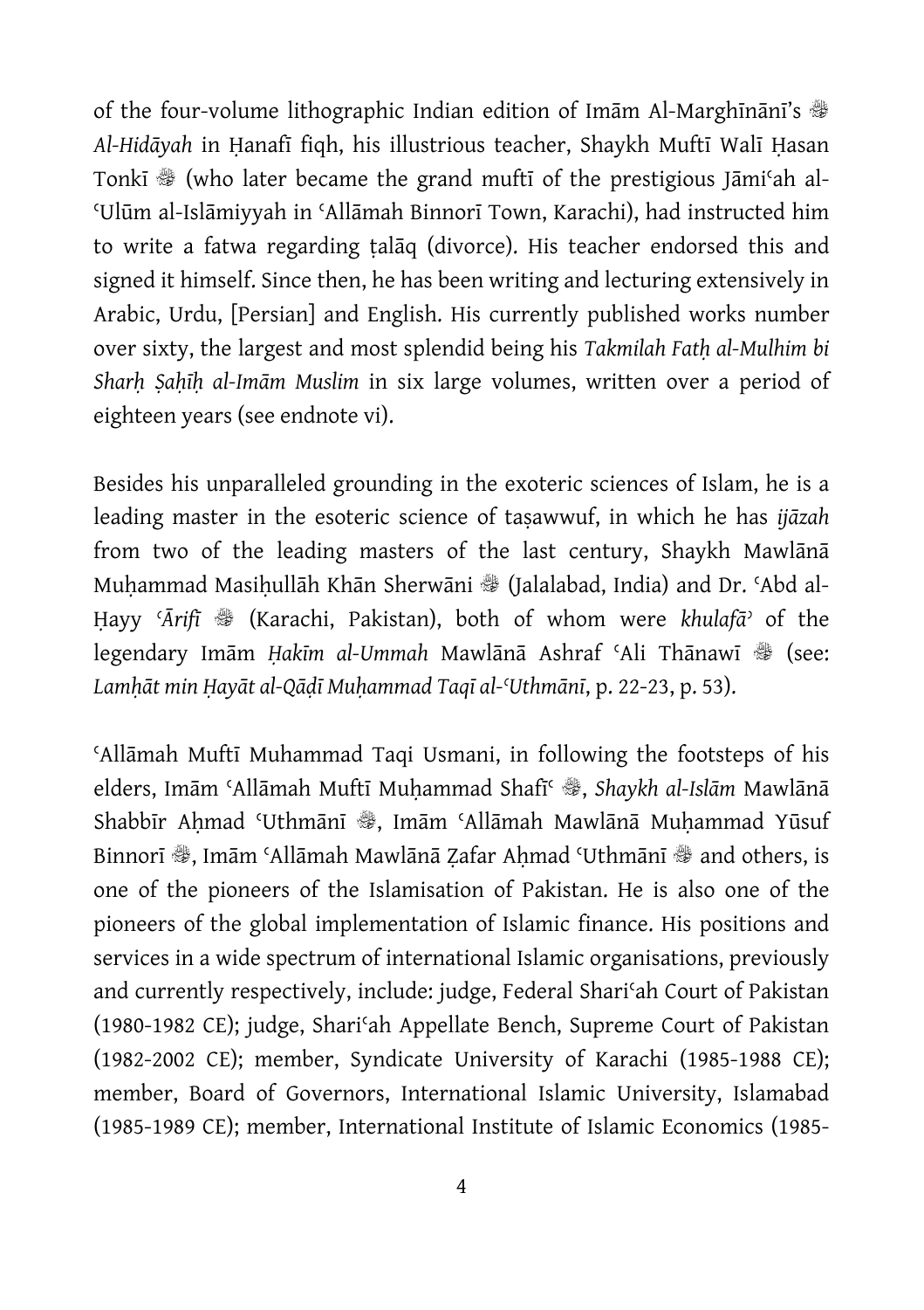of the four-volume lithographic Indian edition of Imām Al-Marghīnānī's ﷺ *Al-Hidāyah* in Ḥanafī fiqh, his illustrious teacher, Shaykh Muftī Walī Ḥasan Tonkī ﷺ (who later became the grand muftī of the prestigious Jāmiʿah al-ʿUlūm al-Islāmiyyah in ʿAllāmah Binnorī Town, Karachi), had instructed him to write a fatwa regarding ṭalāq (divorce). His teacher endorsed this and signed it himself. Since then, he has been writing and lecturing extensively in Arabic, Urdu, [Persian] and English. His currently published works number over sixty, the largest and most splendid being his *Takmilah Fatḥ al-Mulhim bi Sharḥ Ṣaḥīḥ al-Imām Muslim* in six large volumes, written over a period of eighteen years (see endnote vi).

Besides his unparalleled grounding in the exoteric sciences of Islam, he is a leading master in the esoteric science of taṣawwuf, in which he has *ijāzah* from two of the leading masters of the last century, Shaykh Mawlānā Muḥammad Masiḥullāh Khān Sherwāni ﷺ (Jalalabad, India) and Dr. ʿAbd al-Ḥayy *ʿĀrifī* ﷺ (Karachi, Pakistan), both of whom were *khulafāʾ* of the legendary Imām *Ḥakīm al-Ummah* Mawlānā Ashraf ʿAli Thānawī ﷺ (see: *Lamḥāt min Ḥayāt al-Qāḍī Muḥammad Taqī al-ʿUthmānī*, p. 22-23, p. 53).

ʿAllāmah Muftī Muhammad Taqi Usmani, in following the footsteps of his elders, Imām ʿAllāmah Muftī Muḥammad Shafīʿ ﷺ, *Shaykh al-Islām* Mawlānā Shabbīr Aḥmad ʿUthmānī ﷺ, Imām ʿAllāmah Mawlānā Muḥammad Yūsuf Binnorī ﷺ, Imām ʿAllāmah Mawlānā Ẓafar Aḥmad ʿUthmānī ﷺ and others, is one of the pioneers of the Islamisation of Pakistan. He is also one of the pioneers of the global implementation of Islamic finance. His positions and services in a wide spectrum of international Islamic organisations, previously and currently respectively, include: judge, Federal Shariʿah Court of Pakistan (1980-1982 CE); judge, Shariʿah Appellate Bench, Supreme Court of Pakistan (1982-2002 CE); member, Syndicate University of Karachi (1985-1988 CE); member, Board of Governors, International Islamic University, Islamabad (1985-1989 CE); member, International Institute of Islamic Economics (1985-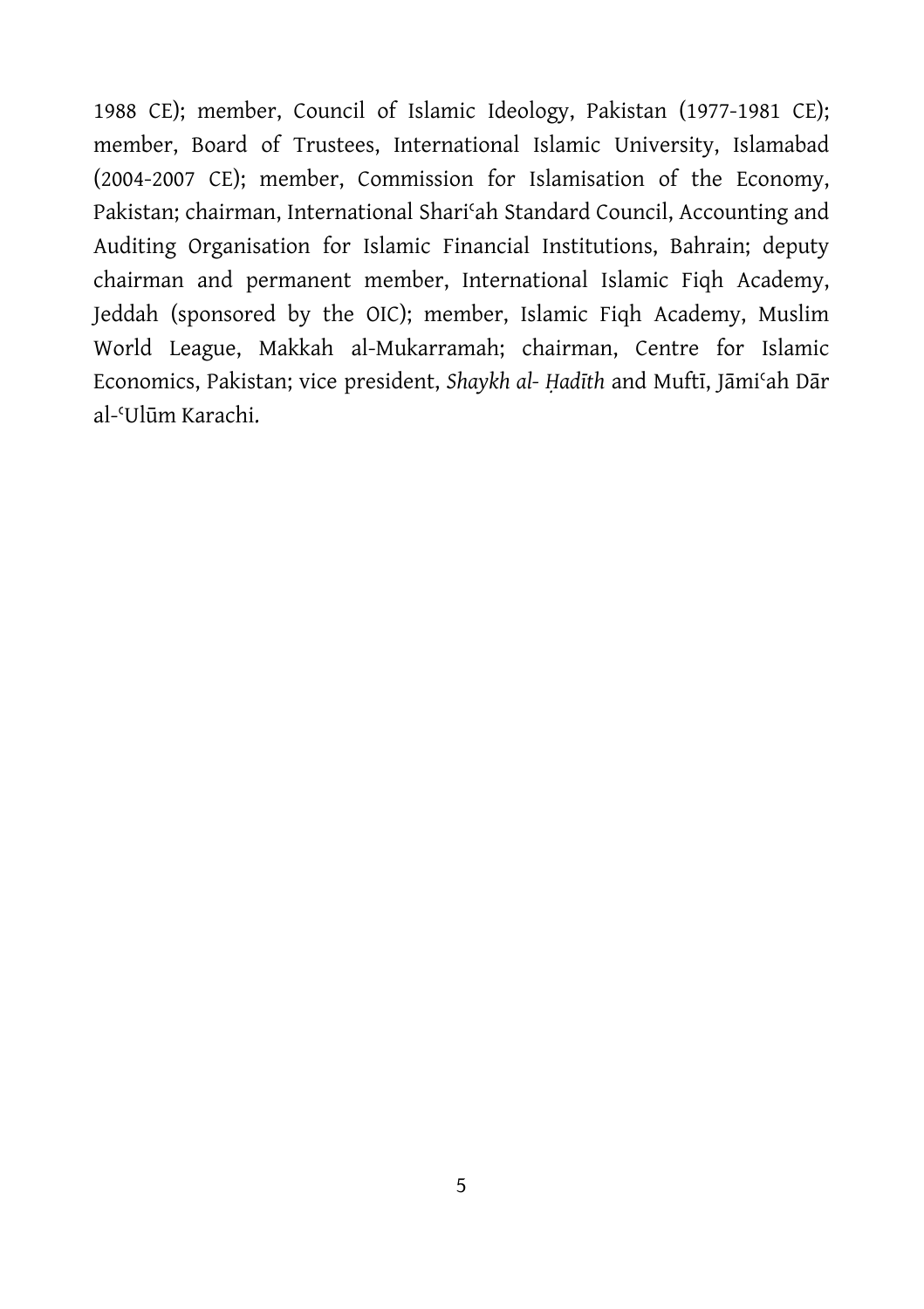1988 CE); member, Council of Islamic Ideology, Pakistan (1977-1981 CE); member, Board of Trustees, International Islamic University, Islamabad (2004-2007 CE); member, Commission for Islamisation of the Economy, Pakistan; chairman, International Shariᶜah Standard Council, Accounting and Auditing Organisation for Islamic Financial Institutions, Bahrain; deputy chairman and permanent member, International Islamic Fiqh Academy, Jeddah (sponsored by the OIC); member, Islamic Fiqh Academy, Muslim World League, Makkah al-Mukarramah; chairman, Centre for Islamic Economics, Pakistan; vice president, *Shaykh al- Ḥadīth* and Muftī, Jāmiᶜah Dār al-ᶜUlūm Karachi.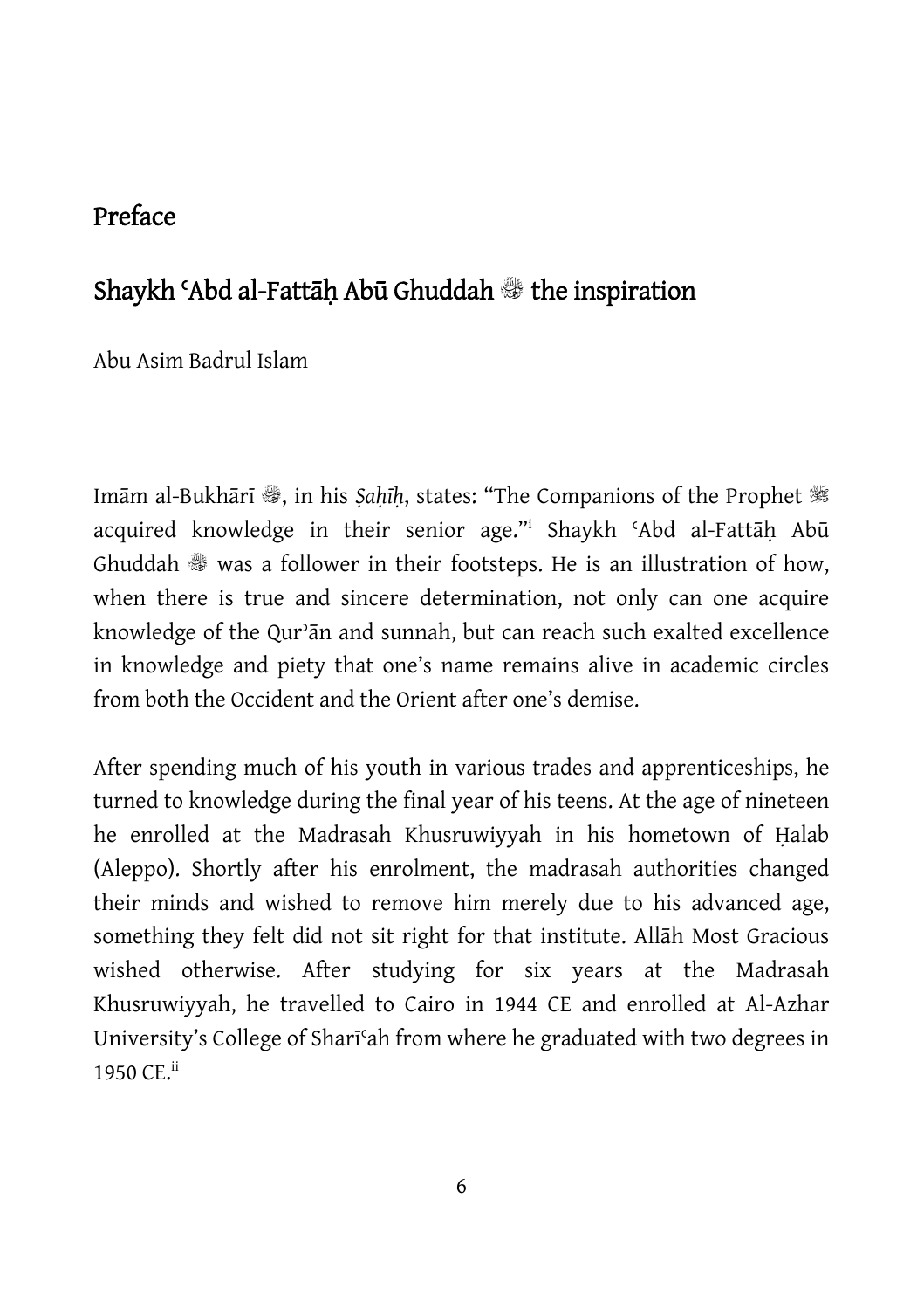## Preface

## Shaykh ʿAbd al-Fattāḥ Abū Ghuddah ﵀ the inspiration

Abu Asim Badrul Islam

Imām al-Bukhārī ﵀, in his *Ṣaḥīḥ*, states: "The Companions of the Prophet ﷺ acquired knowledge in their senior age."[i] Shaykh ʿAbd al-Fattāḥ Abū Ghuddah ﵀ was a follower in their footsteps. He is an illustration of how, when there is true and sincere determination, not only can one acquire knowledge of the Qurʾān and sunnah, but can reach such exalted excellence in knowledge and piety that one's name remains alive in academic circles from both the Occident and the Orient after one's demise.

After spending much of his youth in various trades and apprenticeships, he turned to knowledge during the final year of his teens. At the age of nineteen he enrolled at the Madrasah Khusruwiyyah in his hometown of Ḥalab (Aleppo). Shortly after his enrolment, the madrasah authorities changed their minds and wished to remove him merely due to his advanced age, something they felt did not sit right for that institute. Allāh Most Gracious wished otherwise. After studying for six years at the Madrasah Khusruwiyyah, he travelled to Cairo in 1944 CE and enrolled at Al-Azhar University's College of Sharīʿah from where he graduated with two degrees in 1950 CE.[ii]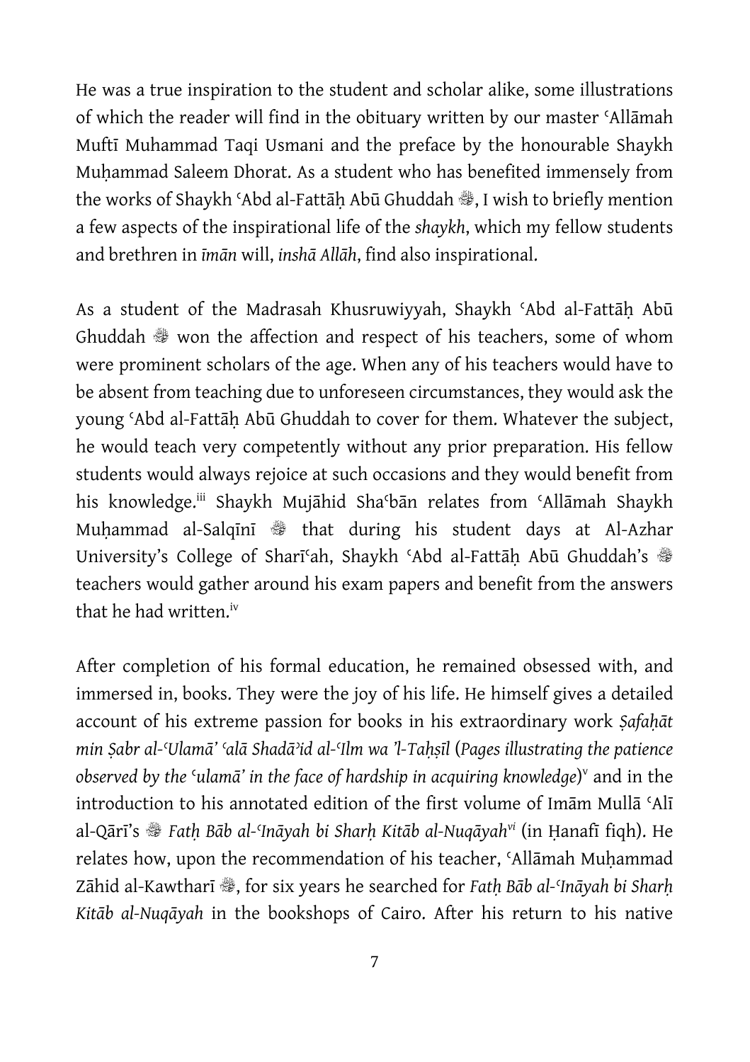He was a true inspiration to the student and scholar alike, some illustrations of which the reader will find in the obituary written by our master ʿAllāmah Muftī Muhammad Taqi Usmani and the preface by the honourable Shaykh Muḥammad Saleem Dhorat. As a student who has benefited immensely from the works of Shaykh ʿAbd al-Fattāḥ Abū Ghuddah ﷺ, I wish to briefly mention a few aspects of the inspirational life of the *shaykh*, which my fellow students and brethren in *īmān* will, *inshā Allāh*, find also inspirational.

As a student of the Madrasah Khusruwiyyah, Shaykh ʿAbd al-Fattāḥ Abū Ghuddah ﷺ won the affection and respect of his teachers, some of whom were prominent scholars of the age. When any of his teachers would have to be absent from teaching due to unforeseen circumstances, they would ask the young ʿAbd al-Fattāḥ Abū Ghuddah to cover for them. Whatever the subject, he would teach very competently without any prior preparation. His fellow students would always rejoice at such occasions and they would benefit from his knowledge.[iii] Shaykh Mujāhid Shaʿbān relates from ʿAllāmah Shaykh Muḥammad al-Salqīnī ﷺ that during his student days at Al-Azhar University's College of Sharīʿah, Shaykh ʿAbd al-Fattāḥ Abū Ghuddah's ﷺ teachers would gather around his exam papers and benefit from the answers that he had written.[iv]

After completion of his formal education, he remained obsessed with, and immersed in, books. They were the joy of his life. He himself gives a detailed account of his extreme passion for books in his extraordinary work *Ṣafaḥāt min Ṣabr al-ʿUlamā' ʿalā Shadā'id al-ʿIlm wa 'l-Taḥṣīl* (*Pages illustrating the patience observed by the ʿulamā' in the face of hardship in acquiring knowledge*)[v] and in the introduction to his annotated edition of the first volume of Imām Mullā ʿAlī al-Qārī's ﷺ *Fatḥ Bāb al-ʿInāyah bi Sharḥ Kitāb al-Nuqāyah*[vi] (in Ḥanafī fiqh). He relates how, upon the recommendation of his teacher, ʿAllāmah Muḥammad Zāhid al-Kawtharī ﷺ, for six years he searched for *Fatḥ Bāb al-ʿInāyah bi Sharḥ Kitāb al-Nuqāyah* in the bookshops of Cairo. After his return to his native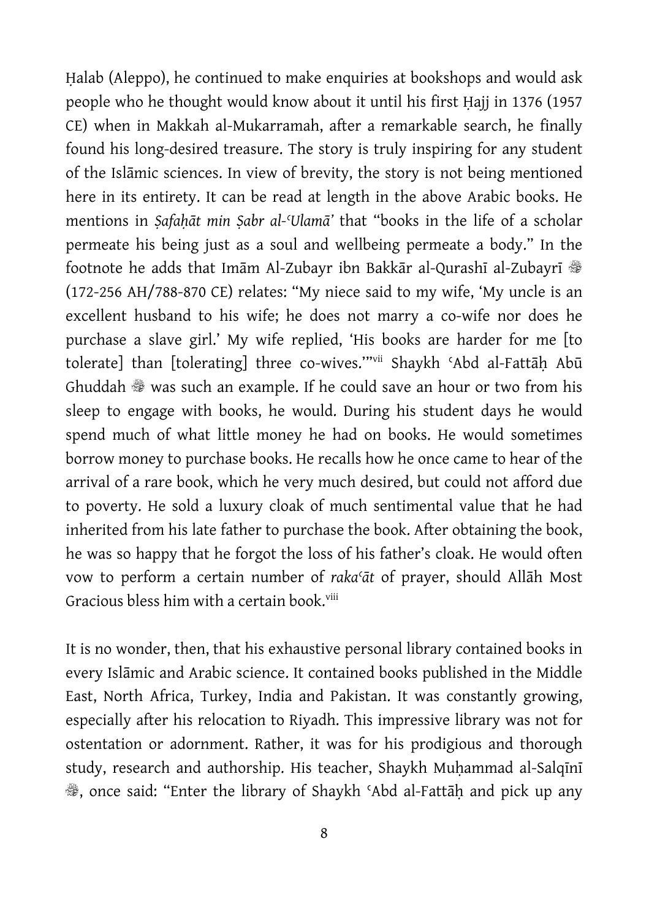Ḥalab (Aleppo), he continued to make enquiries at bookshops and would ask people who he thought would know about it until his first Ḥajj in 1376 (1957 CE) when in Makkah al-Mukarramah, after a remarkable search, he finally found his long-desired treasure. The story is truly inspiring for any student of the Islāmic sciences. In view of brevity, the story is not being mentioned here in its entirety. It can be read at length in the above Arabic books. He mentions in *Ṣafaḥāt min Ṣabr al-ʿUlamā'* that "books in the life of a scholar permeate his being just as a soul and wellbeing permeate a body." In the footnote he adds that Imām Al-Zubayr ibn Bakkār al-Qurashī al-Zubayrī ﷺ (172-256 AH/788-870 CE) relates: "My niece said to my wife, 'My uncle is an excellent husband to his wife; he does not marry a co-wife nor does he purchase a slave girl.' My wife replied, 'His books are harder for me [to tolerate] than [tolerating] three co-wives.'"[vii] Shaykh ʿAbd al-Fattāḥ Abū Ghuddah ﷺ was such an example. If he could save an hour or two from his sleep to engage with books, he would. During his student days he would spend much of what little money he had on books. He would sometimes borrow money to purchase books. He recalls how he once came to hear of the arrival of a rare book, which he very much desired, but could not afford due to poverty. He sold a luxury cloak of much sentimental value that he had inherited from his late father to purchase the book. After obtaining the book, he was so happy that he forgot the loss of his father's cloak. He would often vow to perform a certain number of *rakaʿāt* of prayer, should Allāh Most Gracious bless him with a certain book.[viii]

It is no wonder, then, that his exhaustive personal library contained books in every Islāmic and Arabic science. It contained books published in the Middle East, North Africa, Turkey, India and Pakistan. It was constantly growing, especially after his relocation to Riyadh. This impressive library was not for ostentation or adornment. Rather, it was for his prodigious and thorough study, research and authorship. His teacher, Shaykh Muḥammad al-Salqīnī ﷺ, once said: "Enter the library of Shaykh ʿAbd al-Fattāḥ and pick up any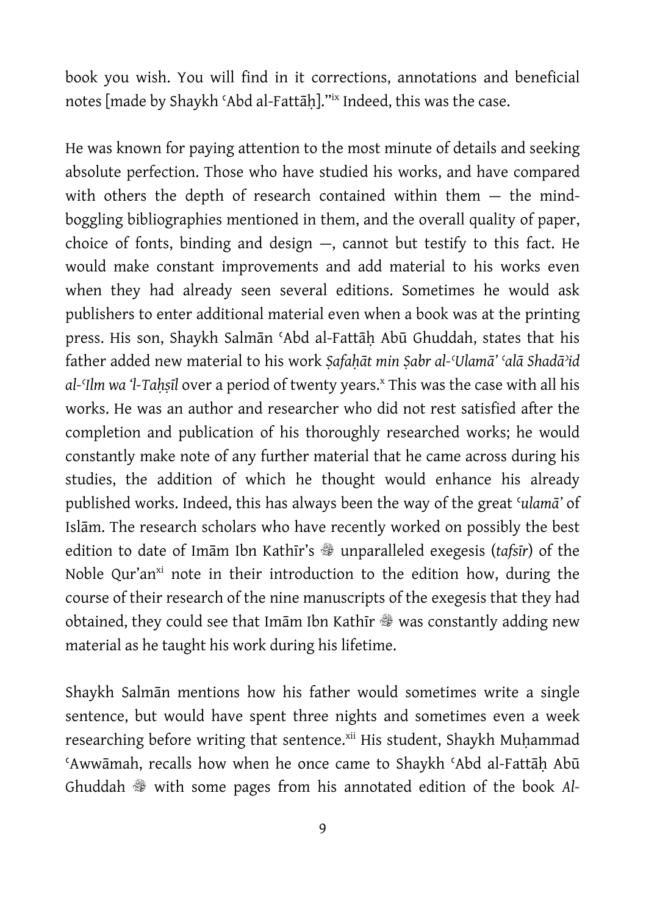book you wish. You will find in it corrections, annotations and beneficial notes [made by Shaykh ʿAbd al-Fattāḥ]."[ix] Indeed, this was the case.

He was known for paying attention to the most minute of details and seeking absolute perfection. Those who have studied his works, and have compared with others the depth of research contained within them — the mind-boggling bibliographies mentioned in them, and the overall quality of paper, choice of fonts, binding and design —, cannot but testify to this fact. He would make constant improvements and add material to his works even when they had already seen several editions. Sometimes he would ask publishers to enter additional material even when a book was at the printing press. His son, Shaykh Salmān ʿAbd al-Fattāḥ Abū Ghuddah, states that his father added new material to his work *Ṣafaḥāt min Ṣabr al-ʿUlamāʾ ʿalā Shadāʾid al-ʿIlm wa ʾl-Taḥṣīl* over a period of twenty years.[x] This was the case with all his works. He was an author and researcher who did not rest satisfied after the completion and publication of his thoroughly researched works; he would constantly make note of any further material that he came across during his studies, the addition of which he thought would enhance his already published works. Indeed, this has always been the way of the great *ʿulamāʾ* of Islām. The research scholars who have recently worked on possibly the best edition to date of Imām Ibn Kathīr's ﷺ unparalleled exegesis (*tafsīr*) of the Noble Qur'an[xi] note in their introduction to the edition how, during the course of their research of the nine manuscripts of the exegesis that they had obtained, they could see that Imām Ibn Kathīr ﷺ was constantly adding new material as he taught his work during his lifetime.

Shaykh Salmān mentions how his father would sometimes write a single sentence, but would have spent three nights and sometimes even a week researching before writing that sentence.[xii] His student, Shaykh Muḥammad ʿAwwāmah, recalls how when he once came to Shaykh ʿAbd al-Fattāḥ Abū Ghuddah ﷺ with some pages from his annotated edition of the book *Al-*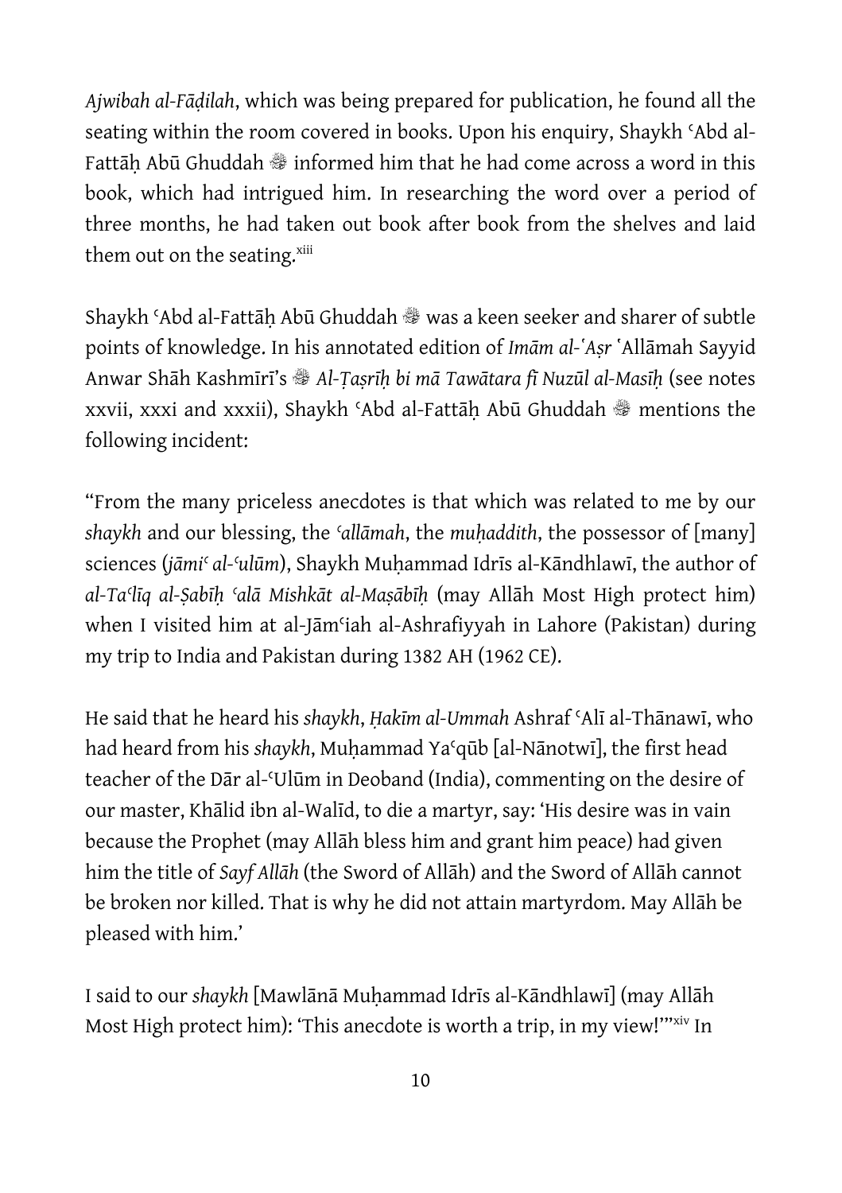*Ajwibah al-Fāḍilah*, which was being prepared for publication, he found all the seating within the room covered in books. Upon his enquiry, Shaykh ʿAbd al-Fattāḥ Abū Ghuddah ﷺ informed him that he had come across a word in this book, which had intrigued him. In researching the word over a period of three months, he had taken out book after book from the shelves and laid them out on the seating.[xiii]

Shaykh ʿAbd al-Fattāḥ Abū Ghuddah ﷺ was a keen seeker and sharer of subtle points of knowledge. In his annotated edition of *Imām al-ʿAṣr* ʿAllāmah Sayyid Anwar Shāh Kashmīrī's ﷺ *Al-Taṣrīḥ bi mā Tawātara fī Nuzūl al-Masīḥ* (see notes xxvii, xxxi and xxxii), Shaykh ʿAbd al-Fattāḥ Abū Ghuddah ﷺ mentions the following incident:

"From the many priceless anecdotes is that which was related to me by our *shaykh* and our blessing, the *ʿallāmah*, the *muḥaddith*, the possessor of [many] sciences (*jāmiʿ al-ʿulūm*), Shaykh Muḥammad Idrīs al-Kāndhlawī, the author of *al-Taʿlīq al-Ṣabīḥ ʿalā Mishkāt al-Maṣābīḥ* (may Allāh Most High protect him) when I visited him at al-Jāmʿiah al-Ashrafiyyah in Lahore (Pakistan) during my trip to India and Pakistan during 1382 AH (1962 CE).

He said that he heard his *shaykh*, *Ḥakīm al-Ummah* Ashraf ʿAlī al-Thānawī, who had heard from his *shaykh*, Muḥammad Yaʿqūb [al-Nānotwī], the first head teacher of the Dār al-ʿUlūm in Deoband (India), commenting on the desire of our master, Khālid ibn al-Walīd, to die a martyr, say: 'His desire was in vain because the Prophet (may Allāh bless him and grant him peace) had given him the title of *Sayf Allāh* (the Sword of Allāh) and the Sword of Allāh cannot be broken nor killed. That is why he did not attain martyrdom. May Allāh be pleased with him.'

I said to our *shaykh* [Mawlānā Muḥammad Idrīs al-Kāndhlawī] (may Allāh Most High protect him): 'This anecdote is worth a trip, in my view!'"[xiv] In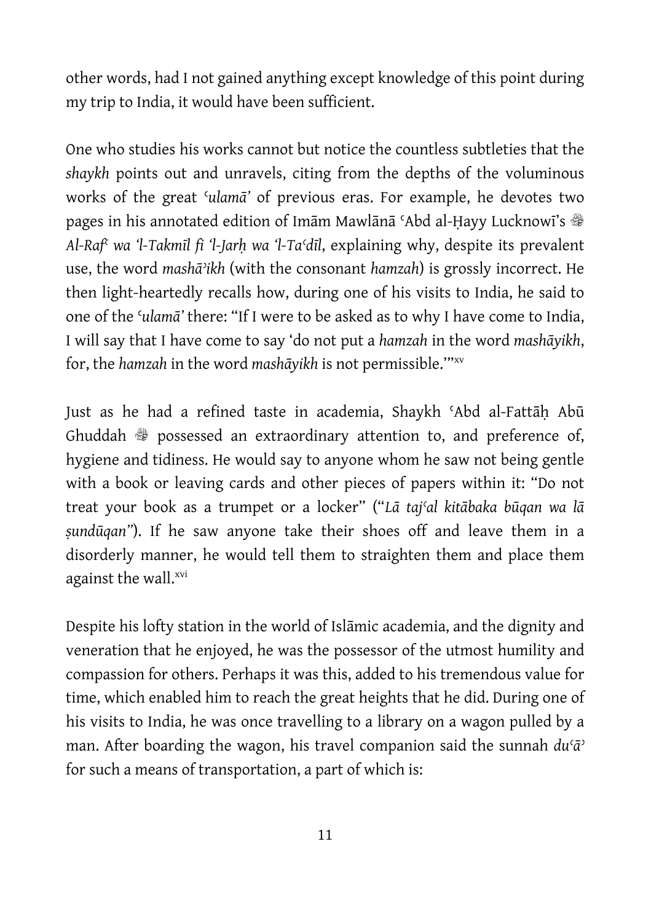other words, had I not gained anything except knowledge of this point during my trip to India, it would have been sufficient.

One who studies his works cannot but notice the countless subtleties that the *shaykh* points out and unravels, citing from the depths of the voluminous works of the great *ʿulamāʾ* of previous eras. For example, he devotes two pages in his annotated edition of Imām Mawlānā ʿAbd al-Ḥayy Lucknowī's ﵀ *Al-Rafʿ wa ʾl-Takmīl fi ʾl-Jarḥ wa ʾl-Taʿdīl*, explaining why, despite its prevalent use, the word *mashāʾikh* (with the consonant *hamzah*) is grossly incorrect. He then light-heartedly recalls how, during one of his visits to India, he said to one of the *ʿulamāʾ* there: "If I were to be asked as to why I have come to India, I will say that I have come to say 'do not put a *hamzah* in the word *mashāyikh*, for, the *hamzah* in the word *mashāyikh* is not permissible.'"[xv]

Just as he had a refined taste in academia, Shaykh ʿAbd al-Fattāḥ Abū Ghuddah ﵀ possessed an extraordinary attention to, and preference of, hygiene and tidiness. He would say to anyone whom he saw not being gentle with a book or leaving cards and other pieces of papers within it: "Do not treat your book as a trumpet or a locker" ("*Lā tajʿal kitābaka būqan wa lā ṣundūqan*"). If he saw anyone take their shoes off and leave them in a disorderly manner, he would tell them to straighten them and place them against the wall.[xvi]

Despite his lofty station in the world of Islāmic academia, and the dignity and veneration that he enjoyed, he was the possessor of the utmost humility and compassion for others. Perhaps it was this, added to his tremendous value for time, which enabled him to reach the great heights that he did. During one of his visits to India, he was once travelling to a library on a wagon pulled by a man. After boarding the wagon, his travel companion said the sunnah *duʿāʾ* for such a means of transportation, a part of which is: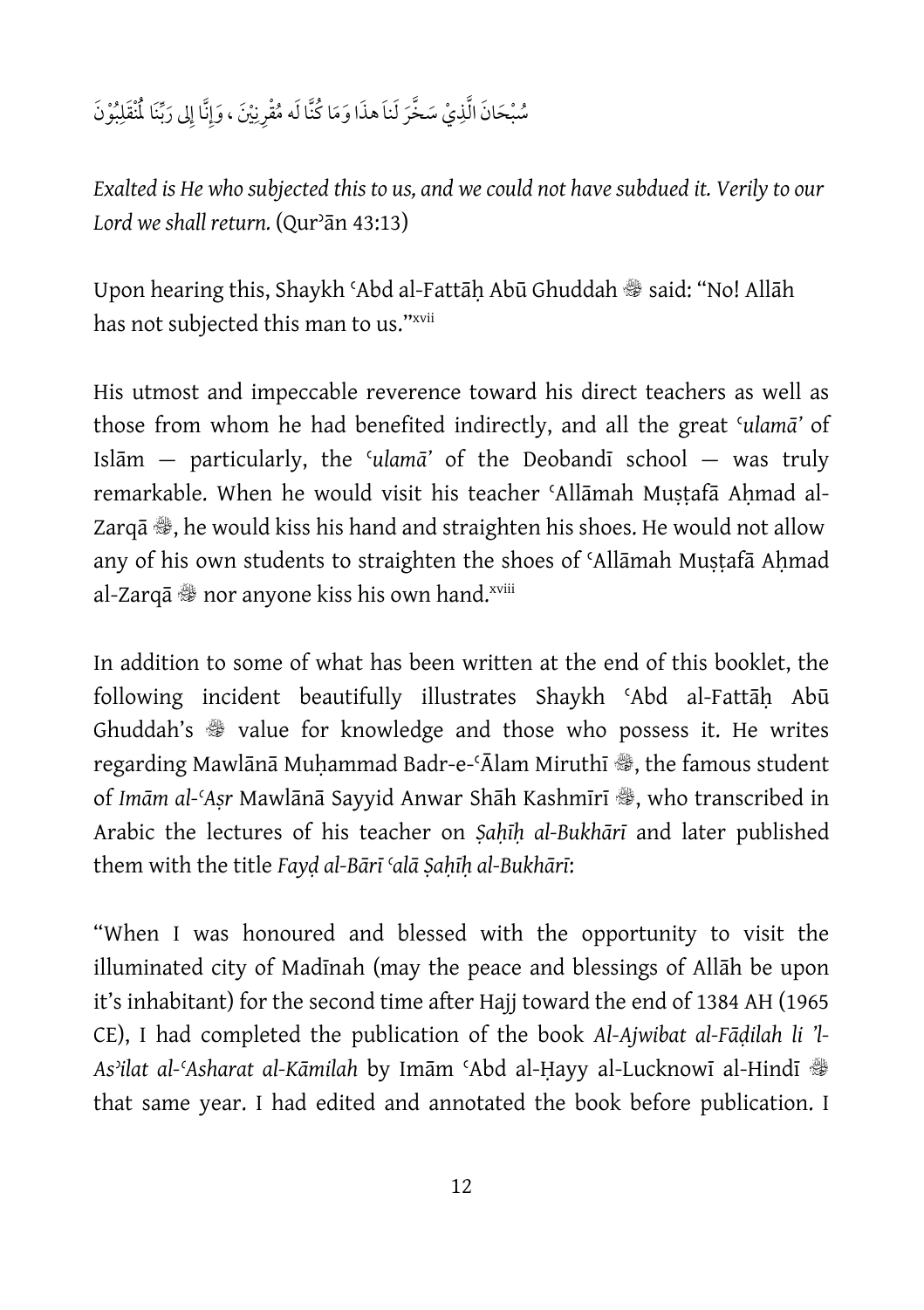سُبْحَانَ الَّذِيْ سَخَّرَ لَنَا هذَا وَمَا كُنَّا لَه مُقْرِنِيْنَ ، وَإِنَّا إِلى رَبِّنَا لَمُنْقَلِبُوْنَ

*Exalted is He who subjected this to us, and we could not have subdued it. Verily to our Lord we shall return.* (Qurʾān 43:13)

Upon hearing this, Shaykh ʿAbd al-Fattāḥ Abū Ghuddah ﷺ said: "No! Allāh has not subjected this man to us."[xvii]

His utmost and impeccable reverence toward his direct teachers as well as those from whom he had benefited indirectly, and all the great *ʿulamā'* of Islām — particularly, the *ʿulamā'* of the Deobandī school — was truly remarkable. When he would visit his teacher ʿAllāmah Muṣṭafā Aḥmad al-Zarqā ﷺ, he would kiss his hand and straighten his shoes. He would not allow any of his own students to straighten the shoes of ʿAllāmah Muṣṭafā Aḥmad al-Zarqā ﷺ nor anyone kiss his own hand.[xviii]

In addition to some of what has been written at the end of this booklet, the following incident beautifully illustrates Shaykh ʿAbd al-Fattāḥ Abū Ghuddah's ﷺ value for knowledge and those who possess it. He writes regarding Mawlānā Muḥammad Badr-e-ʿĀlam Miruthī ﷺ, the famous student of *Imām al-ʿAṣr* Mawlānā Sayyid Anwar Shāh Kashmīrī ﷺ, who transcribed in Arabic the lectures of his teacher on *Ṣaḥīḥ al-Bukhārī* and later published them with the title *Fayḍ al-Bārī ʿalā Ṣaḥīḥ al-Bukhārī*:

"When I was honoured and blessed with the opportunity to visit the illuminated city of Madīnah (may the peace and blessings of Allāh be upon it's inhabitant) for the second time after Hajj toward the end of 1384 AH (1965 CE), I had completed the publication of the book *Al-Ajwibat al-Fāḍilah li 'l-Asʾilat al-ʿAsharat al-Kāmilah* by Imām ʿAbd al-Ḥayy al-Lucknowī al-Hindī ﷺ that same year. I had edited and annotated the book before publication. I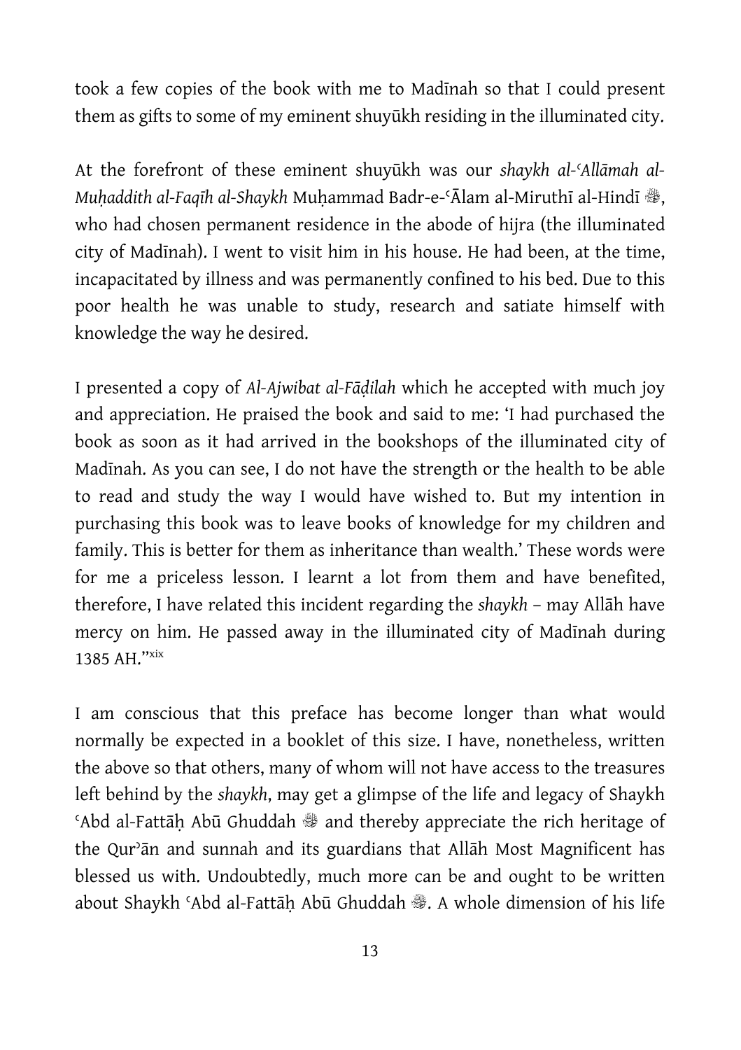took a few copies of the book with me to Madīnah so that I could present them as gifts to some of my eminent shuyūkh residing in the illuminated city.

At the forefront of these eminent shuyūkh was our *shaykh al-ʿAllāmah al-Muḥaddith al-Faqīh al-Shaykh* Muḥammad Badr-e-ʿĀlam al-Miruthī al-Hindī ﷺ, who had chosen permanent residence in the abode of hijra (the illuminated city of Madīnah). I went to visit him in his house. He had been, at the time, incapacitated by illness and was permanently confined to his bed. Due to this poor health he was unable to study, research and satiate himself with knowledge the way he desired.

I presented a copy of *Al-Ajwibat al-Fāḍilah* which he accepted with much joy and appreciation. He praised the book and said to me: 'I had purchased the book as soon as it had arrived in the bookshops of the illuminated city of Madīnah. As you can see, I do not have the strength or the health to be able to read and study the way I would have wished to. But my intention in purchasing this book was to leave books of knowledge for my children and family. This is better for them as inheritance than wealth.' These words were for me a priceless lesson. I learnt a lot from them and have benefited, therefore, I have related this incident regarding the *shaykh* – may Allāh have mercy on him. He passed away in the illuminated city of Madīnah during 1385 AH."[xix]

I am conscious that this preface has become longer than what would normally be expected in a booklet of this size. I have, nonetheless, written the above so that others, many of whom will not have access to the treasures left behind by the *shaykh*, may get a glimpse of the life and legacy of Shaykh ʿAbd al-Fattāḥ Abū Ghuddah ﷺ and thereby appreciate the rich heritage of the Qurʾān and sunnah and its guardians that Allāh Most Magnificent has blessed us with. Undoubtedly, much more can be and ought to be written about Shaykh ʿAbd al-Fattāḥ Abū Ghuddah ﷺ. A whole dimension of his life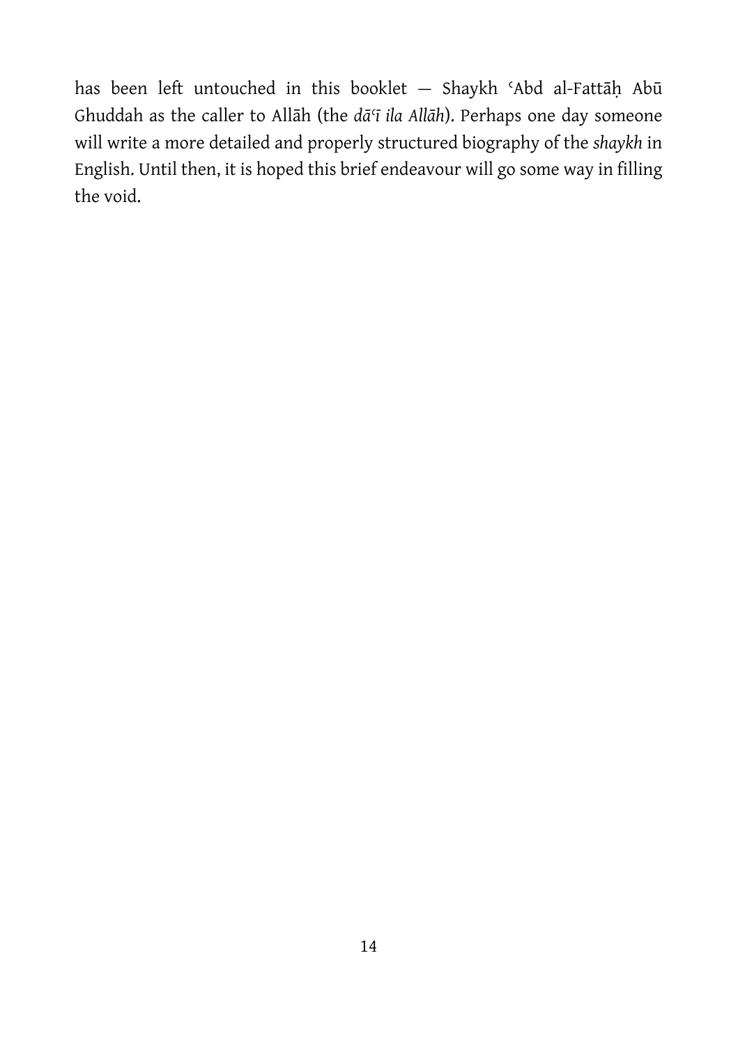has been left untouched in this booklet — Shaykh ʿAbd al-Fattāḥ Abū Ghuddah as the caller to Allāh (the *dāʿī ila Allāh*). Perhaps one day someone will write a more detailed and properly structured biography of the *shaykh* in English. Until then, it is hoped this brief endeavour will go some way in filling the void.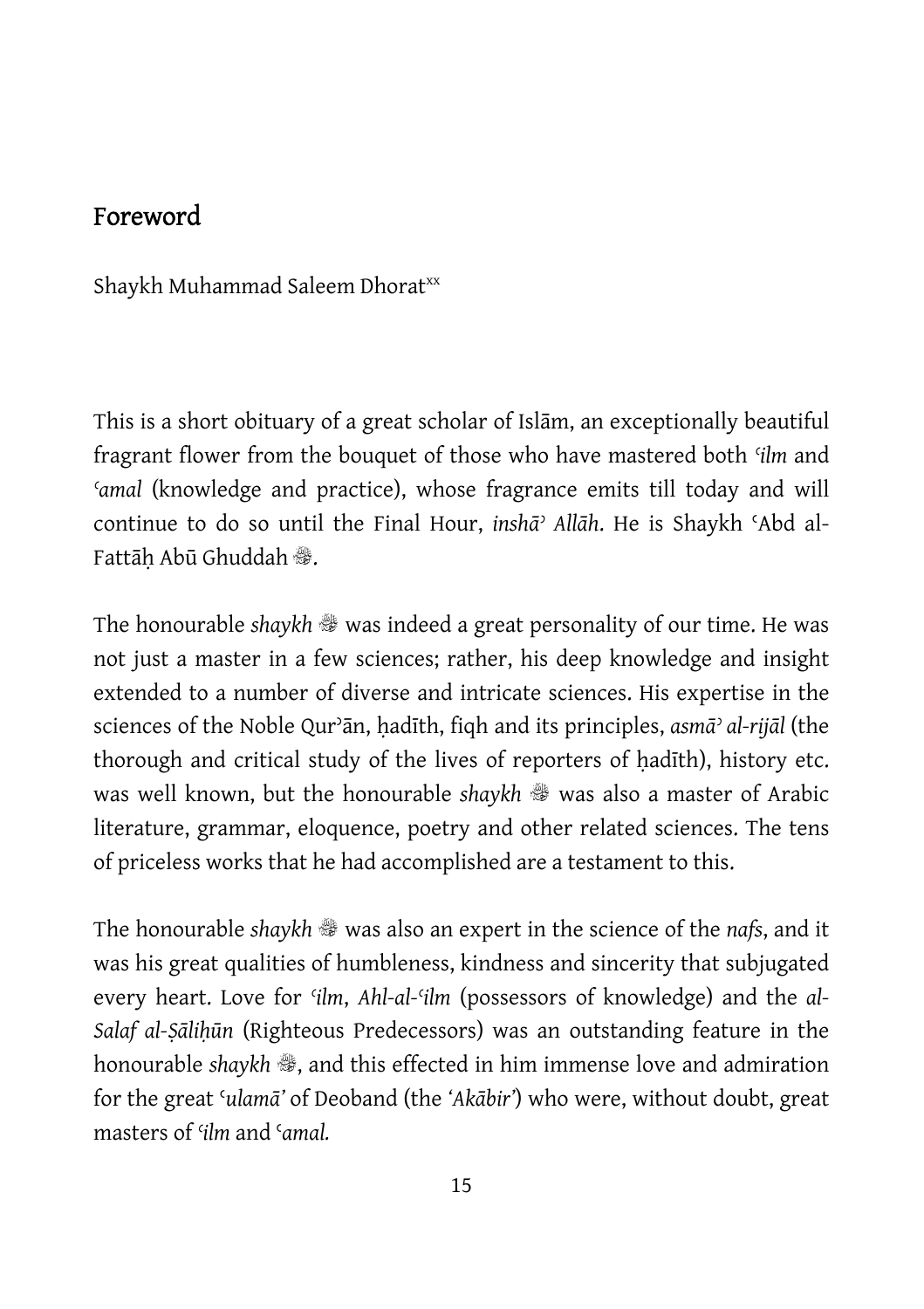## Foreword

Shaykh Muhammad Saleem Dhorat[xx]

This is a short obituary of a great scholar of Islām, an exceptionally beautiful fragrant flower from the bouquet of those who have mastered both *ʿilm* and *ʿamal* (knowledge and practice), whose fragrance emits till today and will continue to do so until the Final Hour, *inshāʾ Allāh*. He is Shaykh ʿAbd al-Fattāḥ Abū Ghuddah ﷺ.

The honourable *shaykh* ﷺ was indeed a great personality of our time. He was not just a master in a few sciences; rather, his deep knowledge and insight extended to a number of diverse and intricate sciences. His expertise in the sciences of the Noble Qurʾān, ḥadīth, fiqh and its principles, *asmāʾ al-rijāl* (the thorough and critical study of the lives of reporters of ḥadīth), history etc. was well known, but the honourable *shaykh* ﷺ was also a master of Arabic literature, grammar, eloquence, poetry and other related sciences. The tens of priceless works that he had accomplished are a testament to this.

The honourable *shaykh* ﷺ was also an expert in the science of the *nafs*, and it was his great qualities of humbleness, kindness and sincerity that subjugated every heart. Love for *ʿilm*, *Ahl-al-ʿilm* (possessors of knowledge) and the *al-Salaf al-Ṣāliḥūn* (Righteous Predecessors) was an outstanding feature in the honourable *shaykh* ﷺ, and this effected in him immense love and admiration for the great *ʿulamāʾ* of Deoband (the *'Akābir'*) who were, without doubt, great masters of *ʿilm* and *ʿamal.*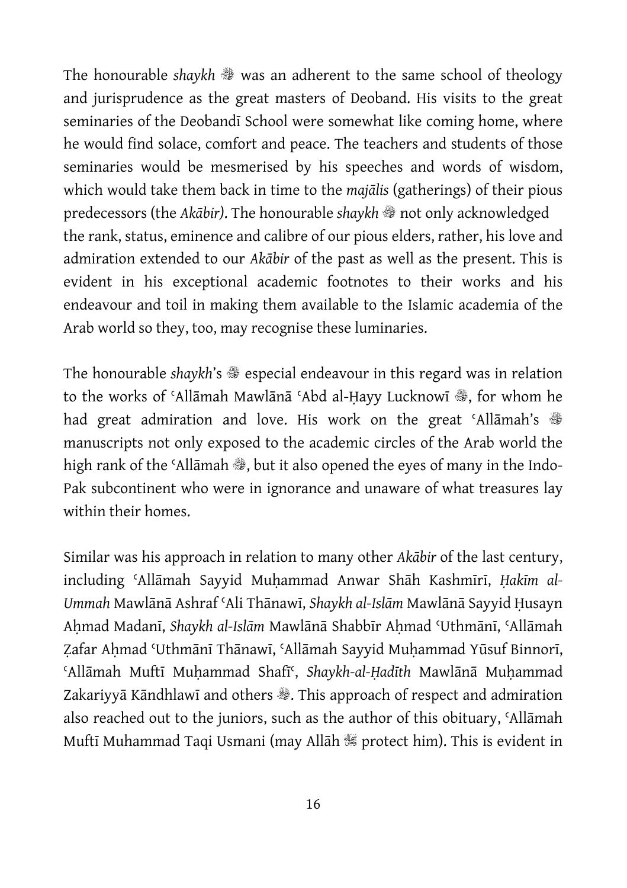The honourable *shaykh* ﵀ was an adherent to the same school of theology and jurisprudence as the great masters of Deoband. His visits to the great seminaries of the Deobandī School were somewhat like coming home, where he would find solace, comfort and peace. The teachers and students of those seminaries would be mesmerised by his speeches and words of wisdom, which would take them back in time to the *majālis* (gatherings) of their pious predecessors (the *Akābir)*. The honourable *shaykh* ﵀ not only acknowledged the rank, status, eminence and calibre of our pious elders, rather, his love and admiration extended to our *Akābir* of the past as well as the present. This is evident in his exceptional academic footnotes to their works and his endeavour and toil in making them available to the Islamic academia of the Arab world so they, too, may recognise these luminaries.

The honourable *shaykh*'s ﵀ especial endeavour in this regard was in relation to the works of ʿAllāmah Mawlānā ʿAbd al-Ḥayy Lucknowī ﵀, for whom he had great admiration and love. His work on the great ʿAllāmah's ﵀ manuscripts not only exposed to the academic circles of the Arab world the high rank of the ʿAllāmah ﵀, but it also opened the eyes of many in the Indo-Pak subcontinent who were in ignorance and unaware of what treasures lay within their homes.

Similar was his approach in relation to many other *Akābir* of the last century, including ʿAllāmah Sayyid Muḥammad Anwar Shāh Kashmīrī, *Ḥakīm al-Ummah* Mawlānā Ashraf ʿAli Thānawī, *Shaykh al-Islām* Mawlānā Sayyid Ḥusayn Aḥmad Madanī, *Shaykh al-Islām* Mawlānā Shabbīr Aḥmad ʿUthmānī, ʿAllāmah Ẓafar Aḥmad ʿUthmānī Thānawī, ʿAllāmah Sayyid Muḥammad Yūsuf Binnorī, ʿAllāmah Muftī Muḥammad Shafīʿ, *Shaykh-al-Ḥadīth* Mawlānā Muḥammad Zakariyyā Kāndhlawī and others ﵏. This approach of respect and admiration also reached out to the juniors, such as the author of this obituary, ʿAllāmah Muftī Muhammad Taqi Usmani (may Allāh ﷻ protect him). This is evident in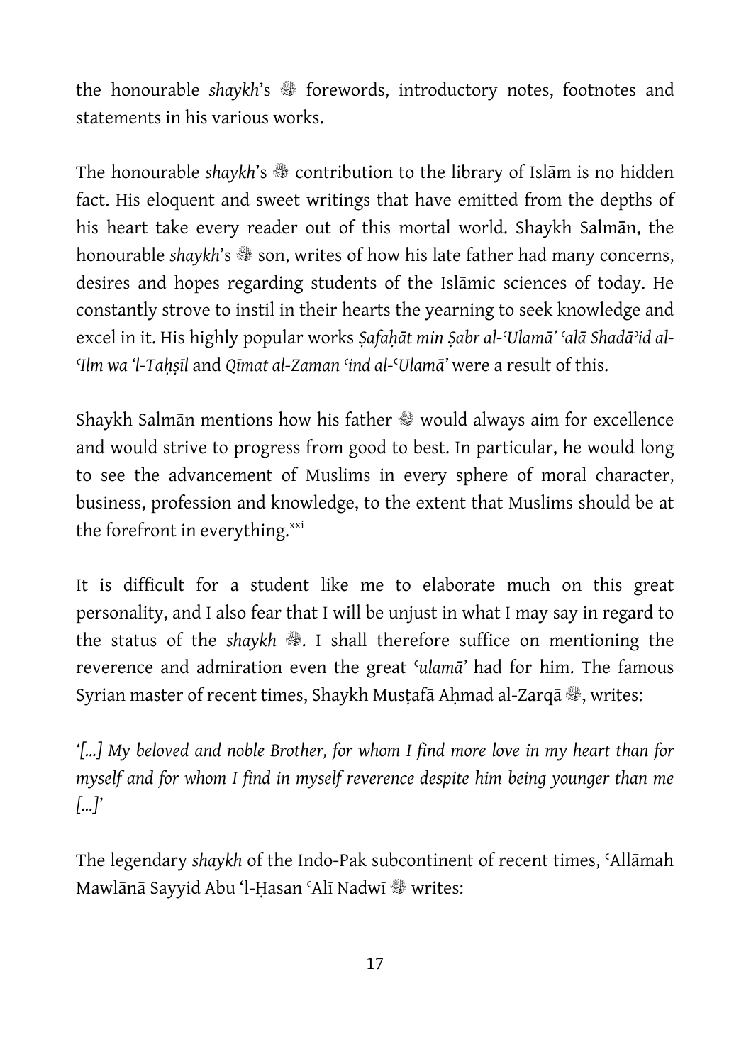the honourable *shaykh*'s ‎ﷺ forewords, introductory notes, footnotes and statements in his various works.

The honourable *shaykh*'s ‎ﷺ contribution to the library of Islām is no hidden fact. His eloquent and sweet writings that have emitted from the depths of his heart take every reader out of this mortal world. Shaykh Salmān, the honourable *shaykh*'s ‎ﷺ son, writes of how his late father had many concerns, desires and hopes regarding students of the Islāmic sciences of today. He constantly strove to instil in their hearts the yearning to seek knowledge and excel in it. His highly popular works *Ṣafaḥāt min Ṣabr al-ʿUlamā' ʿalā Shadā'id al-ʿIlm wa 'l-Taḥṣīl* and *Qīmat al-Zaman ʿind al-ʿUlamā'* were a result of this.

Shaykh Salmān mentions how his father ‎ﷺ would always aim for excellence and would strive to progress from good to best. In particular, he would long to see the advancement of Muslims in every sphere of moral character, business, profession and knowledge, to the extent that Muslims should be at the forefront in everything.[xxi]

It is difficult for a student like me to elaborate much on this great personality, and I also fear that I will be unjust in what I may say in regard to the status of the *shaykh* ‎ﷺ. I shall therefore suffice on mentioning the reverence and admiration even the great *ʿulamā'* had for him. The famous Syrian master of recent times, Shaykh Musṭafā Aḥmad al-Zarqā ‎ﷺ, writes:

*'[...] My beloved and noble Brother, for whom I find more love in my heart than for myself and for whom I find in myself reverence despite him being younger than me [...]'*

The legendary *shaykh* of the Indo-Pak subcontinent of recent times, ʿAllāmah Mawlānā Sayyid Abu 'l-Ḥasan ʿAlī Nadwī ‎ﷺ writes: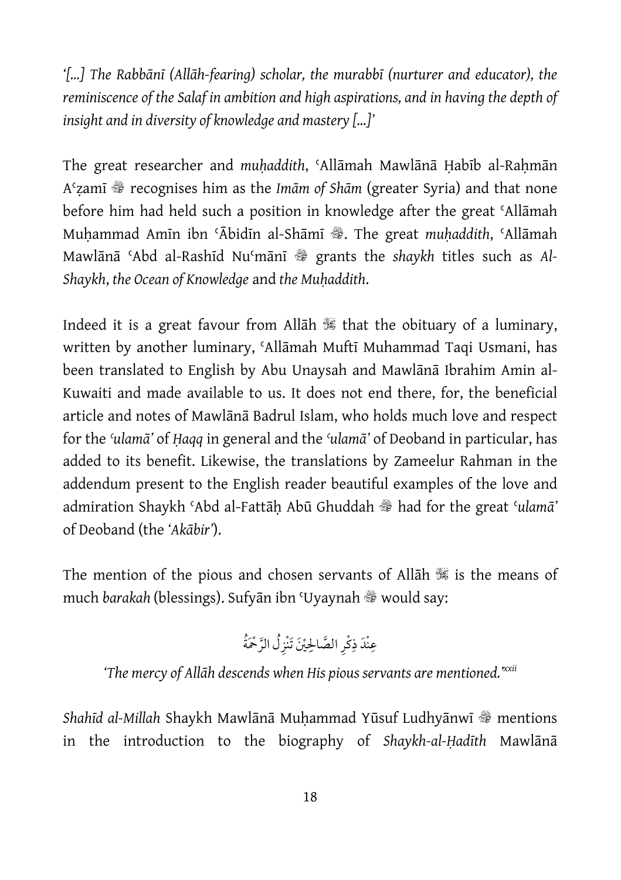*'[...] The Rabbānī (Allāh-fearing) scholar, the murabbī (nurturer and educator), the reminiscence of the Salaf in ambition and high aspirations, and in having the depth of insight and in diversity of knowledge and mastery [...]'*

The great researcher and *muḥaddith*, ʿAllāmah Mawlānā Ḥabīb al-Raḥmān Aʿẓamī ﷺ recognises him as the *Imām of Shām* (greater Syria) and that none before him had held such a position in knowledge after the great ʿAllāmah Muḥammad Amīn ibn ʿĀbidīn al-Shāmī ﷺ. The great *muḥaddith*, ʿAllāmah Mawlānā ʿAbd al-Rashīd Nuʿmānī ﷺ grants the *shaykh* titles such as *Al-Shaykh*, *the Ocean of Knowledge* and *the Muḥaddith*.

Indeed it is a great favour from Allāh ﷻ that the obituary of a luminary, written by another luminary, ʿAllāmah Muftī Muhammad Taqi Usmani, has been translated to English by Abu Unaysah and Mawlānā Ibrahim Amin al-Kuwaiti and made available to us. It does not end there, for, the beneficial article and notes of Mawlānā Badrul Islam, who holds much love and respect for the *ʿulamā'* of *Ḥaqq* in general and the *ʿulamā'* of Deoband in particular, has added to its benefit. Likewise, the translations by Zameelur Rahman in the addendum present to the English reader beautiful examples of the love and admiration Shaykh ʿAbd al-Fattāḥ Abū Ghuddah ﷺ had for the great *ʿulamā'* of Deoband (the *'Akābir'*).

The mention of the pious and chosen servants of Allāh ﷻ is the means of much *barakah* (blessings). Sufyān ibn ʿUyaynah ﷺ would say:

عِنْدَ ذِكْرِ الصَّالِحِيْنَ تَنْزِلُ الرَّحْمَةُ

*'The mercy of Allāh descends when His pious servants are mentioned.'*[xxii]

*Shahīd al-Millah* Shaykh Mawlānā Muḥammad Yūsuf Ludhyānwī ﷺ mentions in the introduction to the biography of *Shaykh-al-Ḥadīth* Mawlānā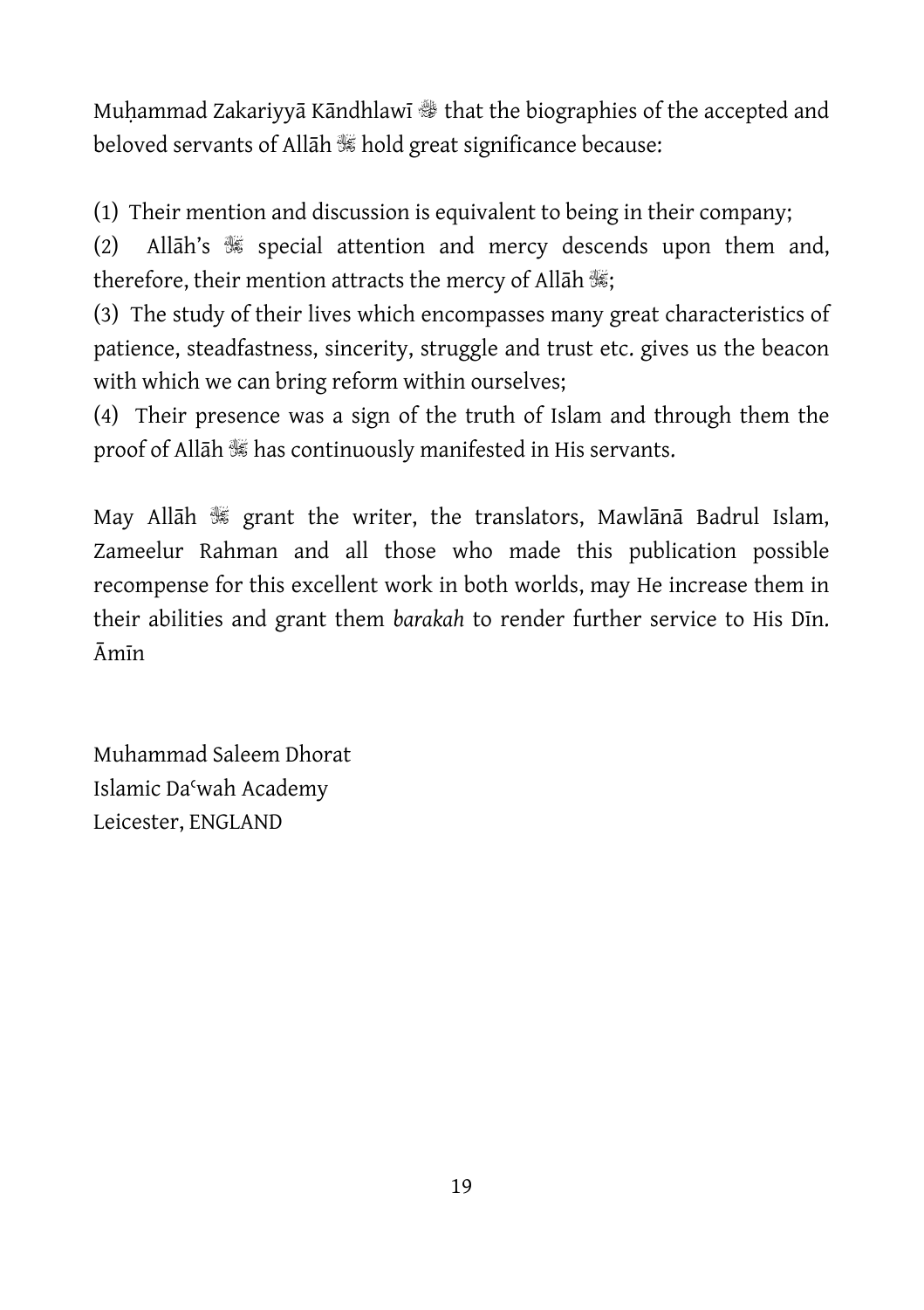Muḥammad Zakariyyā Kāndhlawī ﷫ that the biographies of the accepted and beloved servants of Allāh ﷻ hold great significance because:

(1) Their mention and discussion is equivalent to being in their company;
(2) Allāh's ﷻ special attention and mercy descends upon them and, therefore, their mention attracts the mercy of Allāh ﷻ;
(3) The study of their lives which encompasses many great characteristics of patience, steadfastness, sincerity, struggle and trust etc. gives us the beacon with which we can bring reform within ourselves;
(4) Their presence was a sign of the truth of Islam and through them the proof of Allāh ﷻ has continuously manifested in His servants.

May Allāh ﷻ grant the writer, the translators, Mawlānā Badrul Islam, Zameelur Rahman and all those who made this publication possible recompense for this excellent work in both worlds, may He increase them in their abilities and grant them *barakah* to render further service to His Dīn. Āmīn

Muhammad Saleem Dhorat
Islamic Daʿwah Academy
Leicester, ENGLAND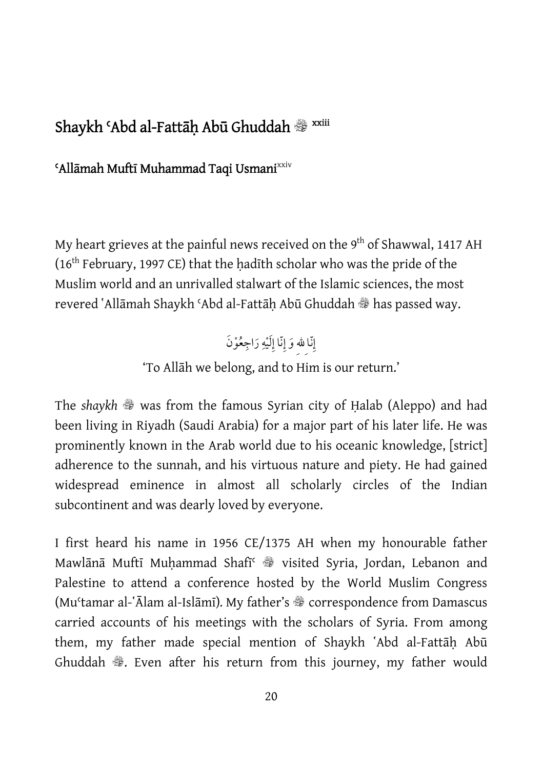## Shaykh ʿAbd al-Fattāḥ Abū Ghuddah ﷺ [xxiii]

**ʿAllāmah Muftī Muhammad Taqi Usmani**[xxiv]

My heart grieves at the painful news received on the 9th of Shawwal, 1417 AH (16th February, 1997 CE) that the ḥadīth scholar who was the pride of the Muslim world and an unrivalled stalwart of the Islamic sciences, the most revered ʿAllāmah Shaykh ʿAbd al-Fattāḥ Abū Ghuddah ﷺ has passed way.

إِنَّا لله وَ إِنَّا إِلَيْهِ رَاجِعُوْنَ

'To Allāh we belong, and to Him is our return.'

The *shaykh* ﷺ was from the famous Syrian city of Ḥalab (Aleppo) and had been living in Riyadh (Saudi Arabia) for a major part of his later life. He was prominently known in the Arab world due to his oceanic knowledge, [strict] adherence to the sunnah, and his virtuous nature and piety. He had gained widespread eminence in almost all scholarly circles of the Indian subcontinent and was dearly loved by everyone.

I first heard his name in 1956 CE/1375 AH when my honourable father Mawlānā Muftī Muḥammad Shafīʿ ﷺ visited Syria, Jordan, Lebanon and Palestine to attend a conference hosted by the World Muslim Congress (Muʿtamar al-ʿĀlam al-Islāmī). My father's ﷺ correspondence from Damascus carried accounts of his meetings with the scholars of Syria. From among them, my father made special mention of Shaykh ʿAbd al-Fattāḥ Abū Ghuddah ﷺ. Even after his return from this journey, my father would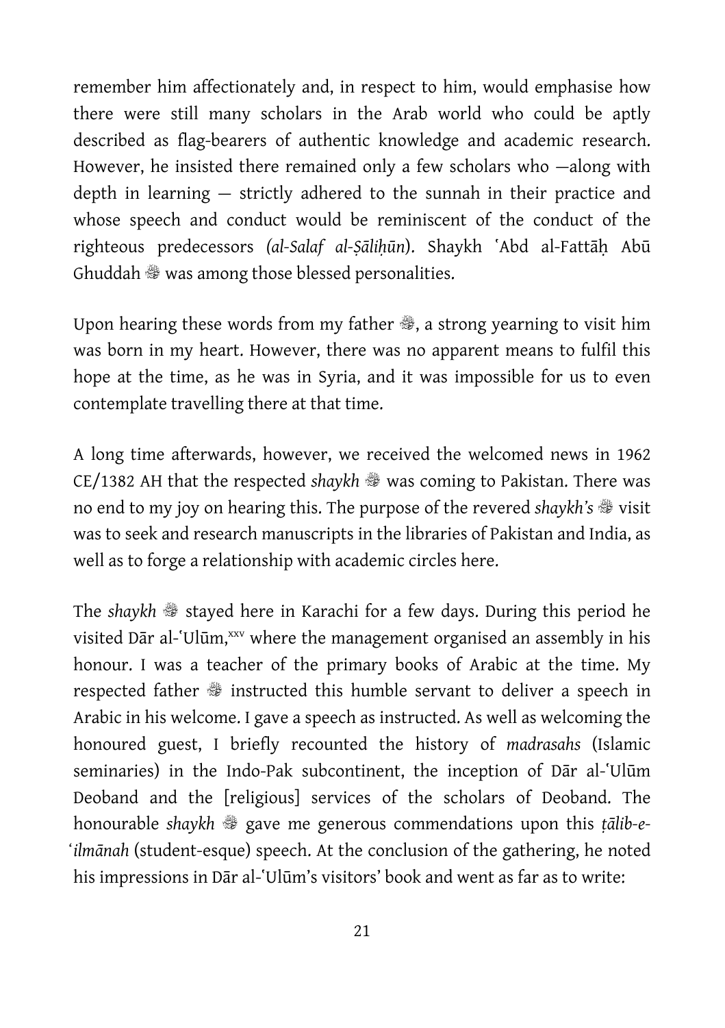remember him affectionately and, in respect to him, would emphasise how there were still many scholars in the Arab world who could be aptly described as flag-bearers of authentic knowledge and academic research. However, he insisted there remained only a few scholars who —along with depth in learning — strictly adhered to the sunnah in their practice and whose speech and conduct would be reminiscent of the conduct of the righteous predecessors *(al-Salaf al-Ṣāliḥūn)*. Shaykh ʿAbd al-Fattāḥ Abū Ghuddah ﷺ was among those blessed personalities.

Upon hearing these words from my father ﷺ, a strong yearning to visit him was born in my heart. However, there was no apparent means to fulfil this hope at the time, as he was in Syria, and it was impossible for us to even contemplate travelling there at that time.

A long time afterwards, however, we received the welcomed news in 1962 CE/1382 AH that the respected *shaykh* ﷺ was coming to Pakistan. There was no end to my joy on hearing this. The purpose of the revered *shaykh's* ﷺ visit was to seek and research manuscripts in the libraries of Pakistan and India, as well as to forge a relationship with academic circles here.

The *shaykh* ﷺ stayed here in Karachi for a few days. During this period he visited Dār al-ʿUlūm,[xxv] where the management organised an assembly in his honour. I was a teacher of the primary books of Arabic at the time. My respected father ﷺ instructed this humble servant to deliver a speech in Arabic in his welcome. I gave a speech as instructed. As well as welcoming the honoured guest, I briefly recounted the history of *madrasahs* (Islamic seminaries) in the Indo-Pak subcontinent, the inception of Dār al-ʿUlūm Deoband and the [religious] services of the scholars of Deoband. The honourable *shaykh* ﷺ gave me generous commendations upon this *ṭālib-e-ʿilmānah* (student-esque) speech. At the conclusion of the gathering, he noted his impressions in Dār al-ʿUlūm's visitors' book and went as far as to write: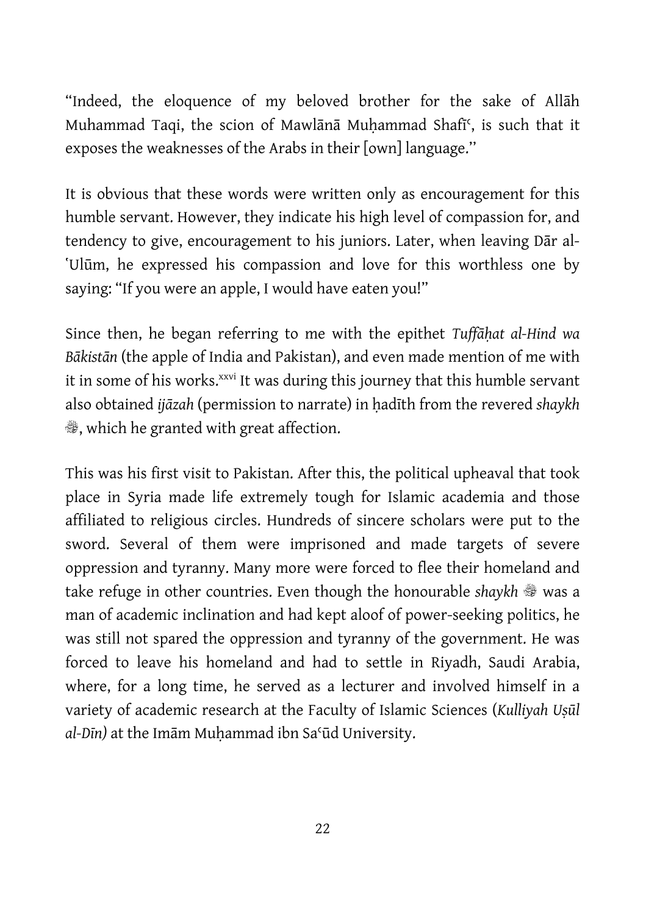"Indeed, the eloquence of my beloved brother for the sake of Allāh Muhammad Taqi, the scion of Mawlānā Muḥammad Shafīʿ, is such that it exposes the weaknesses of the Arabs in their [own] language."

It is obvious that these words were written only as encouragement for this humble servant. However, they indicate his high level of compassion for, and tendency to give, encouragement to his juniors. Later, when leaving Dār al-ʿUlūm, he expressed his compassion and love for this worthless one by saying: "If you were an apple, I would have eaten you!"

Since then, he began referring to me with the epithet *Tuffāḥat al-Hind wa Bākistān* (the apple of India and Pakistan), and even made mention of me with it in some of his works.[xxvi] It was during this journey that this humble servant also obtained *ijāzah* (permission to narrate) in ḥadīth from the revered *shaykh* ﷺ, which he granted with great affection.

This was his first visit to Pakistan. After this, the political upheaval that took place in Syria made life extremely tough for Islamic academia and those affiliated to religious circles. Hundreds of sincere scholars were put to the sword. Several of them were imprisoned and made targets of severe oppression and tyranny. Many more were forced to flee their homeland and take refuge in other countries. Even though the honourable *shaykh* ﷺ was a man of academic inclination and had kept aloof of power-seeking politics, he was still not spared the oppression and tyranny of the government. He was forced to leave his homeland and had to settle in Riyadh, Saudi Arabia, where, for a long time, he served as a lecturer and involved himself in a variety of academic research at the Faculty of Islamic Sciences (*Kulliyah Uṣūl al-Dīn)* at the Imām Muḥammad ibn Saʿūd University.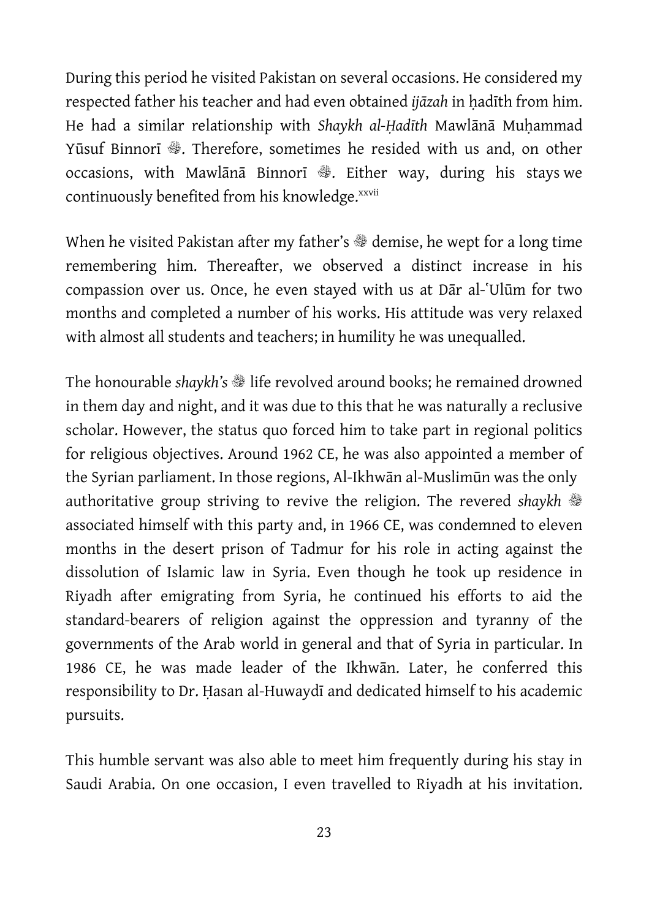During this period he visited Pakistan on several occasions. He considered my respected father his teacher and had even obtained *ijāzah* in ḥadīth from him. He had a similar relationship with *Shaykh al-Ḥadīth* Mawlānā Muḥammad Yūsuf Binnorī ﷺ. Therefore, sometimes he resided with us and, on other occasions, with Mawlānā Binnorī ﷺ. Either way, during his stays we continuously benefited from his knowledge.[xxvii]

When he visited Pakistan after my father's ﷺ demise, he wept for a long time remembering him. Thereafter, we observed a distinct increase in his compassion over us. Once, he even stayed with us at Dār al-ʿUlūm for two months and completed a number of his works. His attitude was very relaxed with almost all students and teachers; in humility he was unequalled.

The honourable *shaykh's* ﷺ life revolved around books; he remained drowned in them day and night, and it was due to this that he was naturally a reclusive scholar. However, the status quo forced him to take part in regional politics for religious objectives. Around 1962 CE, he was also appointed a member of the Syrian parliament. In those regions, Al-Ikhwān al-Muslimūn was the only authoritative group striving to revive the religion. The revered *shaykh* ﷺ associated himself with this party and, in 1966 CE, was condemned to eleven months in the desert prison of Tadmur for his role in acting against the dissolution of Islamic law in Syria. Even though he took up residence in Riyadh after emigrating from Syria, he continued his efforts to aid the standard-bearers of religion against the oppression and tyranny of the governments of the Arab world in general and that of Syria in particular. In 1986 CE, he was made leader of the Ikhwān. Later, he conferred this responsibility to Dr. Ḥasan al-Huwaydī and dedicated himself to his academic pursuits.

This humble servant was also able to meet him frequently during his stay in Saudi Arabia. On one occasion, I even travelled to Riyadh at his invitation.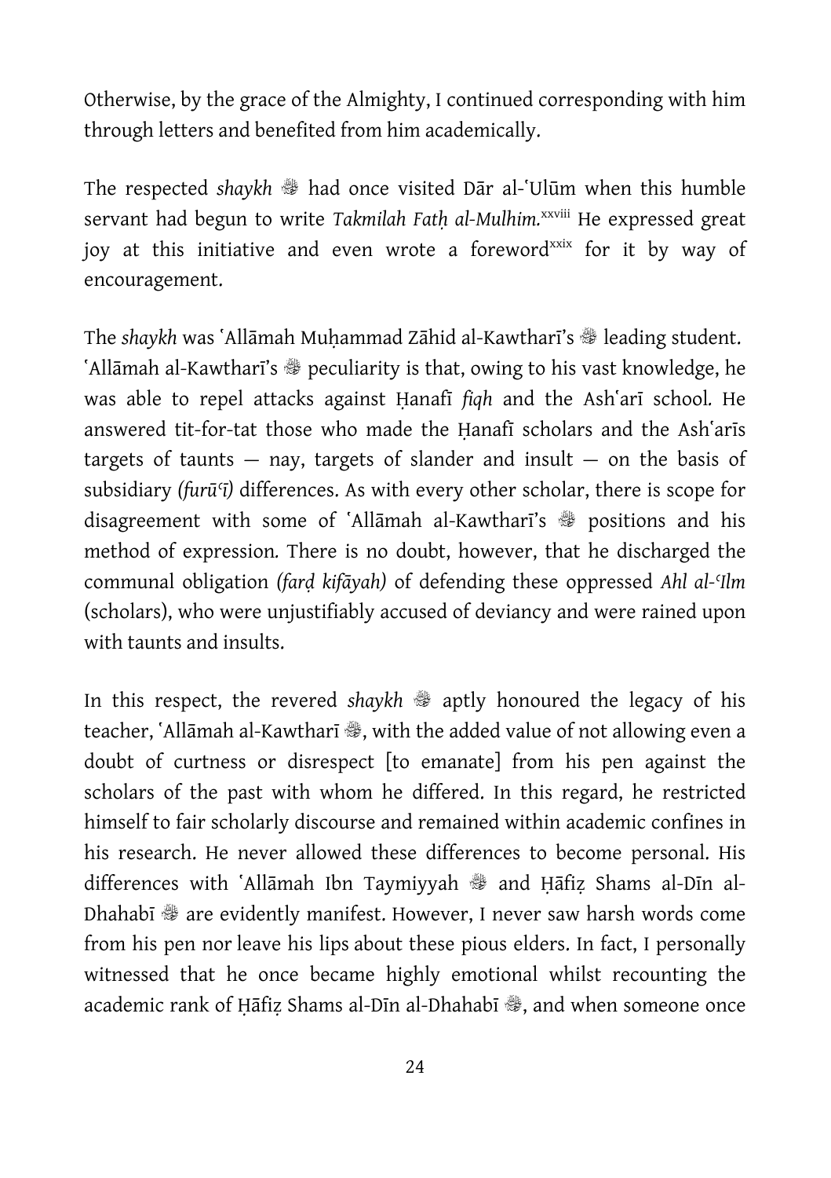Otherwise, by the grace of the Almighty, I continued corresponding with him through letters and benefited from him academically.

The respected *shaykh* ﷺ had once visited Dār al-ʿUlūm when this humble servant had begun to write *Takmilah Fatḥ al-Mulhim.*[xxviii] He expressed great joy at this initiative and even wrote a foreword[xxix] for it by way of encouragement.

The *shaykh* was ʿAllāmah Muḥammad Zāhid al-Kawtharī's ﷺ leading student. ʿAllāmah al-Kawtharī's ﷺ peculiarity is that, owing to his vast knowledge, he was able to repel attacks against Ḥanafī *fiqh* and the Ashʿarī school. He answered tit-for-tat those who made the Ḥanafī scholars and the Ashʿarīs targets of taunts — nay, targets of slander and insult — on the basis of subsidiary *(furūʿī)* differences. As with every other scholar, there is scope for disagreement with some of ʿAllāmah al-Kawtharī's ﷺ positions and his method of expression. There is no doubt, however, that he discharged the communal obligation *(farḍ kifāyah)* of defending these oppressed *Ahl al-ʿIlm* (scholars), who were unjustifiably accused of deviancy and were rained upon with taunts and insults.

In this respect, the revered *shaykh* ﷺ aptly honoured the legacy of his teacher, ʿAllāmah al-Kawtharī ﷺ, with the added value of not allowing even a doubt of curtness or disrespect [to emanate] from his pen against the scholars of the past with whom he differed. In this regard, he restricted himself to fair scholarly discourse and remained within academic confines in his research. He never allowed these differences to become personal. His differences with ʿAllāmah Ibn Taymiyyah ﷺ and Ḥāfiẓ Shams al-Dīn al-Dhahabī ﷺ are evidently manifest. However, I never saw harsh words come from his pen nor leave his lips about these pious elders. In fact, I personally witnessed that he once became highly emotional whilst recounting the academic rank of Ḥāfiẓ Shams al-Dīn al-Dhahabī ﷺ, and when someone once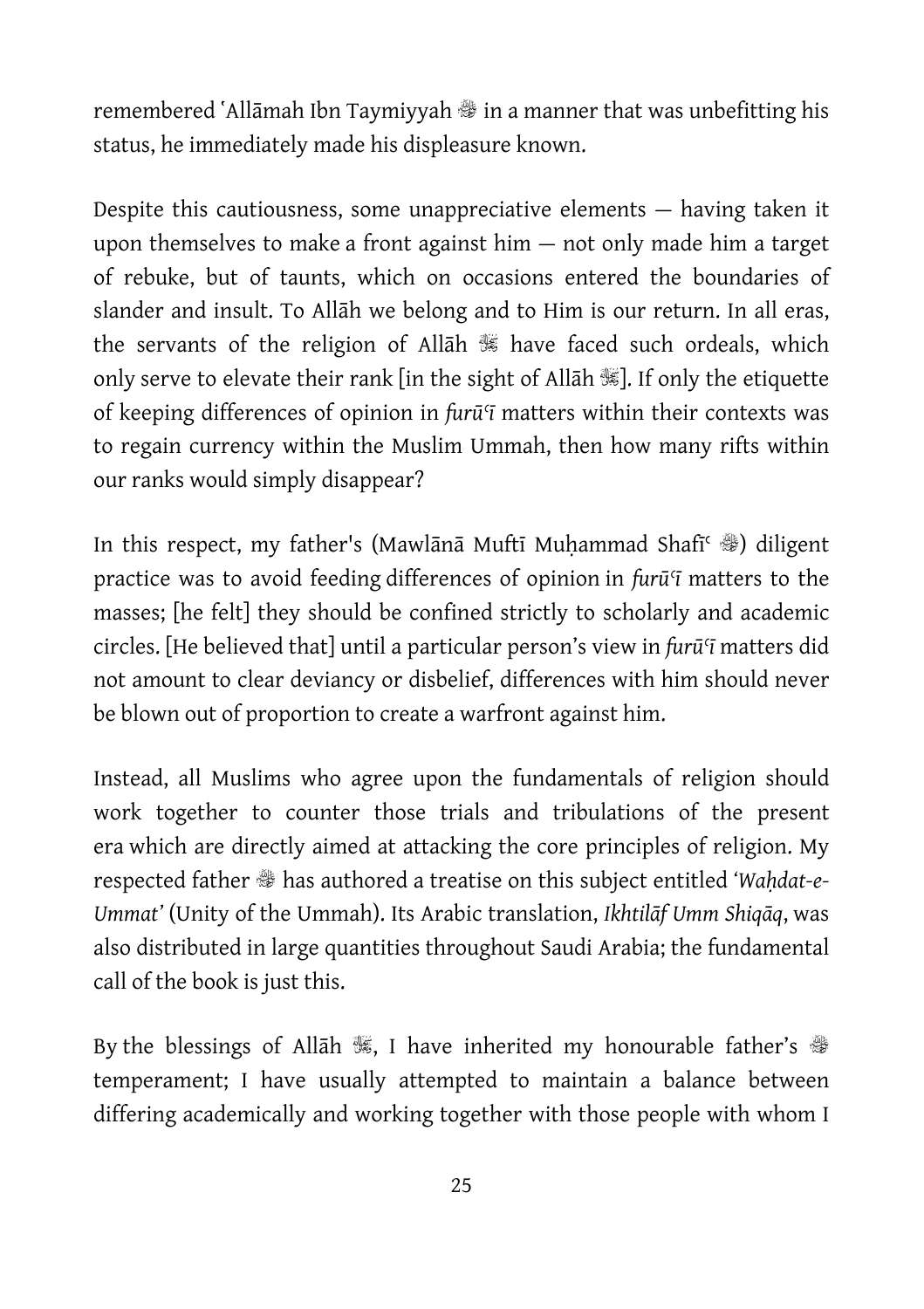remembered ʿAllāmah Ibn Taymiyyah ؒ in a manner that was unbefitting his status, he immediately made his displeasure known.

Despite this cautiousness, some unappreciative elements — having taken it upon themselves to make a front against him — not only made him a target of rebuke, but of taunts, which on occasions entered the boundaries of slander and insult. To Allāh we belong and to Him is our return. In all eras, the servants of the religion of Allāh ﷻ have faced such ordeals, which only serve to elevate their rank [in the sight of Allāh ﷻ]. If only the etiquette of keeping differences of opinion in *furūʿī* matters within their contexts was to regain currency within the Muslim Ummah, then how many rifts within our ranks would simply disappear?

In this respect, my father's (Mawlānā Muftī Muḥammad Shafīʿ ؒ) diligent practice was to avoid feeding differences of opinion in *furūʿī* matters to the masses; [he felt] they should be confined strictly to scholarly and academic circles. [He believed that] until a particular person's view in *furūʿī* matters did not amount to clear deviancy or disbelief, differences with him should never be blown out of proportion to create a warfront against him.

Instead, all Muslims who agree upon the fundamentals of religion should work together to counter those trials and tribulations of the present era which are directly aimed at attacking the core principles of religion. My respected father ؒ has authored a treatise on this subject entitled *'Waḥdat-e-Ummat'* (Unity of the Ummah). Its Arabic translation, *Ikhtilāf Umm Shiqāq*, was also distributed in large quantities throughout Saudi Arabia; the fundamental call of the book is just this.

By the blessings of Allāh ﷻ, I have inherited my honourable father's ؒ temperament; I have usually attempted to maintain a balance between differing academically and working together with those people with whom I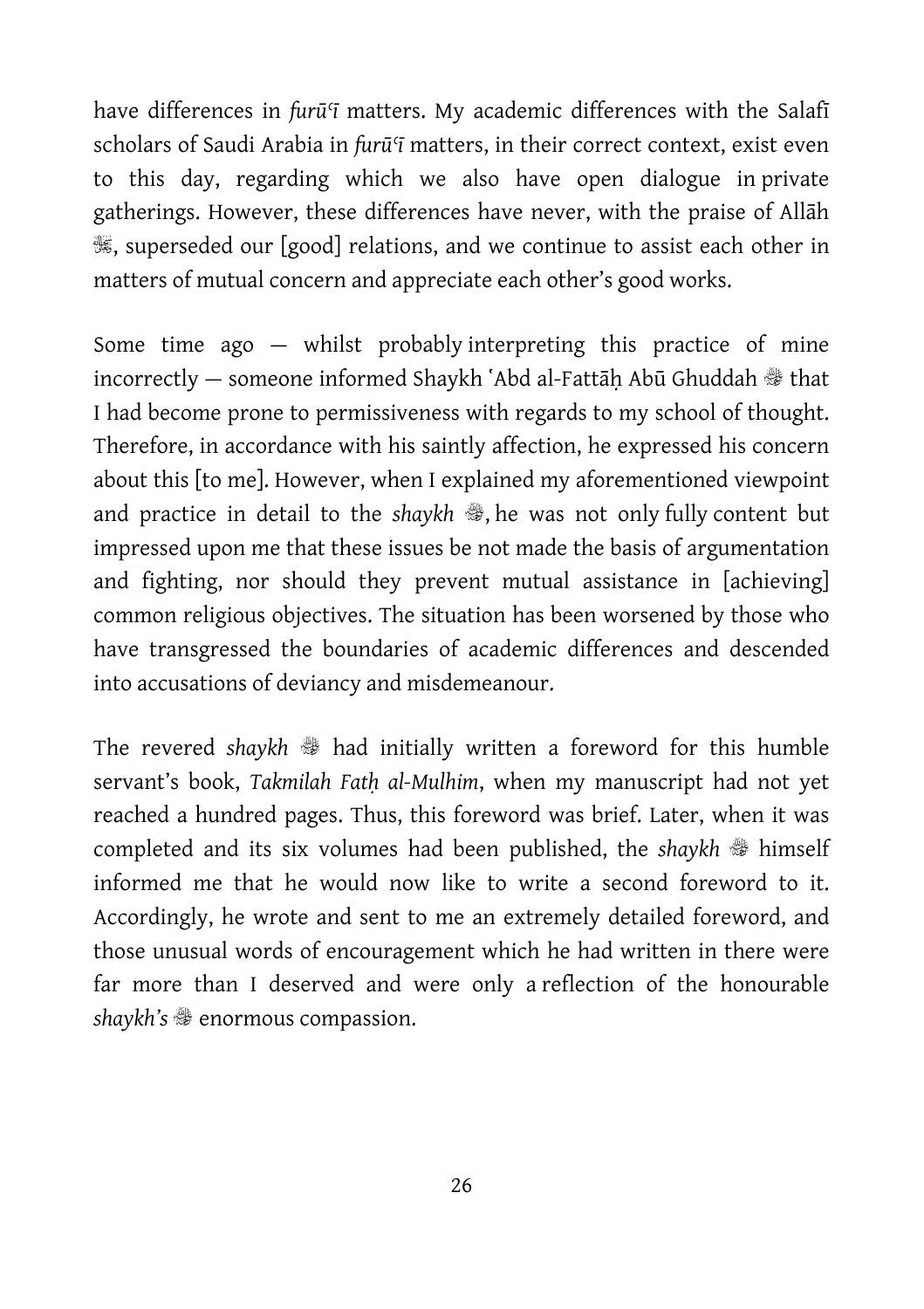have differences in *furūʿī* matters. My academic differences with the Salafī scholars of Saudi Arabia in *furūʿī* matters, in their correct context, exist even to this day, regarding which we also have open dialogue in private gatherings. However, these differences have never, with the praise of Allāh ﷻ, superseded our [good] relations, and we continue to assist each other in matters of mutual concern and appreciate each other's good works.

Some time ago — whilst probably interpreting this practice of mine incorrectly — someone informed Shaykh ʿAbd al-Fattāḥ Abū Ghuddah ؒ that I had become prone to permissiveness with regards to my school of thought. Therefore, in accordance with his saintly affection, he expressed his concern about this [to me]. However, when I explained my aforementioned viewpoint and practice in detail to the *shaykh* ؒ, he was not only fully content but impressed upon me that these issues be not made the basis of argumentation and fighting, nor should they prevent mutual assistance in [achieving] common religious objectives. The situation has been worsened by those who have transgressed the boundaries of academic differences and descended into accusations of deviancy and misdemeanour.

The revered *shaykh* ؒ had initially written a foreword for this humble servant's book, *Takmilah Fatḥ al-Mulhim*, when my manuscript had not yet reached a hundred pages. Thus, this foreword was brief. Later, when it was completed and its six volumes had been published, the *shaykh* ؒ himself informed me that he would now like to write a second foreword to it. Accordingly, he wrote and sent to me an extremely detailed foreword, and those unusual words of encouragement which he had written in there were far more than I deserved and were only a reflection of the honourable *shaykh's* ؒ enormous compassion.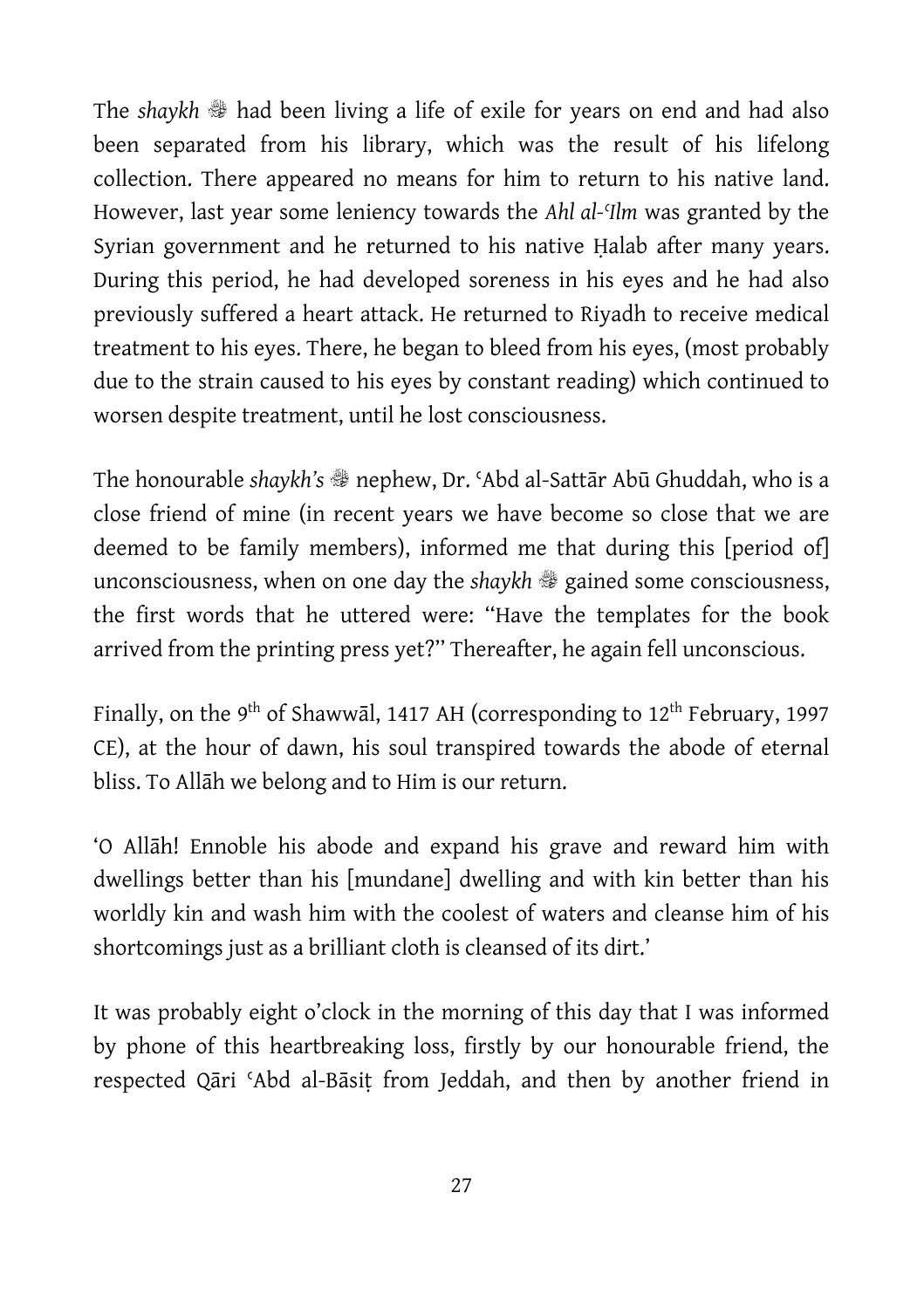The *shaykh* ﷺ had been living a life of exile for years on end and had also been separated from his library, which was the result of his lifelong collection. There appeared no means for him to return to his native land. However, last year some leniency towards the *Ahl al-ʿIlm* was granted by the Syrian government and he returned to his native Ḥalab after many years. During this period, he had developed soreness in his eyes and he had also previously suffered a heart attack. He returned to Riyadh to receive medical treatment to his eyes. There, he began to bleed from his eyes, (most probably due to the strain caused to his eyes by constant reading) which continued to worsen despite treatment, until he lost consciousness.

The honourable *shaykh's* ﷺ nephew, Dr. ʿAbd al-Sattār Abū Ghuddah, who is a close friend of mine (in recent years we have become so close that we are deemed to be family members), informed me that during this [period of] unconsciousness, when on one day the *shaykh* ﷺ gained some consciousness, the first words that he uttered were: "Have the templates for the book arrived from the printing press yet?" Thereafter, he again fell unconscious.

Finally, on the 9th of Shawwāl, 1417 AH (corresponding to 12th February, 1997 CE), at the hour of dawn, his soul transpired towards the abode of eternal bliss. To Allāh we belong and to Him is our return.

'O Allāh! Ennoble his abode and expand his grave and reward him with dwellings better than his [mundane] dwelling and with kin better than his worldly kin and wash him with the coolest of waters and cleanse him of his shortcomings just as a brilliant cloth is cleansed of its dirt.'

It was probably eight o'clock in the morning of this day that I was informed by phone of this heartbreaking loss, firstly by our honourable friend, the respected Qāri ʿAbd al-Bāsiṭ from Jeddah, and then by another friend in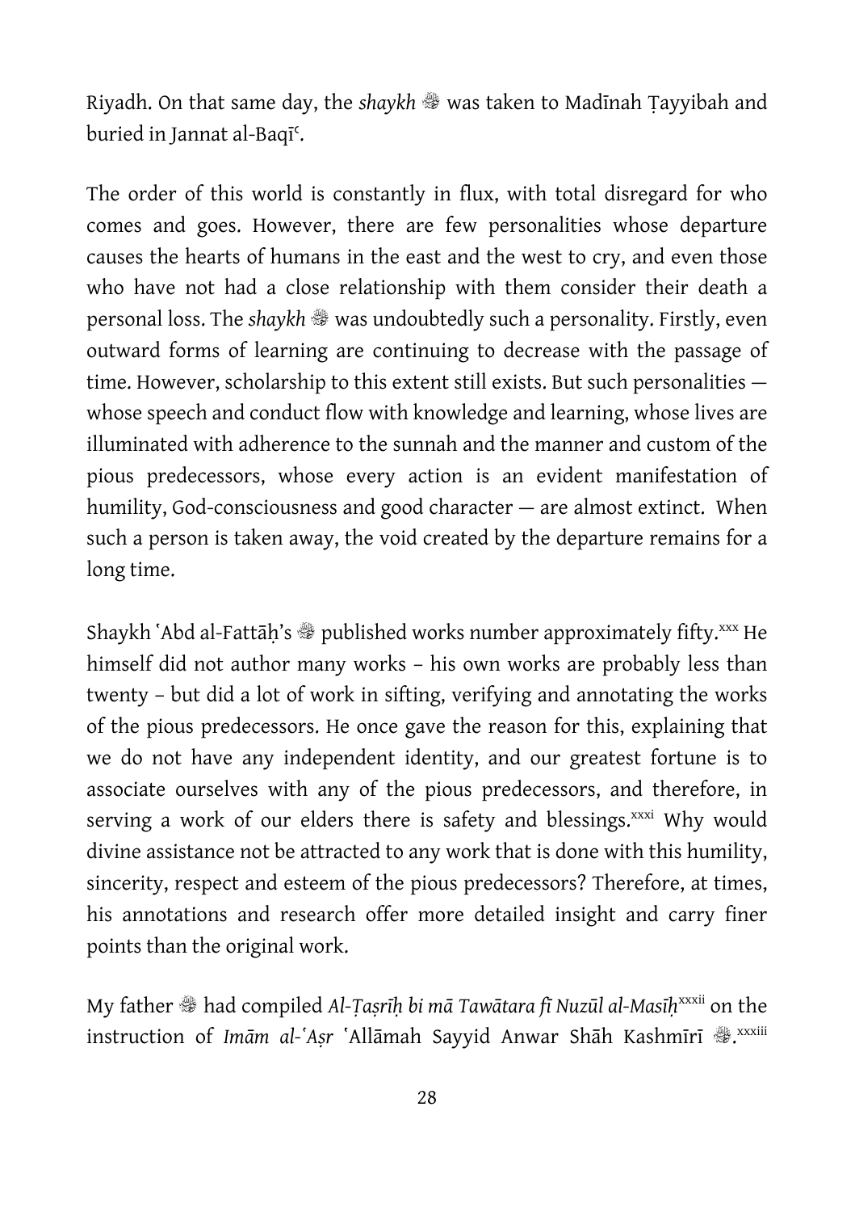Riyadh. On that same day, the *shaykh* ﵀ was taken to Madīnah Ṭayyibah and buried in Jannat al-Baqīʿ.

The order of this world is constantly in flux, with total disregard for who comes and goes. However, there are few personalities whose departure causes the hearts of humans in the east and the west to cry, and even those who have not had a close relationship with them consider their death a personal loss. The *shaykh* ﵀ was undoubtedly such a personality. Firstly, even outward forms of learning are continuing to decrease with the passage of time. However, scholarship to this extent still exists. But such personalities — whose speech and conduct flow with knowledge and learning, whose lives are illuminated with adherence to the sunnah and the manner and custom of the pious predecessors, whose every action is an evident manifestation of humility, God-consciousness and good character — are almost extinct. When such a person is taken away, the void created by the departure remains for a long time.

Shaykh ʿAbd al-Fattāḥ's ﵀ published works number approximately fifty.[xxx] He himself did not author many works – his own works are probably less than twenty – but did a lot of work in sifting, verifying and annotating the works of the pious predecessors. He once gave the reason for this, explaining that we do not have any independent identity, and our greatest fortune is to associate ourselves with any of the pious predecessors, and therefore, in serving a work of our elders there is safety and blessings.[xxxi] Why would divine assistance not be attracted to any work that is done with this humility, sincerity, respect and esteem of the pious predecessors? Therefore, at times, his annotations and research offer more detailed insight and carry finer points than the original work.

My father ﵀ had compiled *Al-Taṣrīḥ bi mā Tawātara fī Nuzūl al-Masīḥ*[xxxii] on the instruction of *Imām al-ʿAṣr* ʿAllāmah Sayyid Anwar Shāh Kashmīrī ﵀.[xxxiii]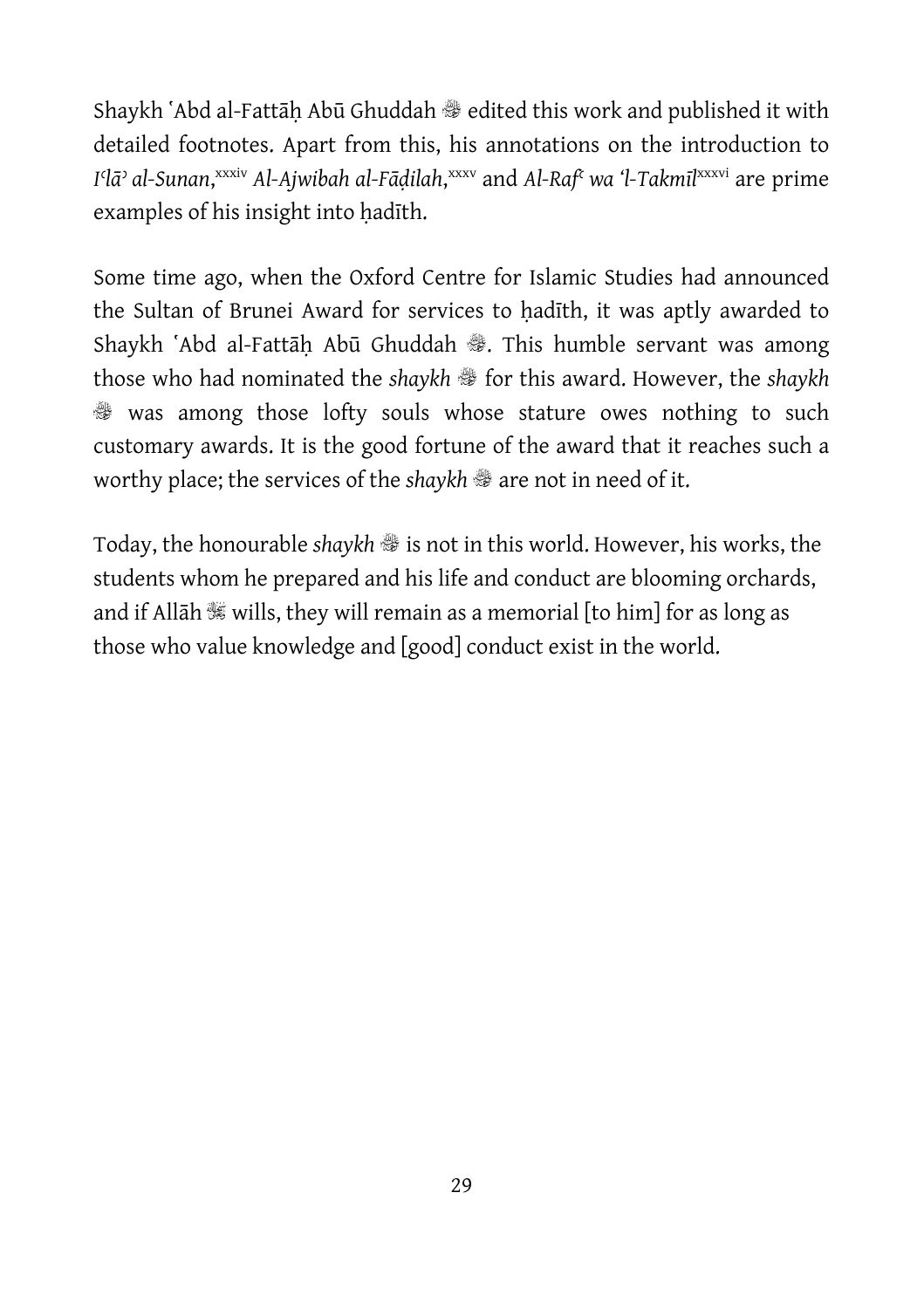Shaykh ʿAbd al-Fattāḥ Abū Ghuddah ﵀ edited this work and published it with detailed footnotes. Apart from this, his annotations on the introduction to *Iʿlāʾ al-Sunan*,[xxxiv] *Al-Ajwibah al-Fāḍilah*,[xxxv] and *Al-Rafʿ wa 'l-Takmīl*[xxxvi] are prime examples of his insight into ḥadīth.

Some time ago, when the Oxford Centre for Islamic Studies had announced the Sultan of Brunei Award for services to ḥadīth, it was aptly awarded to Shaykh ʿAbd al-Fattāḥ Abū Ghuddah ﵀. This humble servant was among those who had nominated the *shaykh* ﵀ for this award. However, the *shaykh* ﵀ was among those lofty souls whose stature owes nothing to such customary awards. It is the good fortune of the award that it reaches such a worthy place; the services of the *shaykh* ﵀ are not in need of it.

Today, the honourable *shaykh* ﵀ is not in this world. However, his works, the students whom he prepared and his life and conduct are blooming orchards, and if Allāh ﷻ wills, they will remain as a memorial [to him] for as long as those who value knowledge and [good] conduct exist in the world.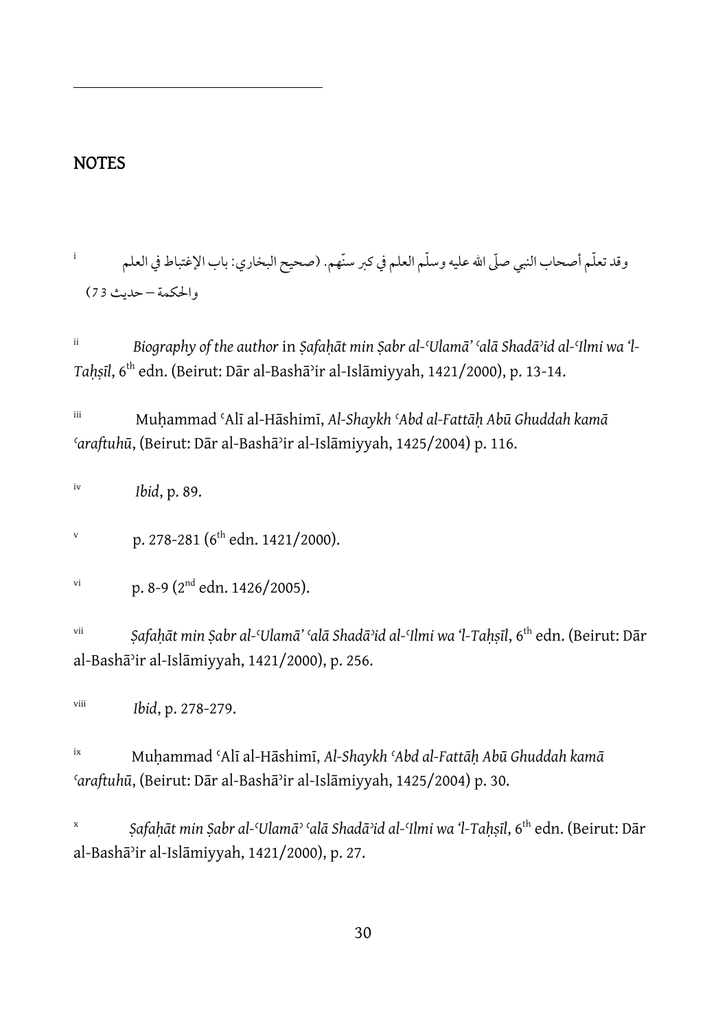## NOTES

i وقد تعلّم أصحاب النبي صلّى الله عليه وسلّم العلم في كبر سنّهم. (صحيح البخاري: باب الإغتباط في العلم والحكمة – حديث 73)

ii *Biography of the author* in *Ṣafaḥāt min Ṣabr al-ʿUlamāʾ ʿalā Shadāʾid al-ʿIlmi wa ʾl-Taḥṣīl*, 6th edn. (Beirut: Dār al-Bashāʾir al-Islāmiyyah, 1421/2000), p. 13-14.

iii Muḥammad ʿAlī al-Hāshimī, *Al-Shaykh ʿAbd al-Fattāḥ Abū Ghuddah kamā ʿaraftuhū*, (Beirut: Dār al-Bashāʾir al-Islāmiyyah, 1425/2004) p. 116.

iv *Ibid*, p. 89.

v p. 278-281 (6th edn. 1421/2000).

vi p. 8-9 (2nd edn. 1426/2005).

vii *Ṣafaḥāt min Ṣabr al-ʿUlamāʾ ʿalā Shadāʾid al-ʿIlmi wa ʾl-Taḥṣīl*, 6th edn. (Beirut: Dār al-Bashāʾir al-Islāmiyyah, 1421/2000), p. 256.

viii *Ibid*, p. 278-279.

ix Muḥammad ʿAlī al-Hāshimī, *Al-Shaykh ʿAbd al-Fattāḥ Abū Ghuddah kamā ʿaraftuhū*, (Beirut: Dār al-Bashāʾir al-Islāmiyyah, 1425/2004) p. 30.

x *Ṣafaḥāt min Ṣabr al-ʿUlamāʾ ʿalā Shadāʾid al-ʿIlmi wa ʾl-Taḥṣīl*, 6th edn. (Beirut: Dār al-Bashāʾir al-Islāmiyyah, 1421/2000), p. 27.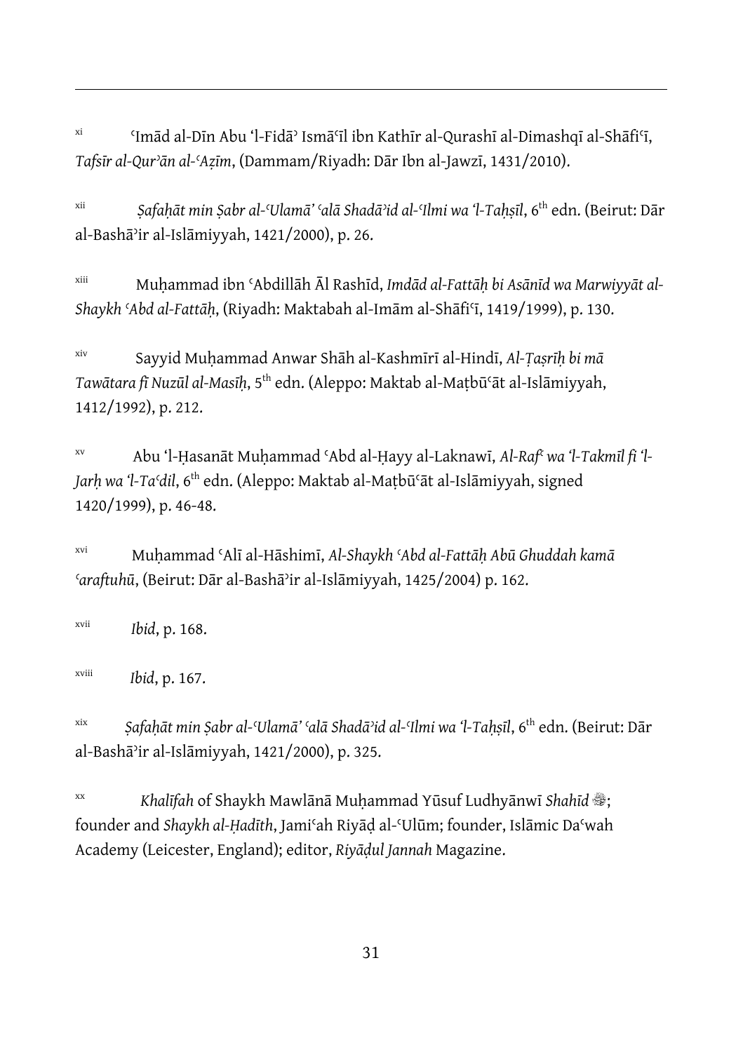---

xi ʿImād al-Dīn Abu 'l-Fidāʾ Ismāʿīl ibn Kathīr al-Qurashī al-Dimashqī al-Shāfiʿī, *Tafsīr al-Qurʾān al-ʿAẓīm*, (Dammam/Riyadh: Dār Ibn al-Jawzī, 1431/2010).

xii *Ṣafaḥāt min Ṣabr al-ʿUlamāʾ ʿalā Shadāʾid al-ʿIlmi wa 'l-Taḥṣīl*, 6th edn. (Beirut: Dār al-Bashāʾir al-Islāmiyyah, 1421/2000), p. 26.

xiii Muḥammad ibn ʿAbdillāh Āl Rashīd, *Imdād al-Fattāḥ bi Asānīd wa Marwiyyāt al-Shaykh ʿAbd al-Fattāḥ*, (Riyadh: Maktabah al-Imām al-Shāfiʿī, 1419/1999), p. 130.

xiv Sayyid Muḥammad Anwar Shāh al-Kashmīrī al-Hindī, *Al-Taṣrīḥ bi mā Tawātara fī Nuzūl al-Masīḥ*, 5th edn. (Aleppo: Maktab al-Maṭbūʿāt al-Islāmiyyah, 1412/1992), p. 212.

xv Abu 'l-Ḥasanāt Muḥammad ʿAbd al-Ḥayy al-Laknawī, *Al-Rafʿ wa 'l-Takmīl fī 'l-Jarḥ wa 'l-Taʿdil*, 6th edn. (Aleppo: Maktab al-Maṭbūʿāt al-Islāmiyyah, signed 1420/1999), p. 46-48.

xvi Muḥammad ʿAlī al-Hāshimī, *Al-Shaykh ʿAbd al-Fattāḥ Abū Ghuddah kamā ʿaraftuhū*, (Beirut: Dār al-Bashāʾir al-Islāmiyyah, 1425/2004) p. 162.

xvii *Ibid*, p. 168.

xviii *Ibid*, p. 167.

xix *Ṣafaḥāt min Ṣabr al-ʿUlamāʾ ʿalā Shadāʾid al-ʿIlmi wa 'l-Taḥṣīl*, 6th edn. (Beirut: Dār al-Bashāʾir al-Islāmiyyah, 1421/2000), p. 325.

xx *Khalīfah* of Shaykh Mawlānā Muḥammad Yūsuf Ludhyānwī *Shahīd* ﷺ; founder and *Shaykh al-Ḥadīth*, Jamiʿah Riyāḍ al-ʿUlūm; founder, Islāmic Daʿwah Academy (Leicester, England); editor, *Riyāḍul Jannah* Magazine.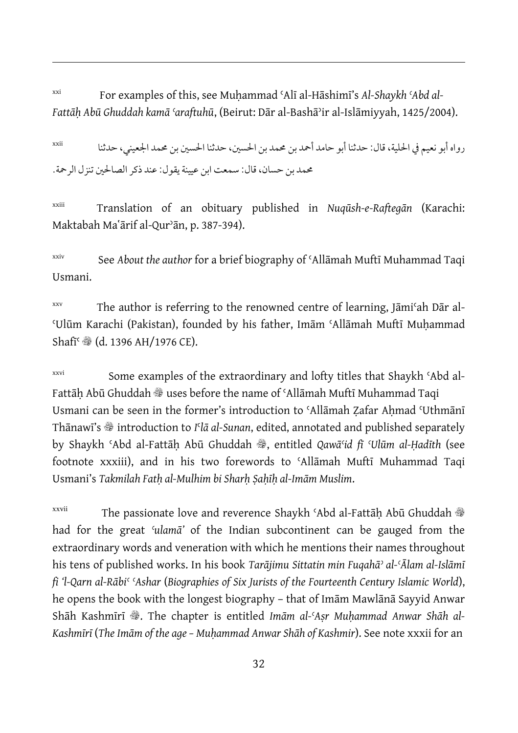xxi For examples of this, see Muḥammad ʿAlī al-Hāshimī's *Al-Shaykh ʿAbd al-Fattāḥ Abū Ghuddah kamā ʿaraftuhū*, (Beirut: Dār al-Bashāʾir al-Islāmiyyah, 1425/2004).

xxii رواه أبو نعيم في الحلية، قال: حدثنا أبو حامد أحمد بن محمد بن الحسين، حدثنا الحسين بن محمد الجعيني، حدثنا محمد بن حسان، قال: سمعت ابن عيينة يقول: عند ذكر الصالحين تنزل الرحمة.

xxiii Translation of an obituary published in *Nuqūsh-e-Raftegān* (Karachi: Maktabah Maʿārif al-Qurʾān, p. 387-394).

xxiv See *About the author* for a brief biography of ʿAllāmah Muftī Muhammad Taqi Usmani.

xxv The author is referring to the renowned centre of learning, Jāmiʿah Dār al-ʿUlūm Karachi (Pakistan), founded by his father, Imām ʿAllāmah Muftī Muḥammad Shafīʿ ﷺ (d. 1396 AH/1976 CE).

xxvi Some examples of the extraordinary and lofty titles that Shaykh ʿAbd al-Fattāḥ Abū Ghuddah ﷺ uses before the name of ʿAllāmah Muftī Muhammad Taqi Usmani can be seen in the former's introduction to ʿAllāmah Ẓafar Aḥmad ʿUthmānī Thānawī's ﷺ introduction to *Iʿlā al-Sunan*, edited, annotated and published separately by Shaykh ʿAbd al-Fattāḥ Abū Ghuddah ﷺ, entitled *Qawāʿid fī ʿUlūm al-Ḥadīth* (see footnote xxxiii), and in his two forewords to ʿAllāmah Muftī Muhammad Taqi Usmani's *Takmilah Fatḥ al-Mulhim bi Sharḥ Ṣaḥīḥ al-Imām Muslim*.

xxvii The passionate love and reverence Shaykh ʿAbd al-Fattāḥ Abū Ghuddah ﷺ had for the great *ʿulamā'* of the Indian subcontinent can be gauged from the extraordinary words and veneration with which he mentions their names throughout his tens of published works. In his book *Tarājimu Sittatin min Fuqahāʾ al-ʿĀlam al-Islāmī fi 'l-Qarn al-Rābiʿ ʿAshar* (*Biographies of Six Jurists of the Fourteenth Century Islamic World*), he opens the book with the longest biography – that of Imām Mawlānā Sayyid Anwar Shāh Kashmīrī ﷺ. The chapter is entitled *Imām al-ʿAṣr Muḥammad Anwar Shāh al-Kashmīrī* (*The Imām of the age – Muḥammad Anwar Shāh of Kashmir*). See note xxxii for an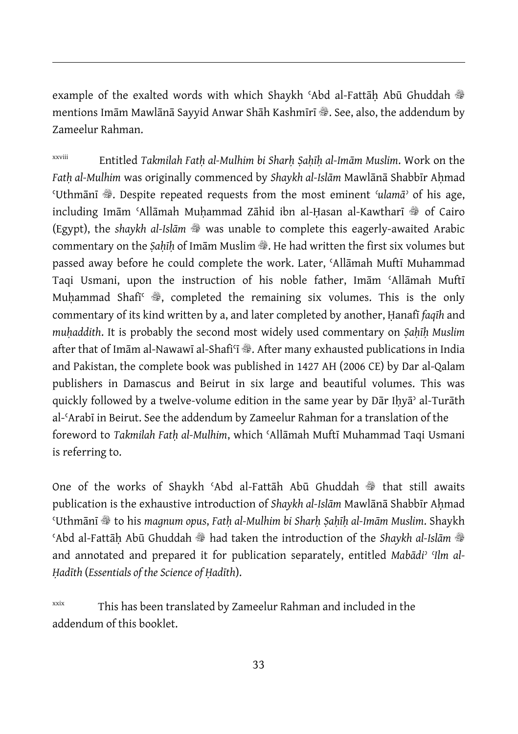example of the exalted words with which Shaykh ʿAbd al-Fattāḥ Abū Ghuddah ﷺ mentions Imām Mawlānā Sayyid Anwar Shāh Kashmīrī ﷺ. See, also, the addendum by Zameelur Rahman.

[xxviii] Entitled *Takmilah Fatḥ al-Mulhim bi Sharḥ Ṣaḥīḥ al-Imām Muslim*. Work on the *Fatḥ al-Mulhim* was originally commenced by *Shaykh al-Islām* Mawlānā Shabbīr Aḥmad ʿUthmānī ﷺ. Despite repeated requests from the most eminent *ʿulamāʾ* of his age, including Imām ʿAllāmah Muḥammad Zāhid ibn al-Ḥasan al-Kawtharī ﷺ of Cairo (Egypt), the *shaykh al-Islām* ﷺ was unable to complete this eagerly-awaited Arabic commentary on the *Ṣaḥīḥ* of Imām Muslim ﷺ. He had written the first six volumes but passed away before he could complete the work. Later, ʿAllāmah Muftī Muhammad Taqi Usmani, upon the instruction of his noble father, Imām ʿAllāmah Muftī Muḥammad Shafīʿ ﷺ, completed the remaining six volumes. This is the only commentary of its kind written by a, and later completed by another, Ḥanafī *faqīh* and *muḥaddith*. It is probably the second most widely used commentary on *Ṣaḥīḥ Muslim* after that of Imām al-Nawawī al-Shafiʿī ﷺ. After many exhausted publications in India and Pakistan, the complete book was published in 1427 AH (2006 CE) by Dar al-Qalam publishers in Damascus and Beirut in six large and beautiful volumes. This was quickly followed by a twelve-volume edition in the same year by Dār Iḥyāʾ al-Turāth al-ʿArabī in Beirut. See the addendum by Zameelur Rahman for a translation of the foreword to *Takmilah Fatḥ al-Mulhim*, which ʿAllāmah Muftī Muhammad Taqi Usmani is referring to.

One of the works of Shaykh ʿAbd al-Fattāh Abū Ghuddah ﷺ that still awaits publication is the exhaustive introduction of *Shaykh al-Islām* Mawlānā Shabbīr Aḥmad ʿUthmānī ﷺ to his *magnum opus*, *Fatḥ al-Mulhim bi Sharḥ Ṣaḥīḥ al-Imām Muslim*. Shaykh ʿAbd al-Fattāḥ Abū Ghuddah ﷺ had taken the introduction of the *Shaykh al-Islām* ﷺ and annotated and prepared it for publication separately, entitled *Mabādiʾ ʿIlm al-Ḥadīth* (*Essentials of the Science of Ḥadīth*).

[xxix] This has been translated by Zameelur Rahman and included in the addendum of this booklet.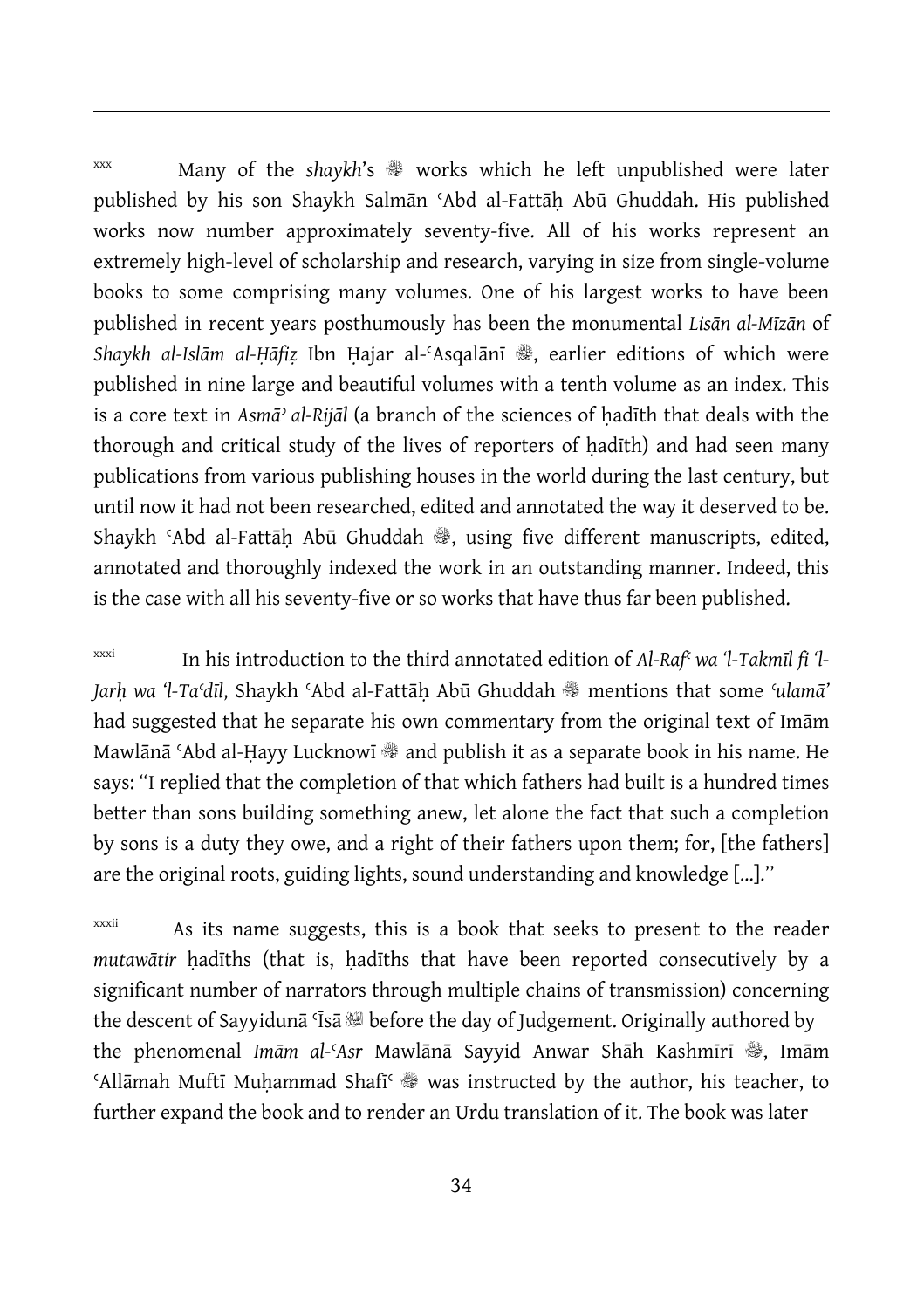xxx Many of the *shaykh*'s ﵀ works which he left unpublished were later published by his son Shaykh Salmān ʿAbd al-Fattāḥ Abū Ghuddah. His published works now number approximately seventy-five. All of his works represent an extremely high-level of scholarship and research, varying in size from single-volume books to some comprising many volumes. One of his largest works to have been published in recent years posthumously has been the monumental *Lisān al-Mīzān* of *Shaykh al-Islām al-Ḥāfiẓ* Ibn Ḥajar al-ʿAsqalānī ﵀, earlier editions of which were published in nine large and beautiful volumes with a tenth volume as an index. This is a core text in *Asmāʾ al-Rijāl* (a branch of the sciences of ḥadīth that deals with the thorough and critical study of the lives of reporters of ḥadīth) and had seen many publications from various publishing houses in the world during the last century, but until now it had not been researched, edited and annotated the way it deserved to be. Shaykh ʿAbd al-Fattāḥ Abū Ghuddah ﵀, using five different manuscripts, edited, annotated and thoroughly indexed the work in an outstanding manner. Indeed, this is the case with all his seventy-five or so works that have thus far been published.

xxxi In his introduction to the third annotated edition of *Al-Rafʿ wa 'l-Takmīl fi 'l-Jarḥ wa 'l-Taʿdīl*, Shaykh ʿAbd al-Fattāḥ Abū Ghuddah ﵀ mentions that some *ʿulamā'* had suggested that he separate his own commentary from the original text of Imām Mawlānā ʿAbd al-Ḥayy Lucknowī ﵀ and publish it as a separate book in his name. He says: "I replied that the completion of that which fathers had built is a hundred times better than sons building something anew, let alone the fact that such a completion by sons is a duty they owe, and a right of their fathers upon them; for, [the fathers] are the original roots, guiding lights, sound understanding and knowledge [...]."

xxxii As its name suggests, this is a book that seeks to present to the reader *mutawātir* ḥadīths (that is, ḥadīths that have been reported consecutively by a significant number of narrators through multiple chains of transmission) concerning the descent of Sayyidunā ʿĪsā ﷺ before the day of Judgement. Originally authored by the phenomenal *Imām al-ʿAsr* Mawlānā Sayyid Anwar Shāh Kashmīrī ﵀, Imām ʿAllāmah Muftī Muḥammad Shafīʿ ﵀ was instructed by the author, his teacher, to further expand the book and to render an Urdu translation of it. The book was later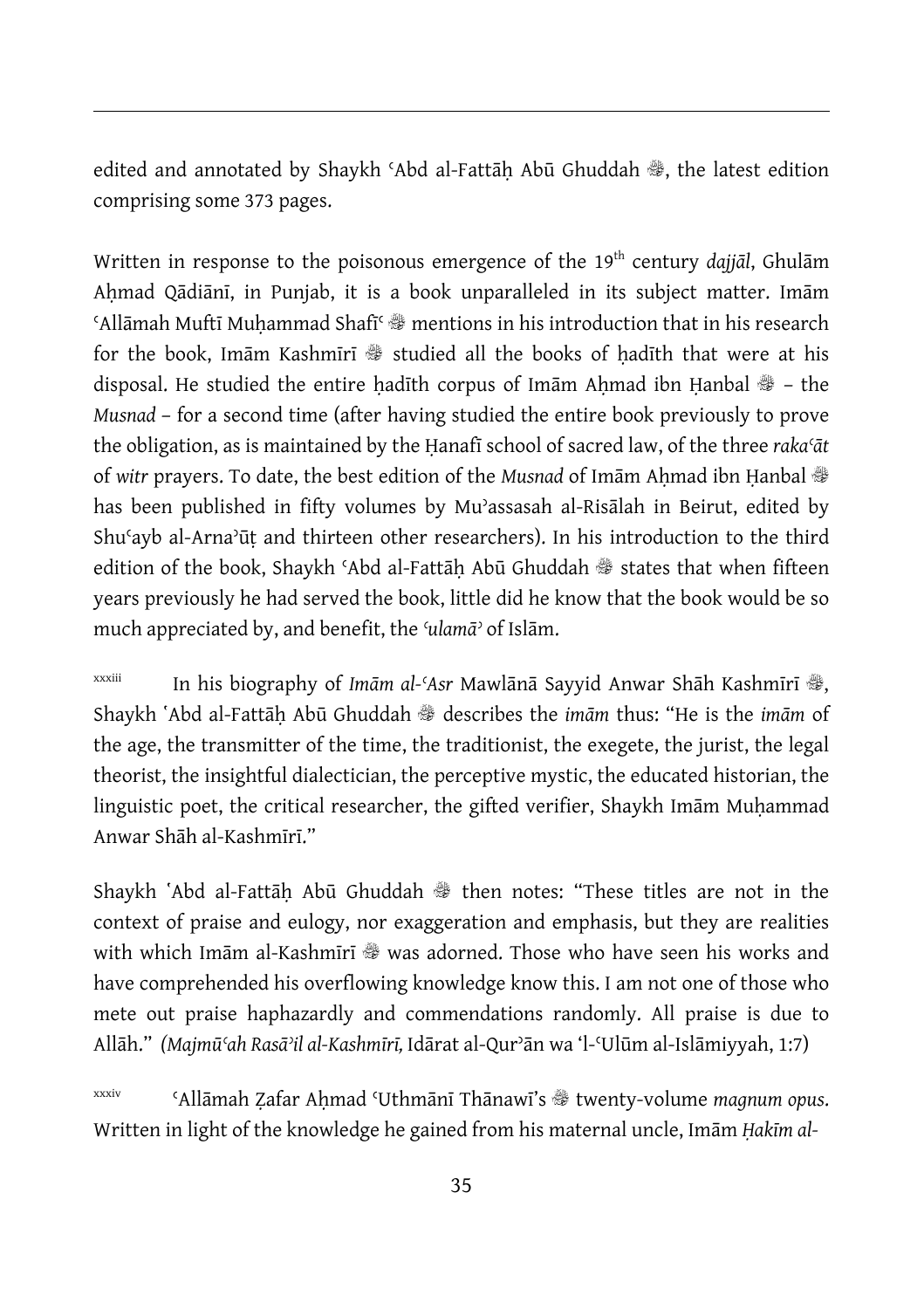edited and annotated by Shaykh ʿAbd al-Fattāḥ Abū Ghuddah ﷺ, the latest edition comprising some 373 pages.

Written in response to the poisonous emergence of the 19th century *dajjāl*, Ghulām Aḥmad Qādiānī, in Punjab, it is a book unparalleled in its subject matter. Imām ʿAllāmah Muftī Muḥammad Shafīʿ ﷺ mentions in his introduction that in his research for the book, Imām Kashmīrī ﷺ studied all the books of ḥadīth that were at his disposal. He studied the entire ḥadīth corpus of Imām Aḥmad ibn Ḥanbal ﷺ – the *Musnad* – for a second time (after having studied the entire book previously to prove the obligation, as is maintained by the Ḥanafī school of sacred law, of the three *rakaʿāt* of *witr* prayers. To date, the best edition of the *Musnad* of Imām Aḥmad ibn Ḥanbal ﷺ has been published in fifty volumes by Muʾassasah al-Risālah in Beirut, edited by Shuʿayb al-Arnaʾūṭ and thirteen other researchers). In his introduction to the third edition of the book, Shaykh ʿAbd al-Fattāḥ Abū Ghuddah ﷺ states that when fifteen years previously he had served the book, little did he know that the book would be so much appreciated by, and benefit, the *ʿulamāʾ* of Islām.

[xxxiii] In his biography of *Imām al-ʿAsr* Mawlānā Sayyid Anwar Shāh Kashmīrī ﷺ, Shaykh ʿAbd al-Fattāḥ Abū Ghuddah ﷺ describes the *imām* thus: "He is the *imām* of the age, the transmitter of the time, the traditionist, the exegete, the jurist, the legal theorist, the insightful dialectician, the perceptive mystic, the educated historian, the linguistic poet, the critical researcher, the gifted verifier, Shaykh Imām Muḥammad Anwar Shāh al-Kashmīrī."

Shaykh ʿAbd al-Fattāḥ Abū Ghuddah ﷺ then notes: "These titles are not in the context of praise and eulogy, nor exaggeration and emphasis, but they are realities with which Imām al-Kashmīrī ﷺ was adorned. Those who have seen his works and have comprehended his overflowing knowledge know this. I am not one of those who mete out praise haphazardly and commendations randomly. All praise is due to Allāh." *(Majmūʿah Rasāʾil al-Kashmīrī,* Idārat al-Qurʾān wa 'l-ʿUlūm al-Islāmiyyah, 1:7)

[xxxiv] ʿAllāmah Ẓafar Aḥmad ʿUthmānī Thānawī's ﷺ twenty-volume *magnum opus*. Written in light of the knowledge he gained from his maternal uncle, Imām *Ḥakīm al-*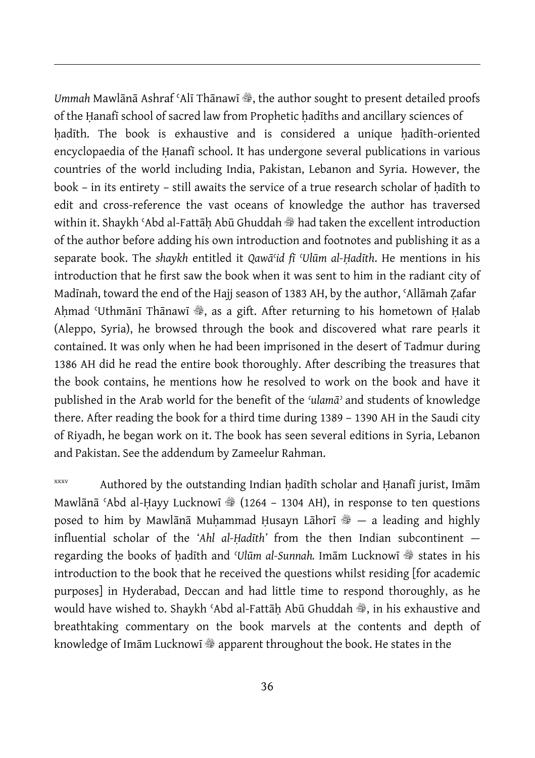*Ummah* Mawlānā Ashraf ʿAlī Thānawī ﷺ, the author sought to present detailed proofs of the Ḥanafī school of sacred law from Prophetic ḥadīths and ancillary sciences of ḥadīth. The book is exhaustive and is considered a unique ḥadīth-oriented encyclopaedia of the Ḥanafī school. It has undergone several publications in various countries of the world including India, Pakistan, Lebanon and Syria. However, the book – in its entirety – still awaits the service of a true research scholar of ḥadīth to edit and cross-reference the vast oceans of knowledge the author has traversed within it. Shaykh ʿAbd al-Fattāḥ Abū Ghuddah ﷺ had taken the excellent introduction of the author before adding his own introduction and footnotes and publishing it as a separate book. The *shaykh* entitled it *Qawāʿid fī ʿUlūm al-Ḥadīth*. He mentions in his introduction that he first saw the book when it was sent to him in the radiant city of Madīnah, toward the end of the Hajj season of 1383 AH, by the author, ʿAllāmah Ẓafar Aḥmad ʿUthmānī Thānawī ﷺ, as a gift. After returning to his hometown of Ḥalab (Aleppo, Syria), he browsed through the book and discovered what rare pearls it contained. It was only when he had been imprisoned in the desert of Tadmur during 1386 AH did he read the entire book thoroughly. After describing the treasures that the book contains, he mentions how he resolved to work on the book and have it published in the Arab world for the benefit of the *ʿulamāʾ* and students of knowledge there. After reading the book for a third time during 1389 – 1390 AH in the Saudi city of Riyadh, he began work on it. The book has seen several editions in Syria, Lebanon and Pakistan. See the addendum by Zameelur Rahman.

[xxxv] Authored by the outstanding Indian ḥadīth scholar and Ḥanafī jurist, Imām Mawlānā ʿAbd al-Ḥayy Lucknowī ﷺ (1264 – 1304 AH), in response to ten questions posed to him by Mawlānā Muḥammad Ḥusayn Lāhorī ﷺ — a leading and highly influential scholar of the *'Ahl al-Ḥadīth'* from the then Indian subcontinent — regarding the books of ḥadīth and *ʿUlūm al-Sunnah.* Imām Lucknowī ﷺ states in his introduction to the book that he received the questions whilst residing [for academic purposes] in Hyderabad, Deccan and had little time to respond thoroughly, as he would have wished to. Shaykh ʿAbd al-Fattāḥ Abū Ghuddah ﷺ, in his exhaustive and breathtaking commentary on the book marvels at the contents and depth of knowledge of Imām Lucknowī ﷺ apparent throughout the book. He states in the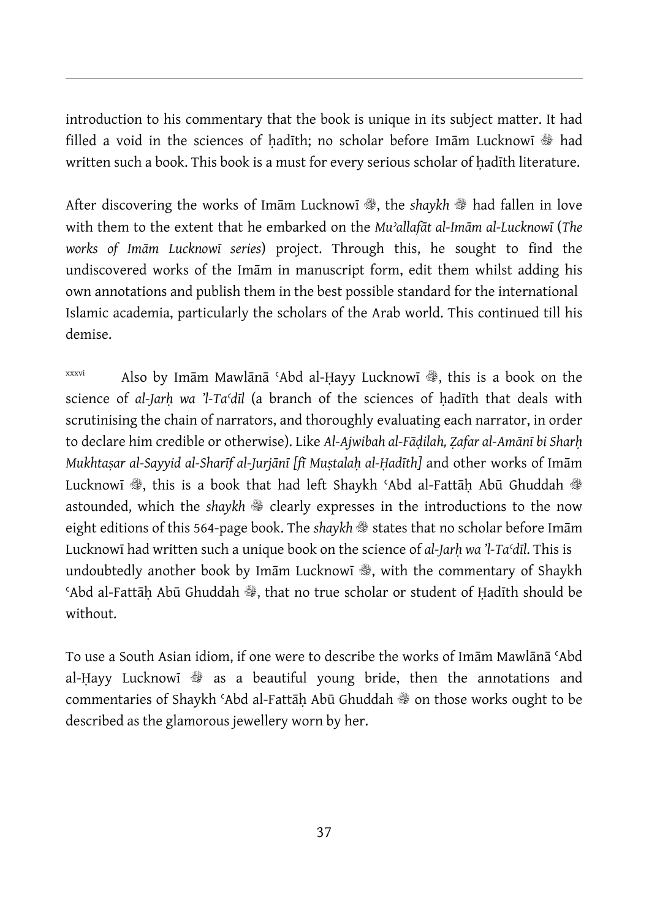introduction to his commentary that the book is unique in its subject matter. It had filled a void in the sciences of ḥadīth; no scholar before Imām Lucknowī ﷺ had written such a book. This book is a must for every serious scholar of ḥadīth literature.

After discovering the works of Imām Lucknowī ﷺ, the *shaykh* ﷺ had fallen in love with them to the extent that he embarked on the *Muʾallafāt al-Imām al-Lucknowī* (*The works of Imām Lucknowī series*) project. Through this, he sought to find the undiscovered works of the Imām in manuscript form, edit them whilst adding his own annotations and publish them in the best possible standard for the international Islamic academia, particularly the scholars of the Arab world. This continued till his demise.

[xxxvi] Also by Imām Mawlānā ʿAbd al-Ḥayy Lucknowī ﷺ, this is a book on the science of *al-Jarḥ wa ʾl-Taʿdīl* (a branch of the sciences of ḥadīth that deals with scrutinising the chain of narrators, and thoroughly evaluating each narrator, in order to declare him credible or otherwise). Like *Al-Ajwibah al-Fāḍilah, Ẓafar al-Amānī bi Sharḥ Mukhtaṣar al-Sayyid al-Sharīf al-Jurjānī [fī Muṣṭalaḥ al-Ḥadīth]* and other works of Imām Lucknowī ﷺ, this is a book that had left Shaykh ʿAbd al-Fattāḥ Abū Ghuddah ﷺ astounded, which the *shaykh* ﷺ clearly expresses in the introductions to the now eight editions of this 564-page book. The *shaykh* ﷺ states that no scholar before Imām Lucknowī had written such a unique book on the science of *al-Jarḥ wa ʾl-Taʿdīl*. This is undoubtedly another book by Imām Lucknowī ﷺ, with the commentary of Shaykh ʿAbd al-Fattāḥ Abū Ghuddah ﷺ, that no true scholar or student of Ḥadīth should be without.

To use a South Asian idiom, if one were to describe the works of Imām Mawlānā ʿAbd al-Ḥayy Lucknowī ﷺ as a beautiful young bride, then the annotations and commentaries of Shaykh ʿAbd al-Fattāḥ Abū Ghuddah ﷺ on those works ought to be described as the glamorous jewellery worn by her.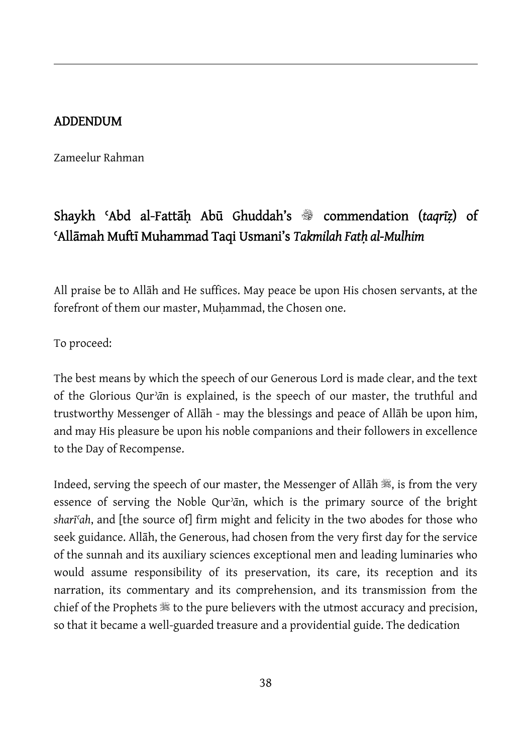## ADDENDUM

Zameelur Rahman

### Shaykh ʿAbd al-Fattāḥ Abū Ghuddah's ﷺ commendation (*taqrīẓ*) of ʿAllāmah Muftī Muhammad Taqi Usmani's *Takmilah Fatḥ al-Mulhim*

All praise be to Allāh and He suffices. May peace be upon His chosen servants, at the forefront of them our master, Muḥammad, the Chosen one.

To proceed:

The best means by which the speech of our Generous Lord is made clear, and the text of the Glorious Qurʾān is explained, is the speech of our master, the truthful and trustworthy Messenger of Allāh - may the blessings and peace of Allāh be upon him, and may His pleasure be upon his noble companions and their followers in excellence to the Day of Recompense.

Indeed, serving the speech of our master, the Messenger of Allāh ﷺ, is from the very essence of serving the Noble Qurʾān, which is the primary source of the bright *sharīʿah*, and [the source of] firm might and felicity in the two abodes for those who seek guidance. Allāh, the Generous, had chosen from the very first day for the service of the sunnah and its auxiliary sciences exceptional men and leading luminaries who would assume responsibility of its preservation, its care, its reception and its narration, its commentary and its comprehension, and its transmission from the chief of the Prophets ﷺ to the pure believers with the utmost accuracy and precision, so that it became a well-guarded treasure and a providential guide. The dedication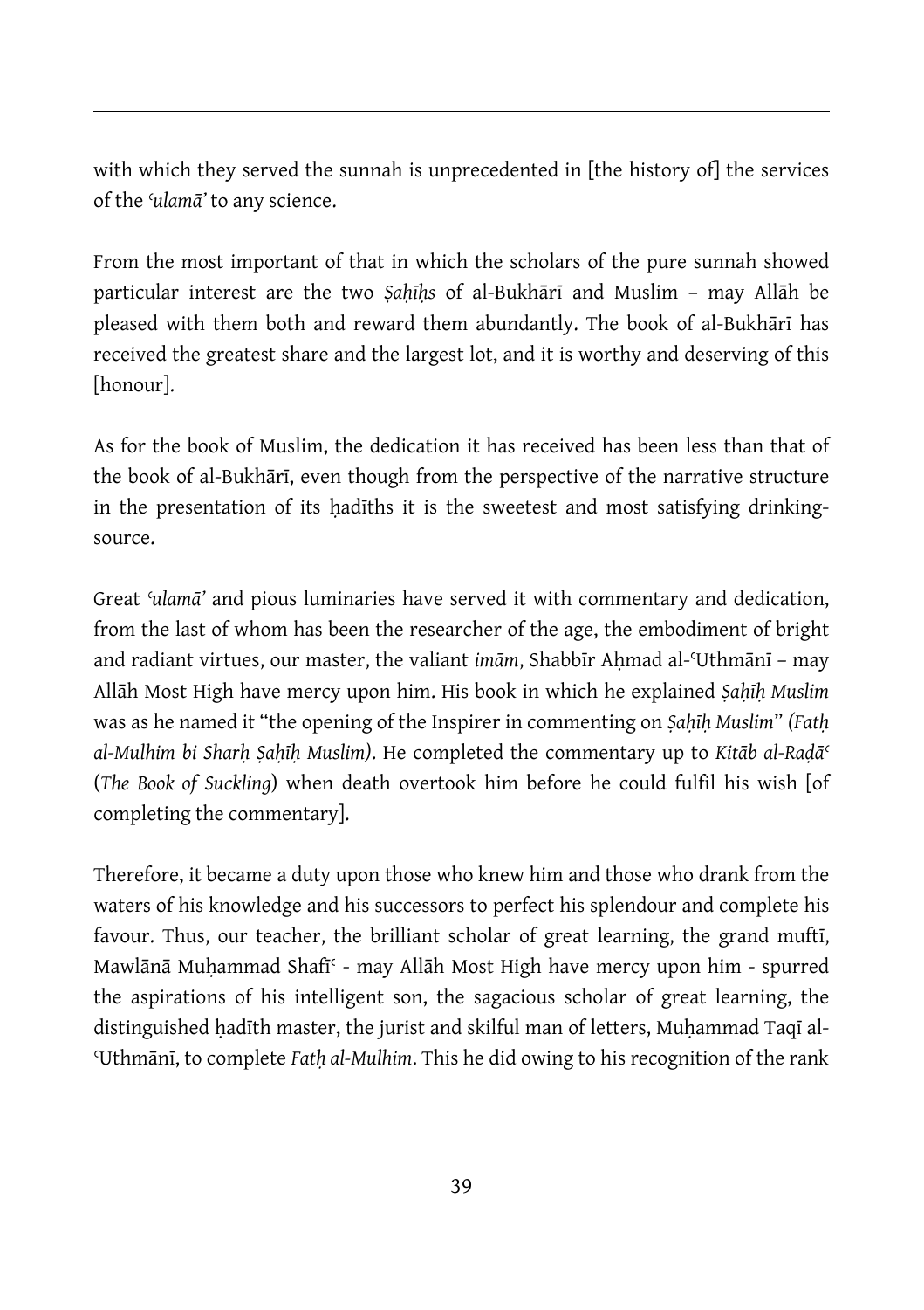with which they served the sunnah is unprecedented in [the history of] the services of the *ʿulamāʾ* to any science.

From the most important of that in which the scholars of the pure sunnah showed particular interest are the two *Ṣaḥīḥs* of al-Bukhārī and Muslim – may Allāh be pleased with them both and reward them abundantly. The book of al-Bukhārī has received the greatest share and the largest lot, and it is worthy and deserving of this [honour].

As for the book of Muslim, the dedication it has received has been less than that of the book of al-Bukhārī, even though from the perspective of the narrative structure in the presentation of its ḥadīths it is the sweetest and most satisfying drinking-source.

Great *ʿulamāʾ* and pious luminaries have served it with commentary and dedication, from the last of whom has been the researcher of the age, the embodiment of bright and radiant virtues, our master, the valiant *imām*, Shabbīr Aḥmad al-ʿUthmānī – may Allāh Most High have mercy upon him. His book in which he explained *Ṣaḥīḥ Muslim* was as he named it "the opening of the Inspirer in commenting on *Ṣaḥīḥ Muslim*" *(Fatḥ al-Mulhim bi Sharḥ Ṣaḥīḥ Muslim)*. He completed the commentary up to *Kitāb al-Raḍāʿ* (*The Book of Suckling*) when death overtook him before he could fulfil his wish [of completing the commentary].

Therefore, it became a duty upon those who knew him and those who drank from the waters of his knowledge and his successors to perfect his splendour and complete his favour. Thus, our teacher, the brilliant scholar of great learning, the grand muftī, Mawlānā Muḥammad Shafīʿ - may Allāh Most High have mercy upon him - spurred the aspirations of his intelligent son, the sagacious scholar of great learning, the distinguished ḥadīth master, the jurist and skilful man of letters, Muḥammad Taqī al-ʿUthmānī, to complete *Fatḥ al-Mulhim*. This he did owing to his recognition of the rank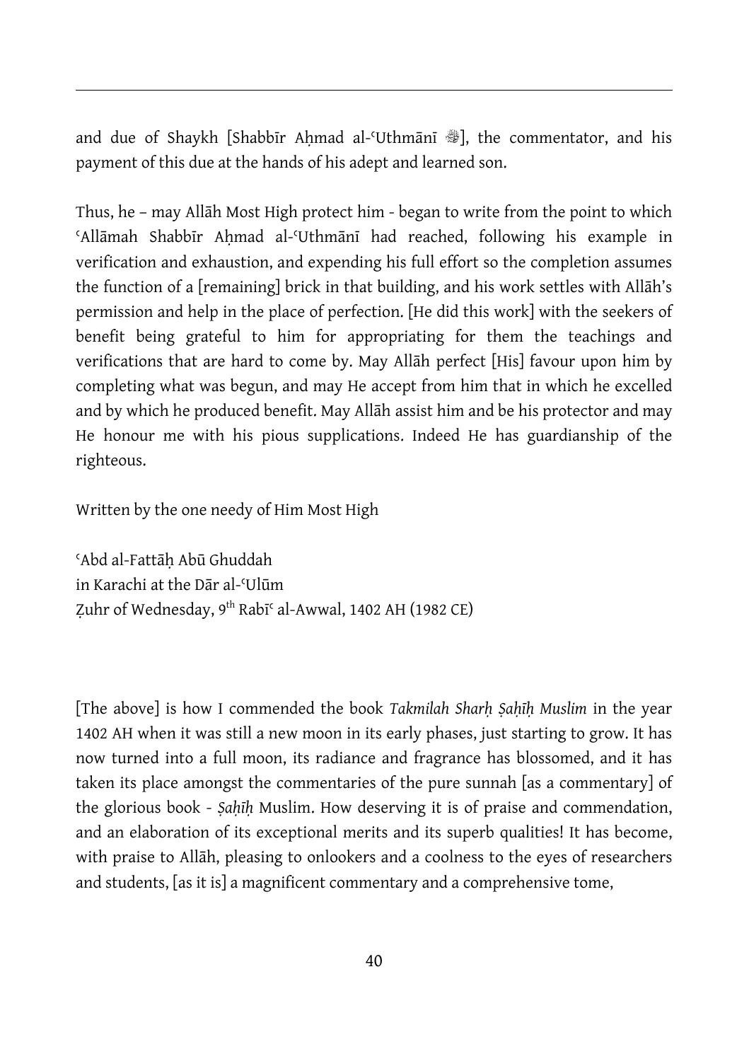and due of Shaykh [Shabbīr Aḥmad al-ʿUthmānī ﷺ], the commentator, and his payment of this due at the hands of his adept and learned son.

Thus, he – may Allāh Most High protect him - began to write from the point to which ʿAllāmah Shabbīr Aḥmad al-ʿUthmānī had reached, following his example in verification and exhaustion, and expending his full effort so the completion assumes the function of a [remaining] brick in that building, and his work settles with Allāh's permission and help in the place of perfection. [He did this work] with the seekers of benefit being grateful to him for appropriating for them the teachings and verifications that are hard to come by. May Allāh perfect [His] favour upon him by completing what was begun, and may He accept from him that in which he excelled and by which he produced benefit. May Allāh assist him and be his protector and may He honour me with his pious supplications. Indeed He has guardianship of the righteous.

Written by the one needy of Him Most High

ʿAbd al-Fattāḥ Abū Ghuddah
in Karachi at the Dār al-ʿUlūm
Ẓuhr of Wednesday, 9th Rabīʿ al-Awwal, 1402 AH (1982 CE)

[The above] is how I commended the book *Takmilah Sharḥ Ṣaḥīḥ Muslim* in the year 1402 AH when it was still a new moon in its early phases, just starting to grow. It has now turned into a full moon, its radiance and fragrance has blossomed, and it has taken its place amongst the commentaries of the pure sunnah [as a commentary] of the glorious book - *Ṣaḥīḥ* Muslim. How deserving it is of praise and commendation, and an elaboration of its exceptional merits and its superb qualities! It has become, with praise to Allāh, pleasing to onlookers and a coolness to the eyes of researchers and students, [as it is] a magnificent commentary and a comprehensive tome,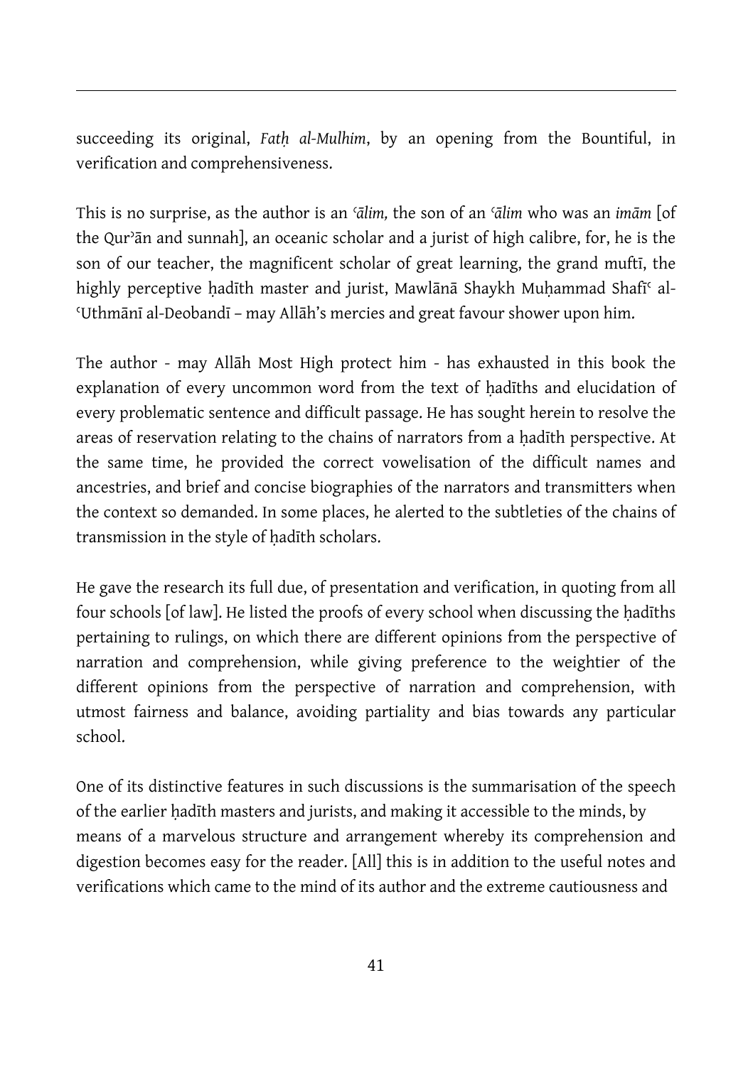succeeding its original, *Fatḥ al-Mulhim*, by an opening from the Bountiful, in verification and comprehensiveness.

This is no surprise, as the author is an *ʿālim,* the son of an *ʿālim* who was an *imām* [of the Qurʾān and sunnah], an oceanic scholar and a jurist of high calibre, for, he is the son of our teacher, the magnificent scholar of great learning, the grand muftī, the highly perceptive ḥadīth master and jurist, Mawlānā Shaykh Muḥammad Shafīʿ al-ʿUthmānī al-Deobandī – may Allāh's mercies and great favour shower upon him.

The author - may Allāh Most High protect him - has exhausted in this book the explanation of every uncommon word from the text of ḥadīths and elucidation of every problematic sentence and difficult passage. He has sought herein to resolve the areas of reservation relating to the chains of narrators from a ḥadīth perspective. At the same time, he provided the correct vowelisation of the difficult names and ancestries, and brief and concise biographies of the narrators and transmitters when the context so demanded. In some places, he alerted to the subtleties of the chains of transmission in the style of ḥadīth scholars.

He gave the research its full due, of presentation and verification, in quoting from all four schools [of law]. He listed the proofs of every school when discussing the ḥadīths pertaining to rulings, on which there are different opinions from the perspective of narration and comprehension, while giving preference to the weightier of the different opinions from the perspective of narration and comprehension, with utmost fairness and balance, avoiding partiality and bias towards any particular school.

One of its distinctive features in such discussions is the summarisation of the speech of the earlier ḥadīth masters and jurists, and making it accessible to the minds, by means of a marvelous structure and arrangement whereby its comprehension and digestion becomes easy for the reader. [All] this is in addition to the useful notes and verifications which came to the mind of its author and the extreme cautiousness and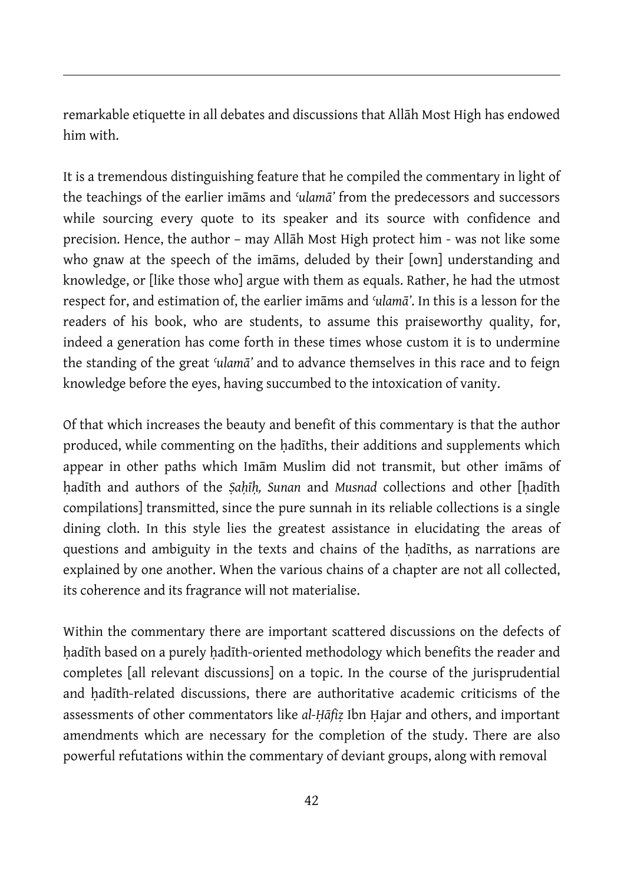remarkable etiquette in all debates and discussions that Allāh Most High has endowed him with.

It is a tremendous distinguishing feature that he compiled the commentary in light of the teachings of the earlier imāms and *'ulamā'* from the predecessors and successors while sourcing every quote to its speaker and its source with confidence and precision. Hence, the author – may Allāh Most High protect him - was not like some who gnaw at the speech of the imāms, deluded by their [own] understanding and knowledge, or [like those who] argue with them as equals. Rather, he had the utmost respect for, and estimation of, the earlier imāms and *'ulamā'*. In this is a lesson for the readers of his book, who are students, to assume this praiseworthy quality, for, indeed a generation has come forth in these times whose custom it is to undermine the standing of the great *'ulamā'* and to advance themselves in this race and to feign knowledge before the eyes, having succumbed to the intoxication of vanity.

Of that which increases the beauty and benefit of this commentary is that the author produced, while commenting on the ḥadīths, their additions and supplements which appear in other paths which Imām Muslim did not transmit, but other imāms of ḥadīth and authors of the *Ṣaḥīḥ, Sunan* and *Musnad* collections and other [ḥadīth compilations] transmitted, since the pure sunnah in its reliable collections is a single dining cloth. In this style lies the greatest assistance in elucidating the areas of questions and ambiguity in the texts and chains of the ḥadīths, as narrations are explained by one another. When the various chains of a chapter are not all collected, its coherence and its fragrance will not materialise.

Within the commentary there are important scattered discussions on the defects of ḥadīth based on a purely ḥadīth-oriented methodology which benefits the reader and completes [all relevant discussions] on a topic. In the course of the jurisprudential and ḥadīth-related discussions, there are authoritative academic criticisms of the assessments of other commentators like *al-Ḥāfiẓ* Ibn Ḥajar and others, and important amendments which are necessary for the completion of the study. There are also powerful refutations within the commentary of deviant groups, along with removal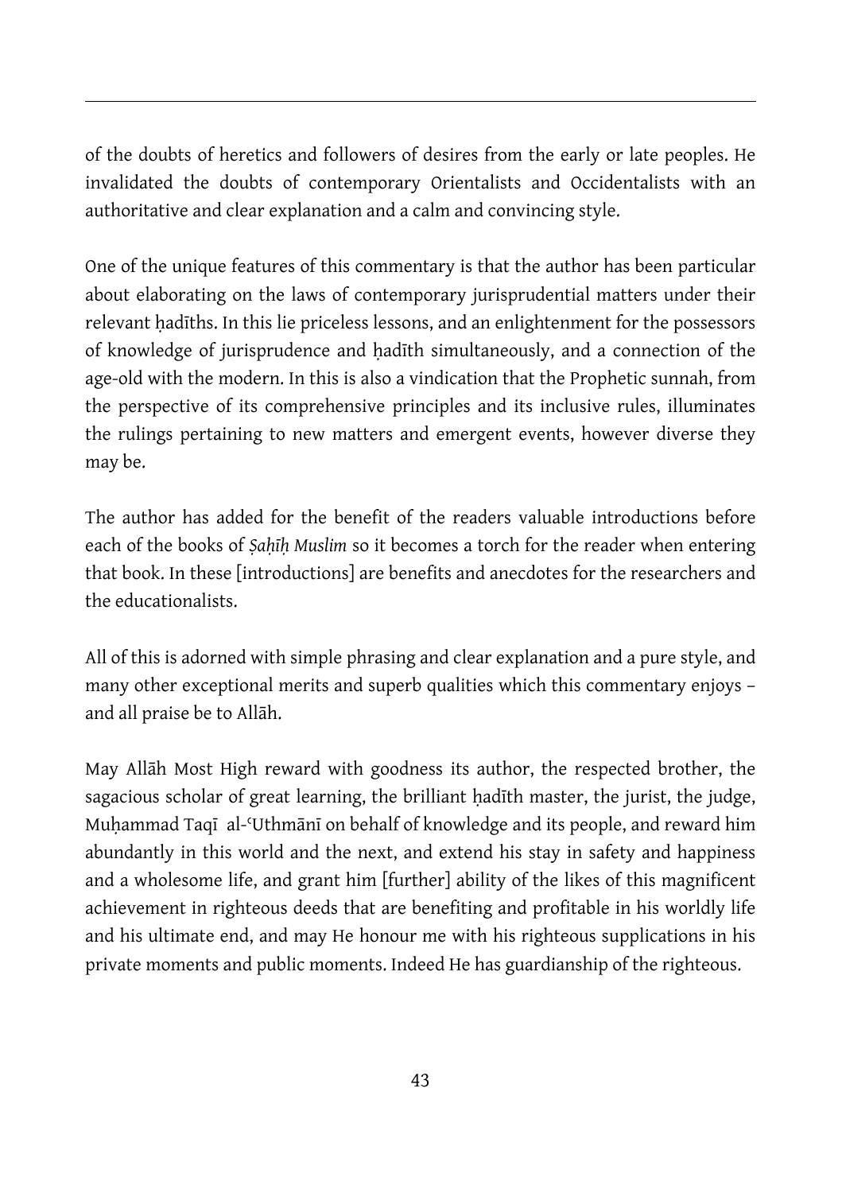of the doubts of heretics and followers of desires from the early or late peoples. He invalidated the doubts of contemporary Orientalists and Occidentalists with an authoritative and clear explanation and a calm and convincing style.

One of the unique features of this commentary is that the author has been particular about elaborating on the laws of contemporary jurisprudential matters under their relevant ḥadīths. In this lie priceless lessons, and an enlightenment for the possessors of knowledge of jurisprudence and ḥadīth simultaneously, and a connection of the age-old with the modern. In this is also a vindication that the Prophetic sunnah, from the perspective of its comprehensive principles and its inclusive rules, illuminates the rulings pertaining to new matters and emergent events, however diverse they may be.

The author has added for the benefit of the readers valuable introductions before each of the books of *Ṣaḥīḥ Muslim* so it becomes a torch for the reader when entering that book. In these [introductions] are benefits and anecdotes for the researchers and the educationalists.

All of this is adorned with simple phrasing and clear explanation and a pure style, and many other exceptional merits and superb qualities which this commentary enjoys – and all praise be to Allāh.

May Allāh Most High reward with goodness its author, the respected brother, the sagacious scholar of great learning, the brilliant ḥadīth master, the jurist, the judge, Muḥammad Taqī al-ʿUthmānī on behalf of knowledge and its people, and reward him abundantly in this world and the next, and extend his stay in safety and happiness and a wholesome life, and grant him [further] ability of the likes of this magnificent achievement in righteous deeds that are benefiting and profitable in his worldly life and his ultimate end, and may He honour me with his righteous supplications in his private moments and public moments. Indeed He has guardianship of the righteous.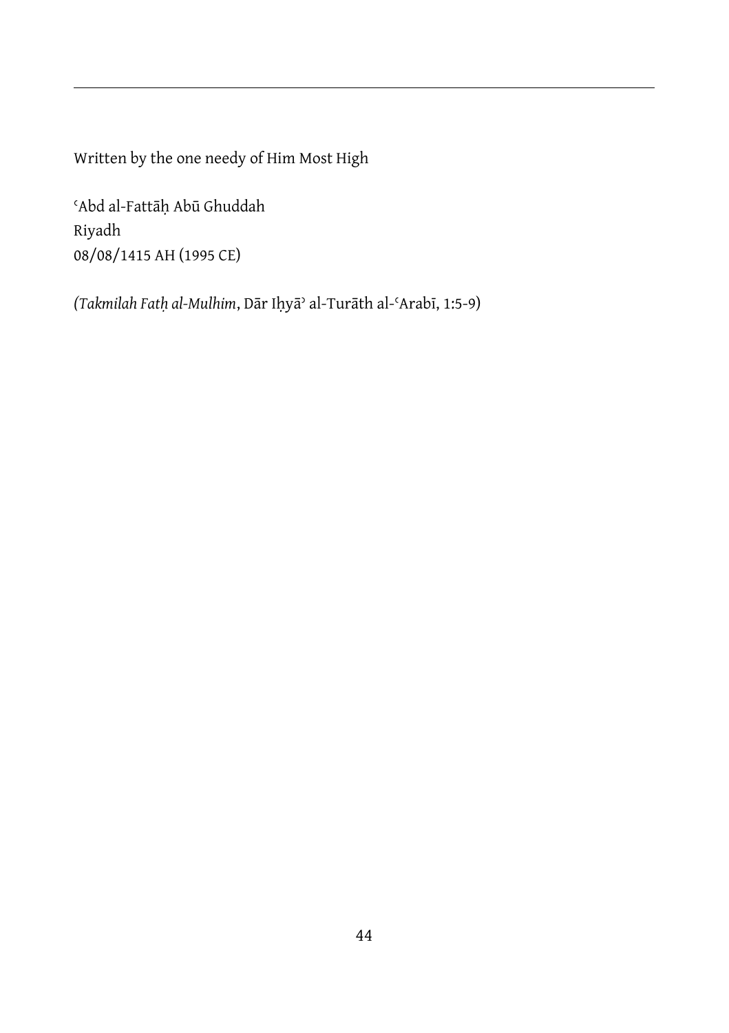---

Written by the one needy of Him Most High

ʿAbd al-Fattāḥ Abū Ghuddah  
Riyadh  
08/08/1415 AH (1995 CE)

*(Takmilah Fatḥ al-Mulhim*, Dār Iḥyāʾ al-Turāth al-ʿArabī, 1:5-9)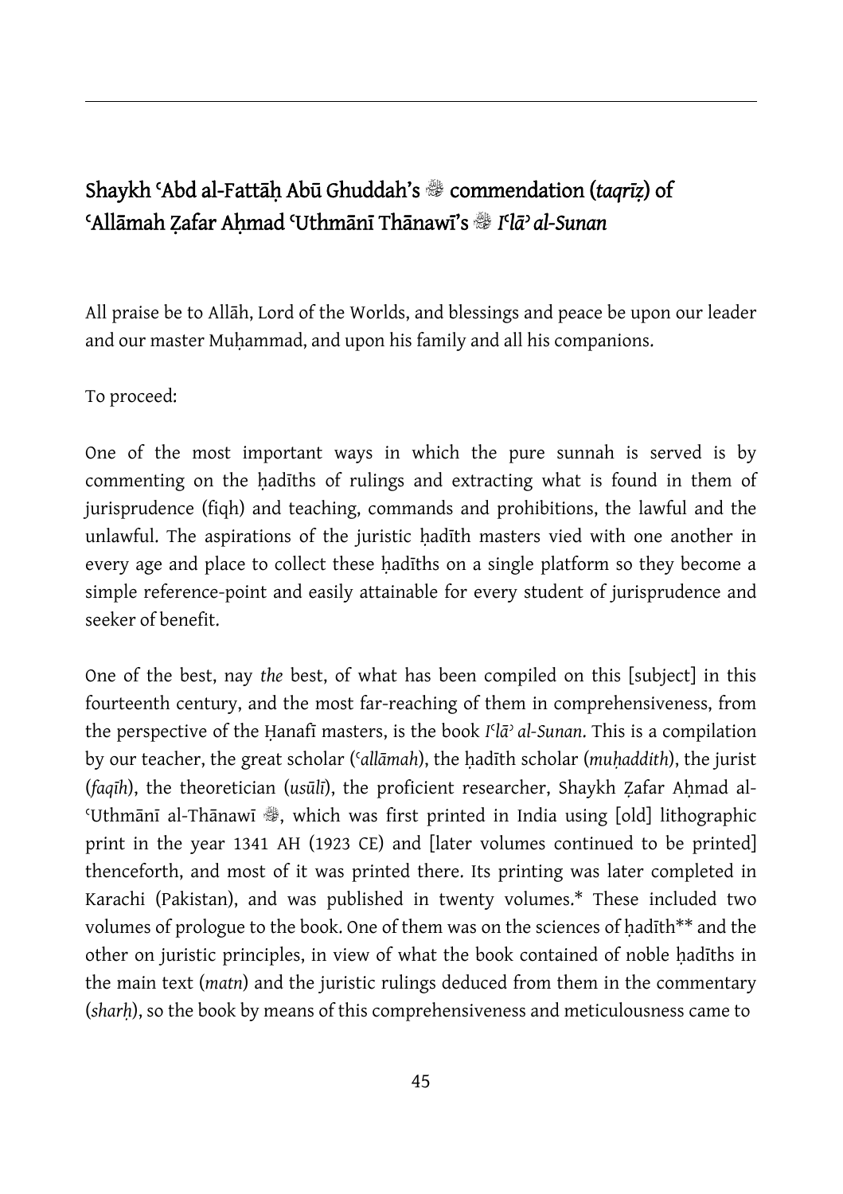## Shaykh ʿAbd al-Fattāḥ Abū Ghuddah's ﷺ commendation (*taqrīẓ*) of ʿAllāmah Ẓafar Aḥmad ʿUthmānī Thānawī's ﷺ *Iʿlāʾ al-Sunan*

All praise be to Allāh, Lord of the Worlds, and blessings and peace be upon our leader and our master Muḥammad, and upon his family and all his companions.

To proceed:

One of the most important ways in which the pure sunnah is served is by commenting on the ḥadīths of rulings and extracting what is found in them of jurisprudence (fiqh) and teaching, commands and prohibitions, the lawful and the unlawful. The aspirations of the juristic ḥadīth masters vied with one another in every age and place to collect these ḥadīths on a single platform so they become a simple reference-point and easily attainable for every student of jurisprudence and seeker of benefit.

One of the best, nay *the* best, of what has been compiled on this [subject] in this fourteenth century, and the most far-reaching of them in comprehensiveness, from the perspective of the Ḥanafī masters, is the book *Iʿlāʾ al-Sunan*. This is a compilation by our teacher, the great scholar (*ʿallāmah*), the ḥadīth scholar (*muḥaddith*), the jurist (*faqīh*), the theoretician (*usūlī*), the proficient researcher, Shaykh Ẓafar Aḥmad al-ʿUthmānī al-Thānawī ﷺ, which was first printed in India using [old] lithographic print in the year 1341 AH (1923 CE) and [later volumes continued to be printed] thenceforth, and most of it was printed there. Its printing was later completed in Karachi (Pakistan), and was published in twenty volumes.* These included two volumes of prologue to the book. One of them was on the sciences of ḥadīth** and the other on juristic principles, in view of what the book contained of noble ḥadīths in the main text (*matn*) and the juristic rulings deduced from them in the commentary (*sharḥ*), so the book by means of this comprehensiveness and meticulousness came to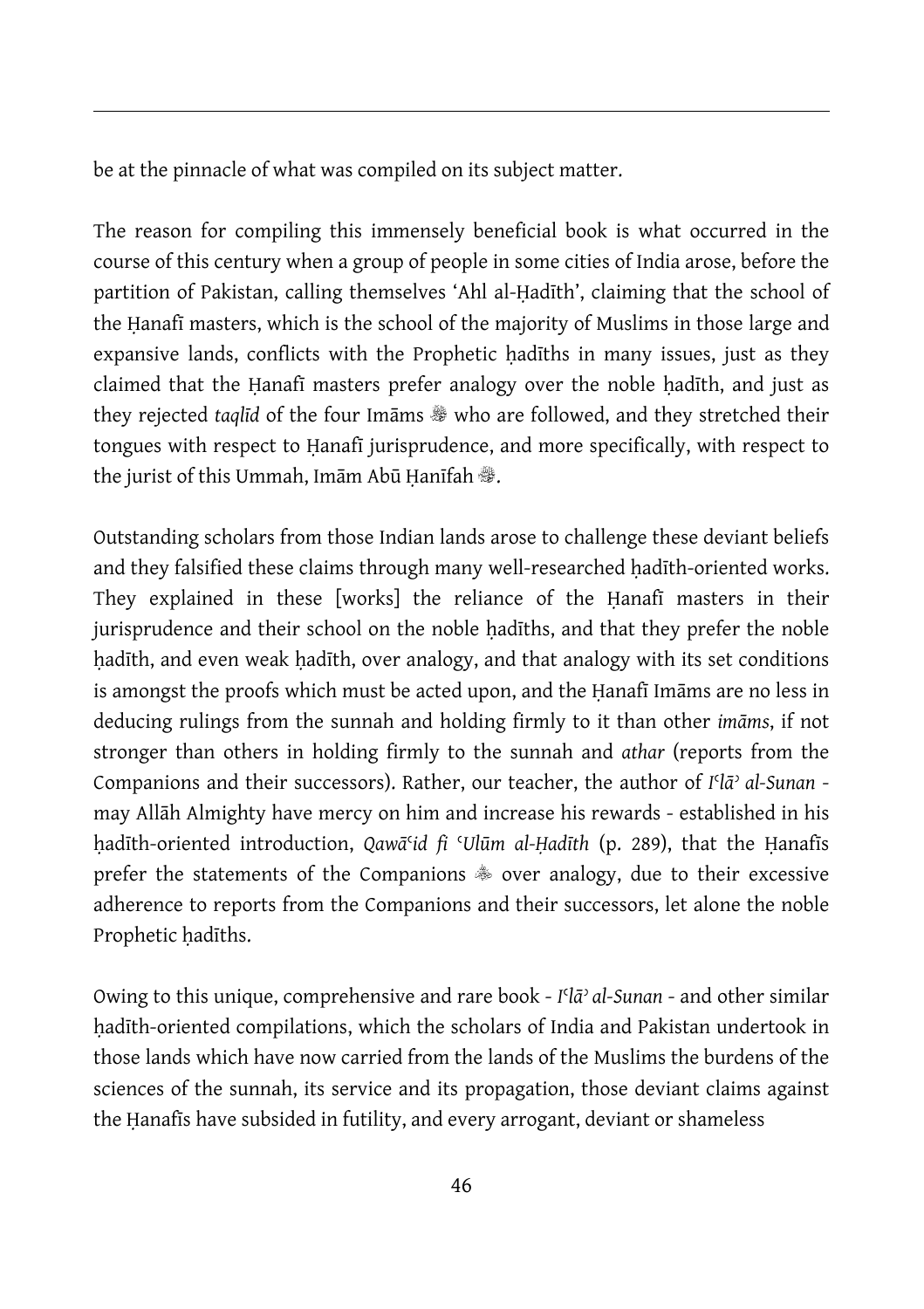be at the pinnacle of what was compiled on its subject matter.

The reason for compiling this immensely beneficial book is what occurred in the course of this century when a group of people in some cities of India arose, before the partition of Pakistan, calling themselves 'Ahl al-Ḥadīth', claiming that the school of the Ḥanafī masters, which is the school of the majority of Muslims in those large and expansive lands, conflicts with the Prophetic ḥadīths in many issues, just as they claimed that the Ḥanafī masters prefer analogy over the noble ḥadīth, and just as they rejected *taqlīd* of the four Imāms ﷺ who are followed, and they stretched their tongues with respect to Ḥanafī jurisprudence, and more specifically, with respect to the jurist of this Ummah, Imām Abū Ḥanīfah ﷺ.

Outstanding scholars from those Indian lands arose to challenge these deviant beliefs and they falsified these claims through many well-researched ḥadīth-oriented works. They explained in these [works] the reliance of the Ḥanafī masters in their jurisprudence and their school on the noble ḥadīths, and that they prefer the noble ḥadīth, and even weak ḥadīth, over analogy, and that analogy with its set conditions is amongst the proofs which must be acted upon, and the Ḥanafī Imāms are no less in deducing rulings from the sunnah and holding firmly to it than other *imāms*, if not stronger than others in holding firmly to the sunnah and *athar* (reports from the Companions and their successors). Rather, our teacher, the author of *Iʿlāʾ al-Sunan* - may Allāh Almighty have mercy on him and increase his rewards - established in his ḥadīth-oriented introduction, *Qawāʿid fi ʿUlūm al-Ḥadīth* (p. 289), that the Ḥanafīs prefer the statements of the Companions ﷺ over analogy, due to their excessive adherence to reports from the Companions and their successors, let alone the noble Prophetic ḥadīths.

Owing to this unique, comprehensive and rare book - *Iʿlāʾ al-Sunan* - and other similar ḥadīth-oriented compilations, which the scholars of India and Pakistan undertook in those lands which have now carried from the lands of the Muslims the burdens of the sciences of the sunnah, its service and its propagation, those deviant claims against the Ḥanafīs have subsided in futility, and every arrogant, deviant or shameless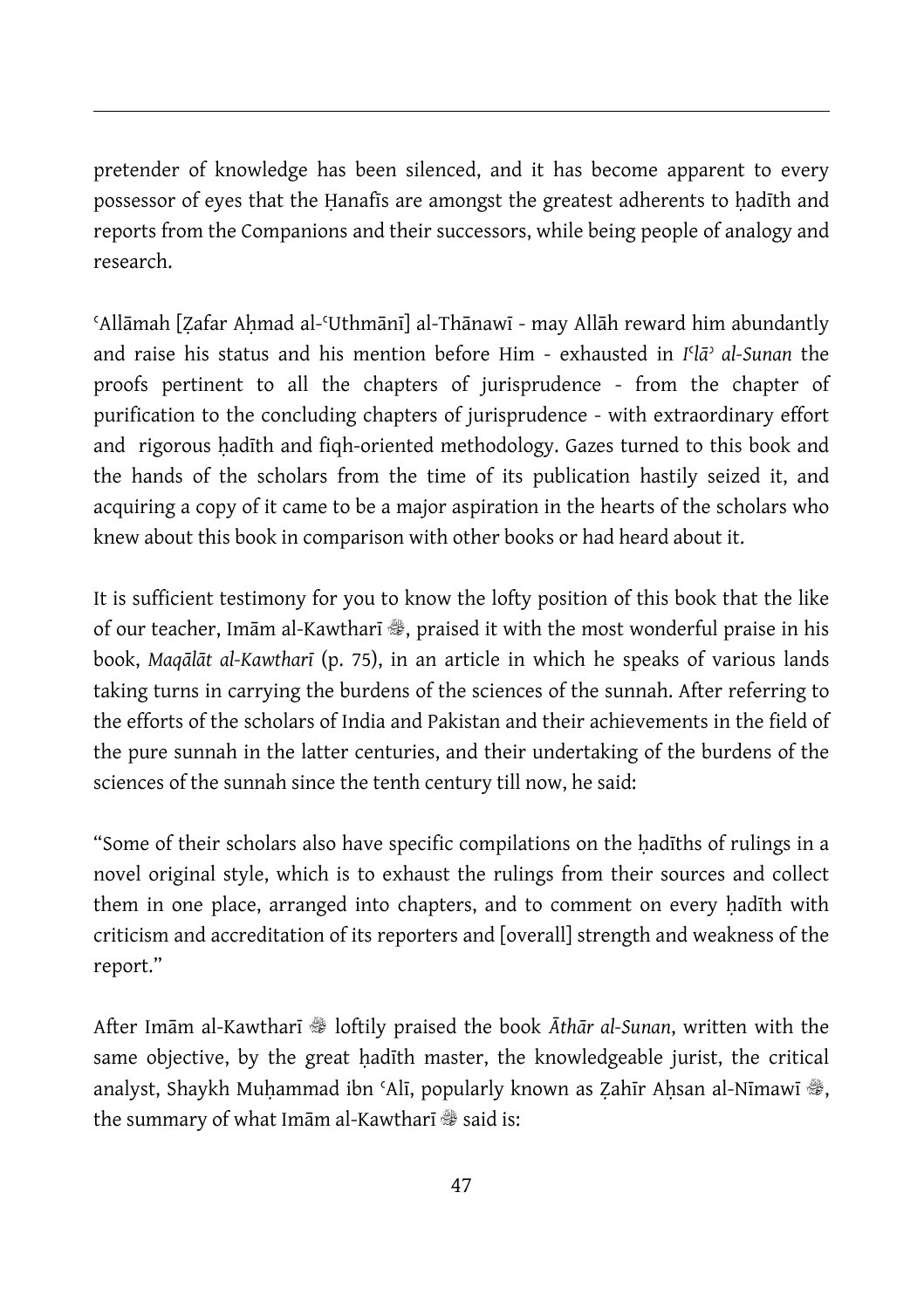pretender of knowledge has been silenced, and it has become apparent to every possessor of eyes that the Ḥanafīs are amongst the greatest adherents to ḥadīth and reports from the Companions and their successors, while being people of analogy and research.

ʿAllāmah [Ẓafar Aḥmad al-ʿUthmānī] al-Thānawī - may Allāh reward him abundantly and raise his status and his mention before Him - exhausted in *Iʿlāʾ al-Sunan* the proofs pertinent to all the chapters of jurisprudence - from the chapter of purification to the concluding chapters of jurisprudence - with extraordinary effort and rigorous ḥadīth and fiqh-oriented methodology. Gazes turned to this book and the hands of the scholars from the time of its publication hastily seized it, and acquiring a copy of it came to be a major aspiration in the hearts of the scholars who knew about this book in comparison with other books or had heard about it.

It is sufficient testimony for you to know the lofty position of this book that the like of our teacher, Imām al-Kawtharī ﷺ, praised it with the most wonderful praise in his book, *Maqālāt al-Kawtharī* (p. 75), in an article in which he speaks of various lands taking turns in carrying the burdens of the sciences of the sunnah. After referring to the efforts of the scholars of India and Pakistan and their achievements in the field of the pure sunnah in the latter centuries, and their undertaking of the burdens of the sciences of the sunnah since the tenth century till now, he said:

"Some of their scholars also have specific compilations on the ḥadīths of rulings in a novel original style, which is to exhaust the rulings from their sources and collect them in one place, arranged into chapters, and to comment on every ḥadīth with criticism and accreditation of its reporters and [overall] strength and weakness of the report."

After Imām al-Kawtharī ﷺ loftily praised the book *Āthār al-Sunan*, written with the same objective, by the great ḥadīth master, the knowledgeable jurist, the critical analyst, Shaykh Muḥammad ibn ʿAlī, popularly known as Ẓahīr Aḥsan al-Nīmawī ﷺ, the summary of what Imām al-Kawtharī ﷺ said is: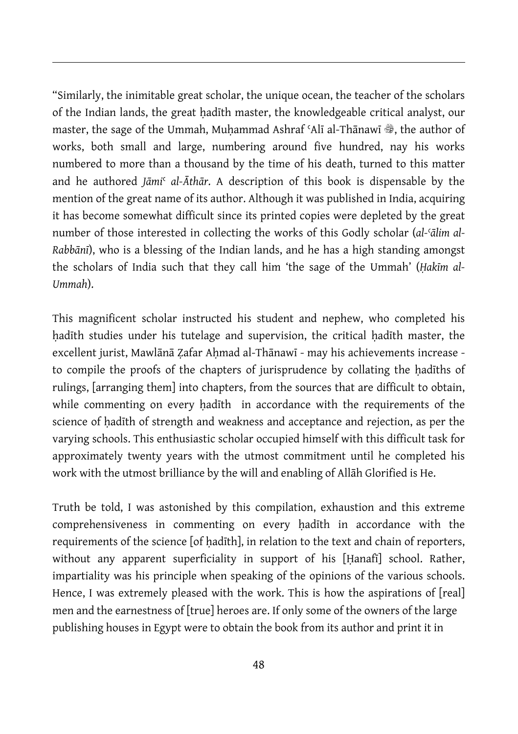"Similarly, the inimitable great scholar, the unique ocean, the teacher of the scholars of the Indian lands, the great ḥadīth master, the knowledgeable critical analyst, our master, the sage of the Ummah, Muḥammad Ashraf ʿAlī al-Thānawī ﷺ, the author of works, both small and large, numbering around five hundred, nay his works numbered to more than a thousand by the time of his death, turned to this matter and he authored *Jāmiʿ al-Āthār*. A description of this book is dispensable by the mention of the great name of its author. Although it was published in India, acquiring it has become somewhat difficult since its printed copies were depleted by the great number of those interested in collecting the works of this Godly scholar (*al-ʿālim al-Rabbānī*), who is a blessing of the Indian lands, and he has a high standing amongst the scholars of India such that they call him 'the sage of the Ummah' (*Ḥakīm al-Ummah*).

This magnificent scholar instructed his student and nephew, who completed his ḥadīth studies under his tutelage and supervision, the critical ḥadīth master, the excellent jurist, Mawlānā Ẓafar Aḥmad al-Thānawī - may his achievements increase - to compile the proofs of the chapters of jurisprudence by collating the ḥadīths of rulings, [arranging them] into chapters, from the sources that are difficult to obtain, while commenting on every ḥadīth in accordance with the requirements of the science of ḥadīth of strength and weakness and acceptance and rejection, as per the varying schools. This enthusiastic scholar occupied himself with this difficult task for approximately twenty years with the utmost commitment until he completed his work with the utmost brilliance by the will and enabling of Allāh Glorified is He.

Truth be told, I was astonished by this compilation, exhaustion and this extreme comprehensiveness in commenting on every ḥadīth in accordance with the requirements of the science [of ḥadīth], in relation to the text and chain of reporters, without any apparent superficiality in support of his [Ḥanafī] school. Rather, impartiality was his principle when speaking of the opinions of the various schools. Hence, I was extremely pleased with the work. This is how the aspirations of [real] men and the earnestness of [true] heroes are. If only some of the owners of the large publishing houses in Egypt were to obtain the book from its author and print it in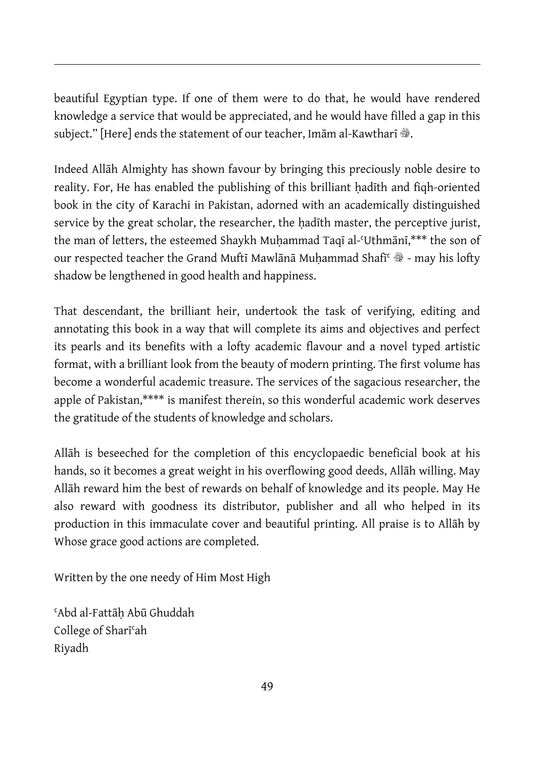beautiful Egyptian type. If one of them were to do that, he would have rendered knowledge a service that would be appreciated, and he would have filled a gap in this subject." [Here] ends the statement of our teacher, Imām al-Kawtharī ﵀.

Indeed Allāh Almighty has shown favour by bringing this preciously noble desire to reality. For, He has enabled the publishing of this brilliant ḥadīth and fiqh-oriented book in the city of Karachi in Pakistan, adorned with an academically distinguished service by the great scholar, the researcher, the ḥadīth master, the perceptive jurist, the man of letters, the esteemed Shaykh Muḥammad Taqī al-ʿUthmānī,*** the son of our respected teacher the Grand Muftī Mawlānā Muḥammad Shafīʿ ﵀ - may his lofty shadow be lengthened in good health and happiness.

That descendant, the brilliant heir, undertook the task of verifying, editing and annotating this book in a way that will complete its aims and objectives and perfect its pearls and its benefits with a lofty academic flavour and a novel typed artistic format, with a brilliant look from the beauty of modern printing. The first volume has become a wonderful academic treasure. The services of the sagacious researcher, the apple of Pakistan,**** is manifest therein, so this wonderful academic work deserves the gratitude of the students of knowledge and scholars.

Allāh is beseeched for the completion of this encyclopaedic beneficial book at his hands, so it becomes a great weight in his overflowing good deeds, Allāh willing. May Allāh reward him the best of rewards on behalf of knowledge and its people. May He also reward with goodness its distributor, publisher and all who helped in its production in this immaculate cover and beautiful printing. All praise is to Allāh by Whose grace good actions are completed.

Written by the one needy of Him Most High

ʿAbd al-Fattāḥ Abū Ghuddah
College of Sharīʿah
Riyadh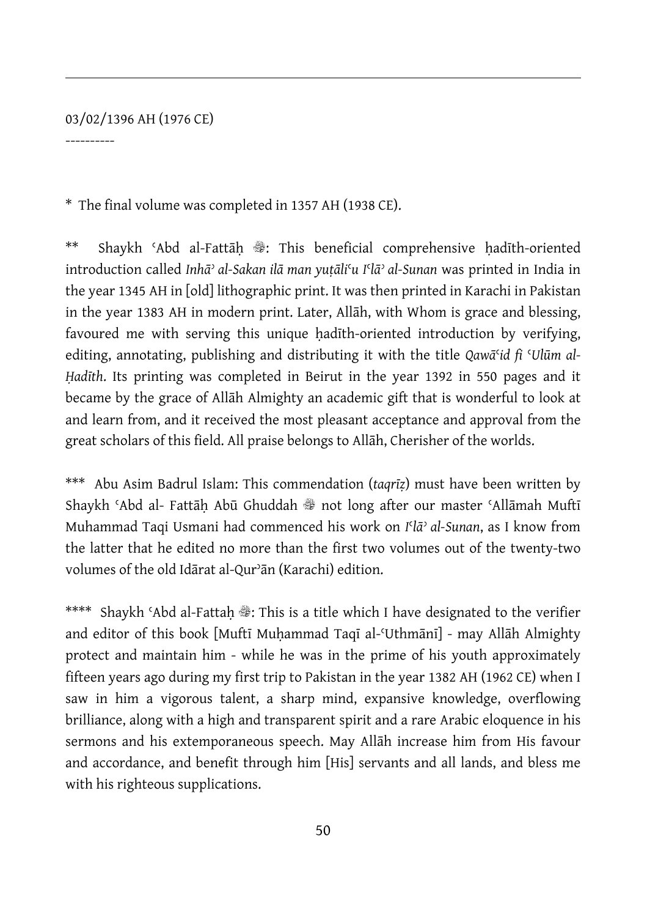03/02/1396 AH (1976 CE)

----------

\* The final volume was completed in 1357 AH (1938 CE).

\*\* Shaykh ʿAbd al-Fattāḥ ﷺ: This beneficial comprehensive ḥadīth-oriented introduction called *Inhāʾ al-Sakan ilā man yuṭāliʿu Iʿlāʾ al-Sunan* was printed in India in the year 1345 AH in [old] lithographic print. It was then printed in Karachi in Pakistan in the year 1383 AH in modern print. Later, Allāh, with Whom is grace and blessing, favoured me with serving this unique ḥadīth-oriented introduction by verifying, editing, annotating, publishing and distributing it with the title *Qawāʿid fi ʿUlūm al-Ḥadīth*. Its printing was completed in Beirut in the year 1392 in 550 pages and it became by the grace of Allāh Almighty an academic gift that is wonderful to look at and learn from, and it received the most pleasant acceptance and approval from the great scholars of this field. All praise belongs to Allāh, Cherisher of the worlds.

\*\*\* Abu Asim Badrul Islam: This commendation (*taqrīẓ*) must have been written by Shaykh ʿAbd al- Fattāḥ Abū Ghuddah ﷺ not long after our master ʿAllāmah Muftī Muhammad Taqi Usmani had commenced his work on *Iʿlāʾ al-Sunan*, as I know from the latter that he edited no more than the first two volumes out of the twenty-two volumes of the old Idārat al-Qurʾān (Karachi) edition.

\*\*\*\* Shaykh ʿAbd al-Fattaḥ ﷺ: This is a title which I have designated to the verifier and editor of this book [Muftī Muḥammad Taqī al-ʿUthmānī] - may Allāh Almighty protect and maintain him - while he was in the prime of his youth approximately fifteen years ago during my first trip to Pakistan in the year 1382 AH (1962 CE) when I saw in him a vigorous talent, a sharp mind, expansive knowledge, overflowing brilliance, along with a high and transparent spirit and a rare Arabic eloquence in his sermons and his extemporaneous speech. May Allāh increase him from His favour and accordance, and benefit through him [His] servants and all lands, and bless me with his righteous supplications.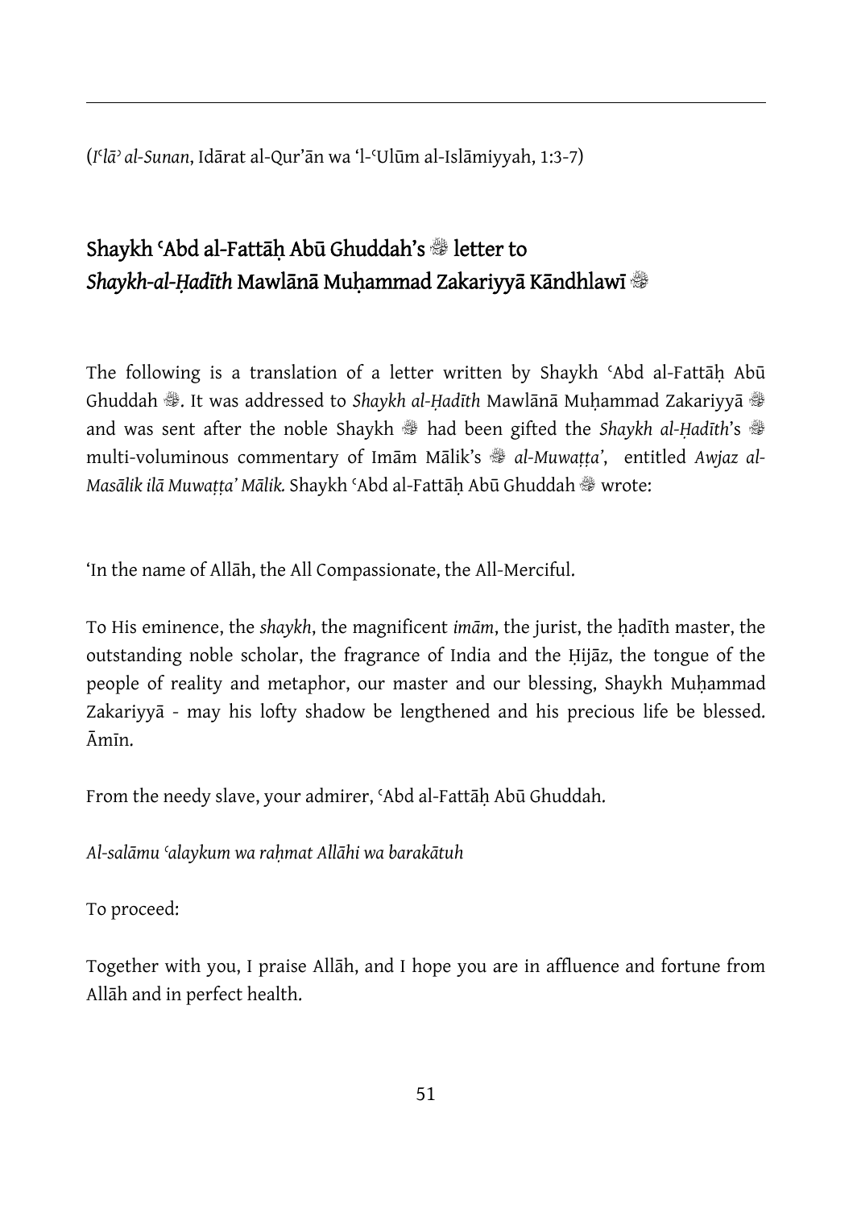(*Iʿlāʾ al-Sunan*, Idārat al-Qur'ān wa 'l-ʿUlūm al-Islāmiyyah, 1:3-7)

## Shaykh ʿAbd al-Fattāḥ Abū Ghuddah's ﷺ letter to *Shaykh-al-Ḥadīth* Mawlānā Muḥammad Zakariyyā Kāndhlawī ﷺ

The following is a translation of a letter written by Shaykh ʿAbd al-Fattāḥ Abū Ghuddah ﷺ. It was addressed to *Shaykh al-Ḥadīth* Mawlānā Muḥammad Zakariyyā ﷺ and was sent after the noble Shaykh ﷺ had been gifted the *Shaykh al-Ḥadīth*'s ﷺ multi-voluminous commentary of Imām Mālik's ﷺ *al-Muwaṭṭa'*, entitled *Awjaz al-Masālik ilā Muwaṭṭa' Mālik.* Shaykh ʿAbd al-Fattāḥ Abū Ghuddah ﷺ wrote:

'In the name of Allāh, the All Compassionate, the All-Merciful.

To His eminence, the *shaykh*, the magnificent *imām*, the jurist, the ḥadīth master, the outstanding noble scholar, the fragrance of India and the Ḥijāz, the tongue of the people of reality and metaphor, our master and our blessing, Shaykh Muḥammad Zakariyyā - may his lofty shadow be lengthened and his precious life be blessed. Āmīn.

From the needy slave, your admirer, ʿAbd al-Fattāḥ Abū Ghuddah.

*Al-salāmu ʿalaykum wa raḥmat Allāhi wa barakātuh*

To proceed:

Together with you, I praise Allāh, and I hope you are in affluence and fortune from Allāh and in perfect health.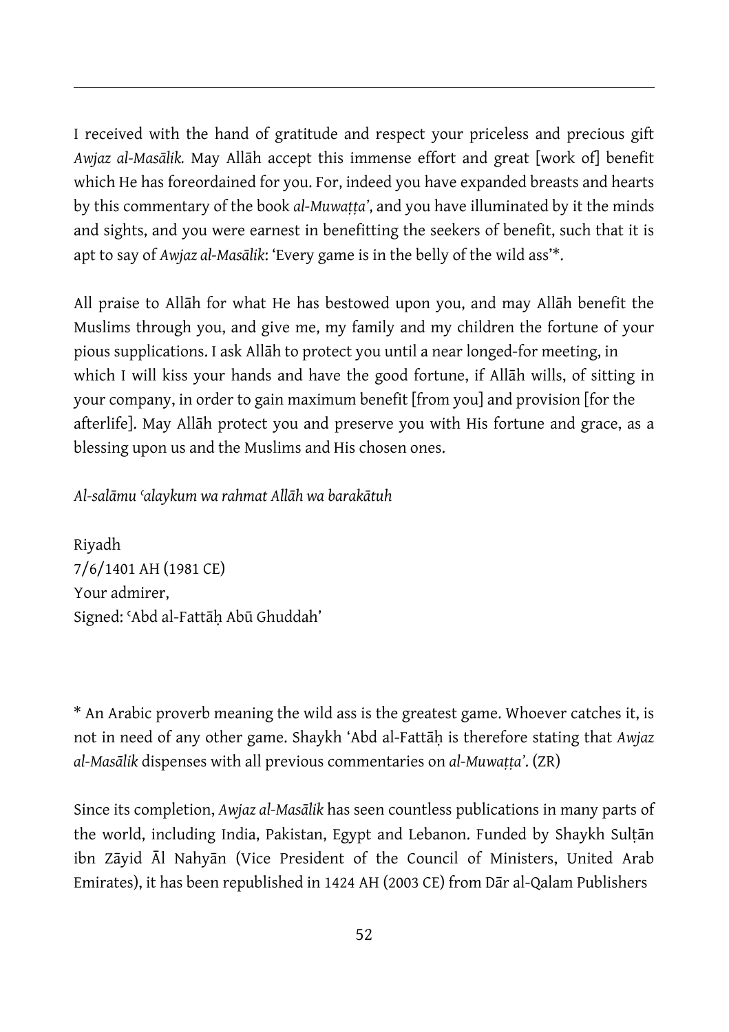I received with the hand of gratitude and respect your priceless and precious gift *Awjaz al-Masālik.* May Allāh accept this immense effort and great [work of] benefit which He has foreordained for you. For, indeed you have expanded breasts and hearts by this commentary of the book *al-Muwaṭṭa'*, and you have illuminated by it the minds and sights, and you were earnest in benefitting the seekers of benefit, such that it is apt to say of *Awjaz al-Masālik*: 'Every game is in the belly of the wild ass'*.

All praise to Allāh for what He has bestowed upon you, and may Allāh benefit the Muslims through you, and give me, my family and my children the fortune of your pious supplications. I ask Allāh to protect you until a near longed-for meeting, in which I will kiss your hands and have the good fortune, if Allāh wills, of sitting in your company, in order to gain maximum benefit [from you] and provision [for the afterlife]. May Allāh protect you and preserve you with His fortune and grace, as a blessing upon us and the Muslims and His chosen ones.

*Al-salāmu ʿalaykum wa rahmat Allāh wa barakātuh*

Riyadh
7/6/1401 AH (1981 CE)
Your admirer,
Signed: ʿAbd al-Fattāḥ Abū Ghuddah'

* An Arabic proverb meaning the wild ass is the greatest game. Whoever catches it, is not in need of any other game. Shaykh 'Abd al-Fattāḥ is therefore stating that *Awjaz al-Masālik* dispenses with all previous commentaries on *al-Muwaṭṭa'*. (ZR)

Since its completion, *Awjaz al-Masālik* has seen countless publications in many parts of the world, including India, Pakistan, Egypt and Lebanon. Funded by Shaykh Sulṭān ibn Zāyid Āl Nahyān (Vice President of the Council of Ministers, United Arab Emirates), it has been republished in 1424 AH (2003 CE) from Dār al-Qalam Publishers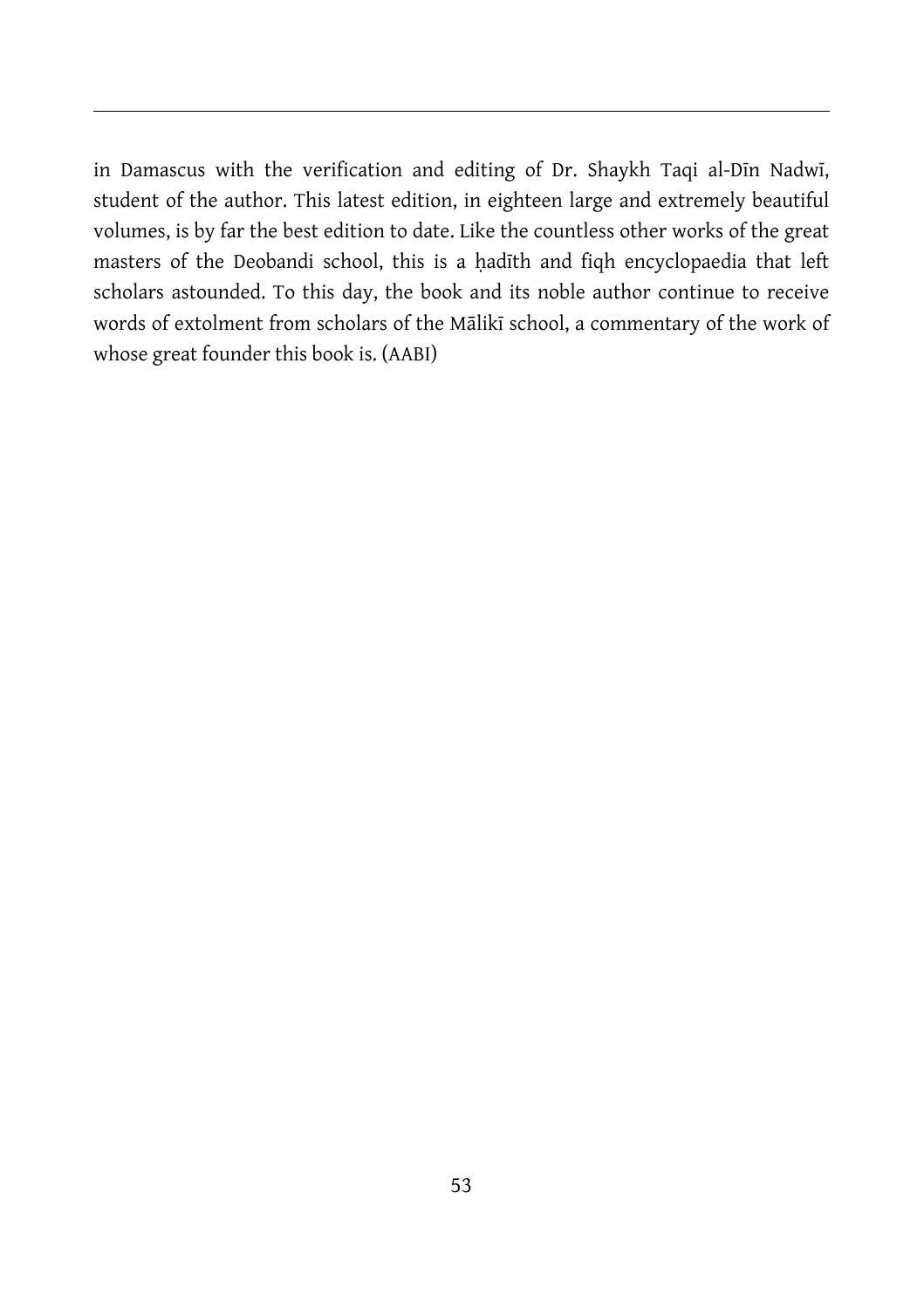in Damascus with the verification and editing of Dr. Shaykh Taqi al-Dīn Nadwī, student of the author. This latest edition, in eighteen large and extremely beautiful volumes, is by far the best edition to date. Like the countless other works of the great masters of the Deobandi school, this is a ḥadīth and fiqh encyclopaedia that left scholars astounded. To this day, the book and its noble author continue to receive words of extolment from scholars of the Mālikī school, a commentary of the work of whose great founder this book is. (AABI)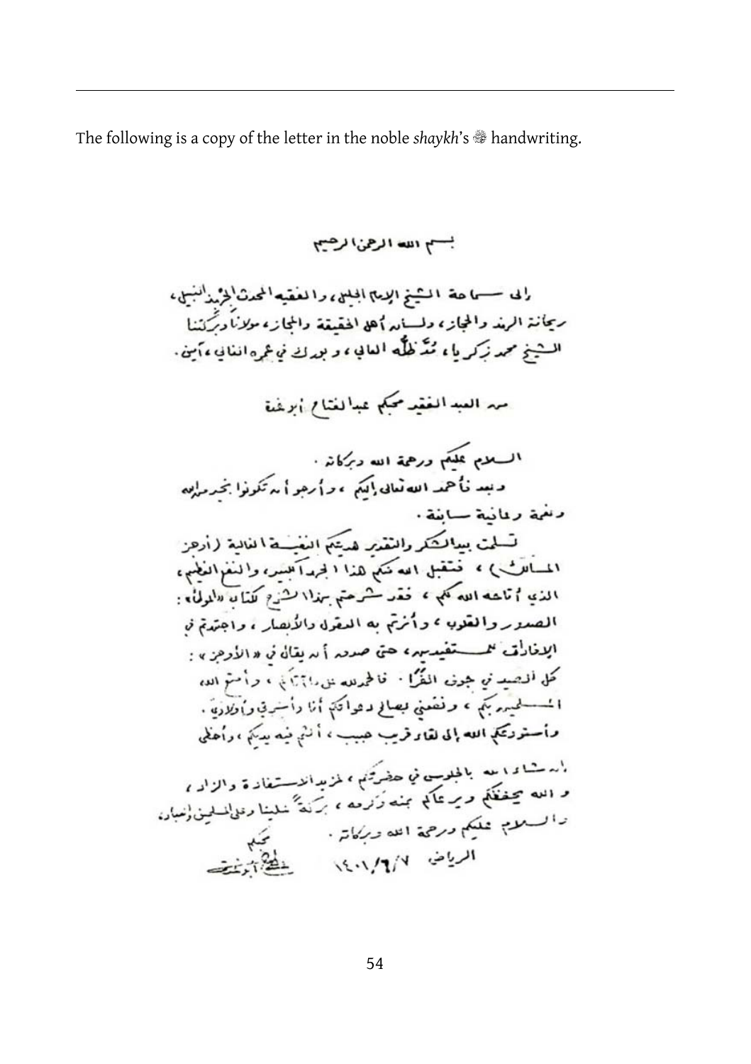The following is a copy of the letter in the noble *shaykh*'s ﷺ handwriting.

بسم الله الرحمن الرحيم

إلى سماحة الشيخ الإمام الجليل، والفقيه المحدث الحُجة النبيل، ريحانة الهند والحجاز، ولسان أهل الحقيقة والمجاز، مولانا وبركتنا الشيخ محمد زكريا، مَدَّ ظِلَّه العالي، وبورك في عمره الغالي، آمين.

من العبد الفقير محبكم عبدالفتاح أبو غدة

السلام عليكم ورحمة الله وبركاته.

وبعد فأحمد الله تعالى إليكم، وأرجو أن تكونوا بخير متواصل ونعمة ربانية سابغة.

تسلمت بيد الشكر والتقدير هديتكم النفيسة الغالية (أوجز المسالك)، فتقبل الله منكم هذا الجهد الكبير، والنفع العظيم، الذي أتاحه الله لكم، فقد شرحتم بهذا الشرح لكتاب «الموطأ»: الصدور والقلوب، وأثرتم به العقول والأبصار، واجتهدتم في الإغداق لمستفيديه، حتى صدق أن يقال في «الأوجز»: كل الصيد في جوف الفرا. فالحمد لله على ذلكم، وأمتع الله المسلمين بكم، ونفعني بصالح دعواتكم أنا وأسرتي وأولادي. وأستودعكم الله إلى لقاء قريب حبيب، ألثم فيه يديكم، وأحظى إن شاء الله بالجلوس في حضرتكم، لمزيد الاستفادة والزاد، والله يحفظكم ويمتعكم بمنه وكرمه، بركة علينا وعلى المسلمين أجمعين.

والسلام عليكم ورحمة الله وبركاته.

الرياض ١٤٠١/٦/٧

محبكم
عبدالفتاح أبو غدة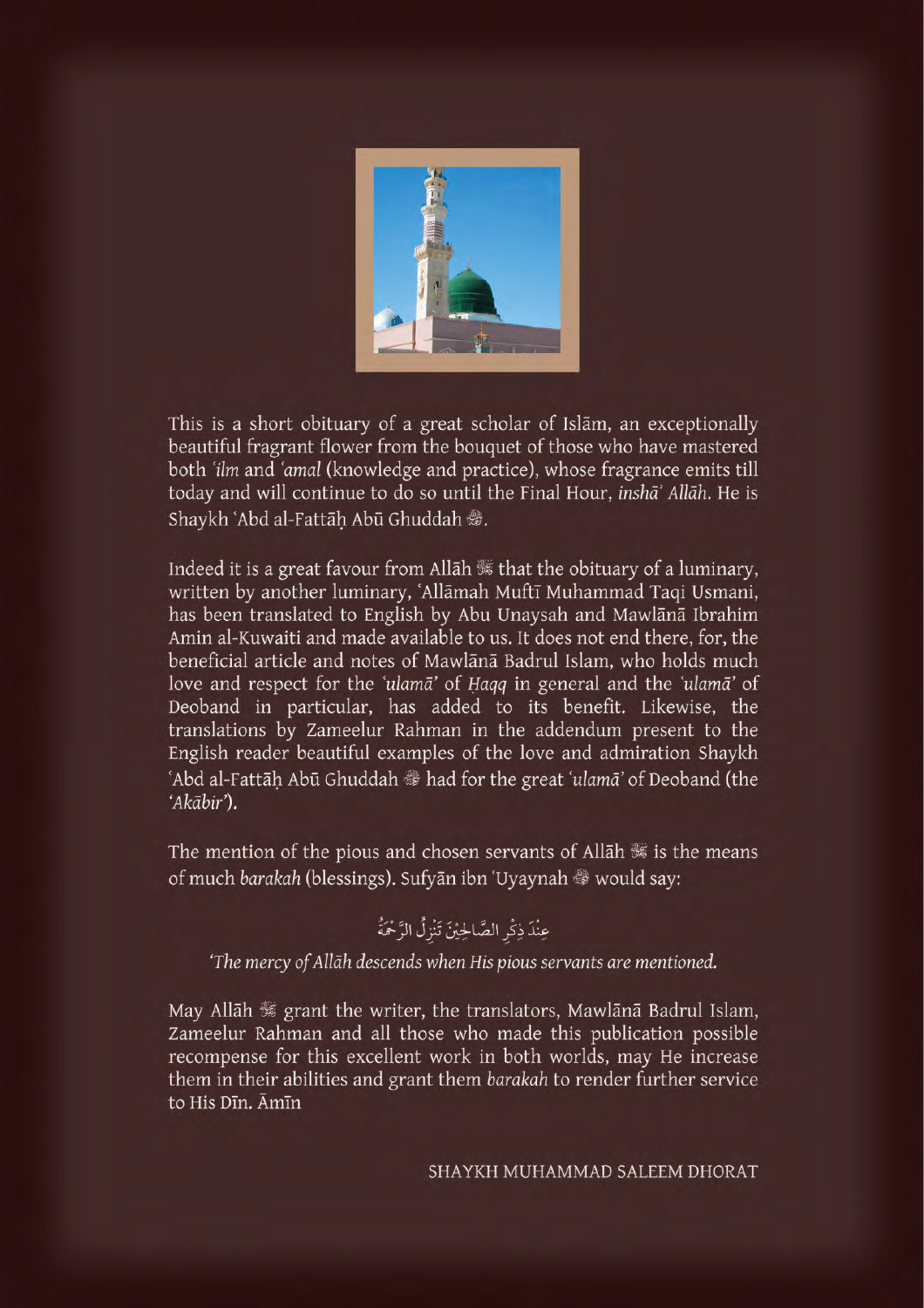This is a short obituary of a great scholar of Islām, an exceptionally beautiful fragrant flower from the bouquet of those who have mastered both *ʿilm* and *ʿamal* (knowledge and practice), whose fragrance emits till today and will continue to do so until the Final Hour, *inshā' Allāh*. He is Shaykh ʿAbd al-Fattāḥ Abū Ghuddah ﵀.

Indeed it is a great favour from Allāh ﷻ that the obituary of a luminary, written by another luminary, ʿAllāmah Muftī Muhammad Taqi Usmani, has been translated to English by Abu Unaysah and Mawlānā Ibrahim Amin al-Kuwaiti and made available to us. It does not end there, for, the beneficial article and notes of Mawlānā Badrul Islam, who holds much love and respect for the *'ulamā'* of *Ḥaqq* in general and the *'ulamā'* of Deoband in particular, has added to its benefit. Likewise, the translations by Zameelur Rahman in the addendum present to the English reader beautiful examples of the love and admiration Shaykh ʿAbd al-Fattāḥ Abū Ghuddah ﵀ had for the great *'ulamā'* of Deoband (the *'Akābir'*).

The mention of the pious and chosen servants of Allāh ﷻ is the means of much *barakah* (blessings). Sufyān ibn ʿUyaynah ﵀ would say:

عِنْدَ ذِكْرِ الصَّالِحِيْنَ تَنْزِلُ الرَّحْمَةُ

*'The mercy of Allāh descends when His pious servants are mentioned.*

May Allāh ﷻ grant the writer, the translators, Mawlānā Badrul Islam, Zameelur Rahman and all those who made this publication possible recompense for this excellent work in both worlds, may He increase them in their abilities and grant them *barakah* to render further service to His Dīn. Āmīn

SHAYKH MUHAMMAD SALEEM DHORAT